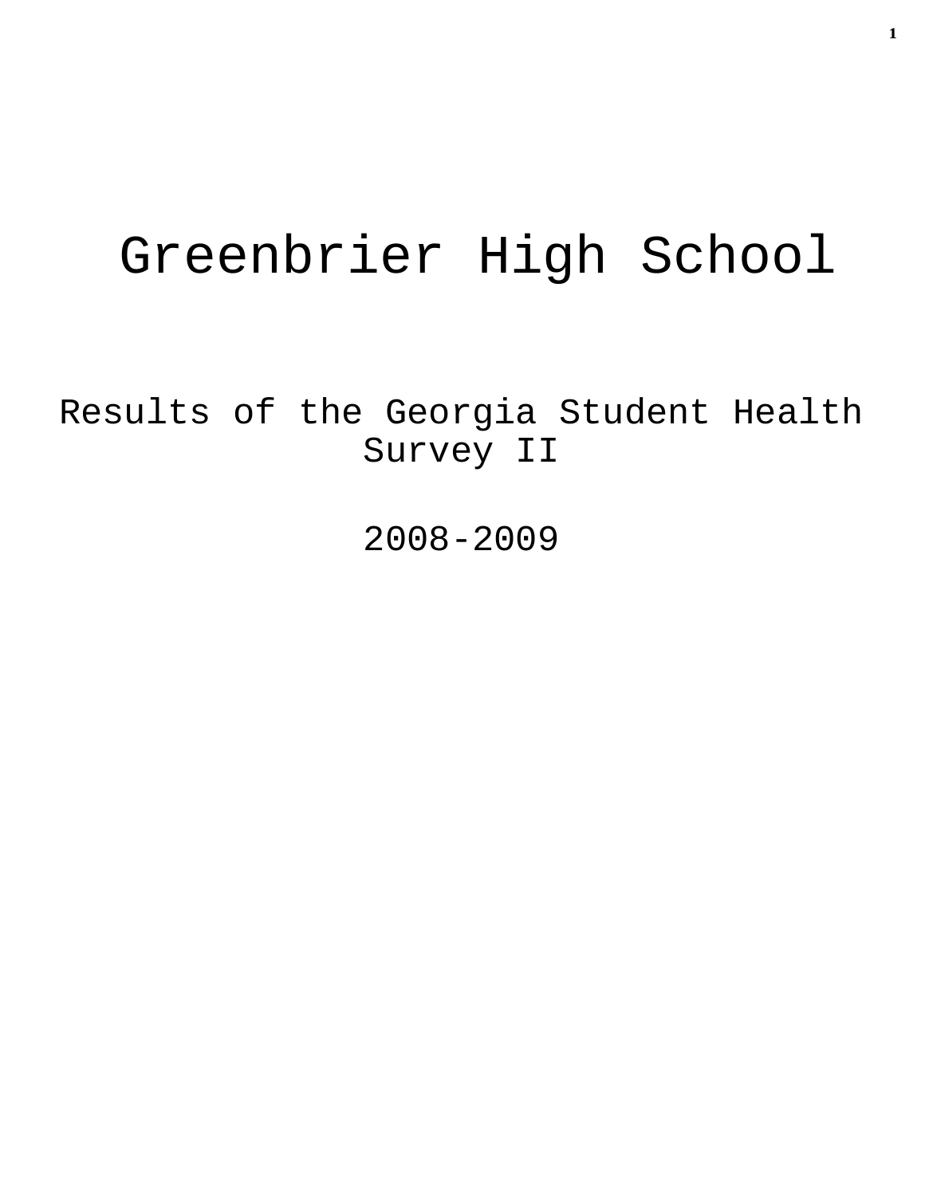# Greenbrier High School

Results of the Georgia Student Health Survey II

2008-2009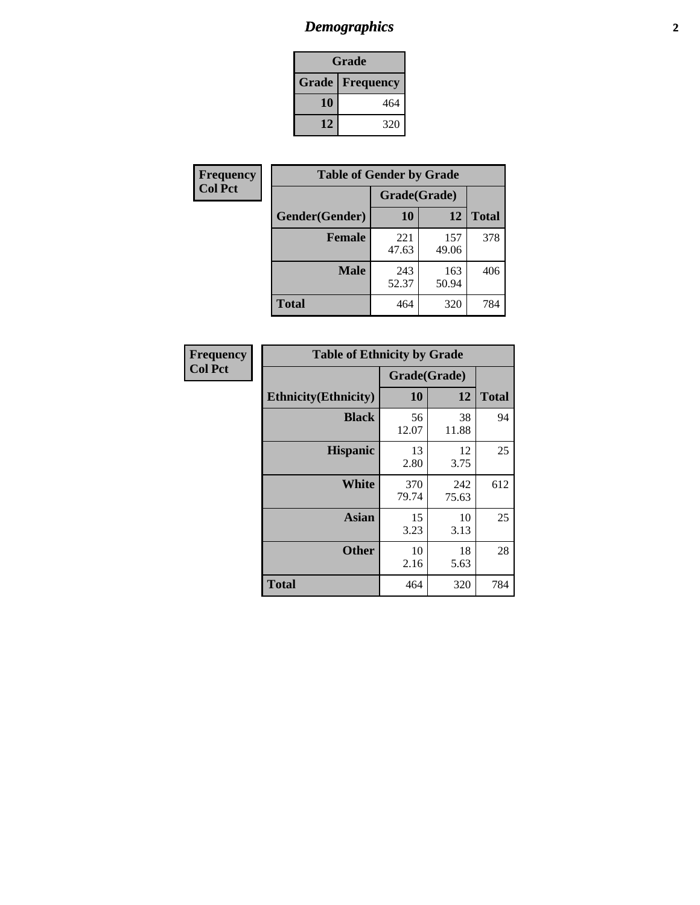# Demographics

| Grade | |
|---|---|
| **Grade** | **Frequency** |
| **10** | 464 |
| **12** | 320 |

**Frequency**
**Col Pct**

| Table of Gender by Grade | | | |
|---|---|---|---|
| | Grade(Grade) | | |
| **Gender(Gender)** | **10** | **12** | **Total** |
| **Female** | 221<br>47.63 | 157<br>49.06 | 378 |
| **Male** | 243<br>52.37 | 163<br>50.94 | 406 |
| **Total** | 464 | 320 | 784 |

**Frequency**
**Col Pct**

| Table of Ethnicity by Grade | | | |
|---|---|---|---|
| | Grade(Grade) | | |
| **Ethnicity(Ethnicity)** | **10** | **12** | **Total** |
| **Black** | 56<br>12.07 | 38<br>11.88 | 94 |
| **Hispanic** | 13<br>2.80 | 12<br>3.75 | 25 |
| **White** | 370<br>79.74 | 242<br>75.63 | 612 |
| **Asian** | 15<br>3.23 | 10<br>3.13 | 25 |
| **Other** | 10<br>2.16 | 18<br>5.63 | 28 |
| **Total** | 464 | 320 | 784 |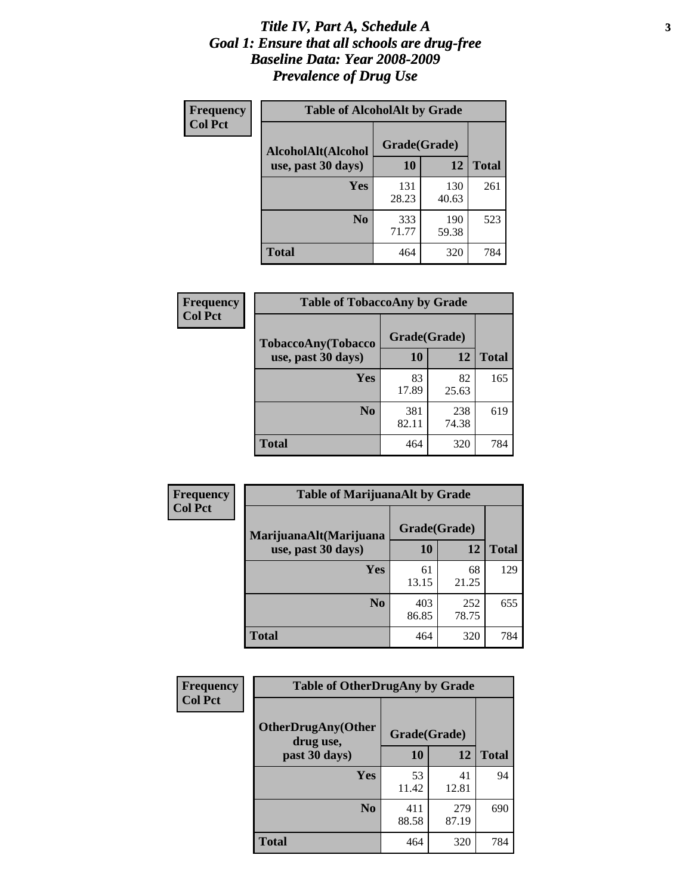# *Title IV, Part A, Schedule A*
# *Goal 1: Ensure that all schools are drug-free*
# *Baseline Data: Year 2008-2009*
# *Prevalence of Drug Use*

**Frequency**
**Col Pct**

**Table of AlcoholAlt by Grade**

| AlcoholAlt(Alcohol use, past 30 days) | Grade(Grade) | | |
|---|---|---|---|
| | 10 | 12 | Total |
| Yes | 131<br>28.23 | 130<br>40.63 | 261 |
| No | 333<br>71.77 | 190<br>59.38 | 523 |
| Total | 464 | 320 | 784 |

**Frequency**
**Col Pct**

**Table of TobaccoAny by Grade**

| TobaccoAny(Tobacco use, past 30 days) | Grade(Grade) | | |
|---|---|---|---|
| | 10 | 12 | Total |
| Yes | 83<br>17.89 | 82<br>25.63 | 165 |
| No | 381<br>82.11 | 238<br>74.38 | 619 |
| Total | 464 | 320 | 784 |

**Frequency**
**Col Pct**

**Table of MarijuanaAlt by Grade**

| MarijuanaAlt(Marijuana use, past 30 days) | Grade(Grade) | | |
|---|---|---|---|
| | 10 | 12 | Total |
| Yes | 61<br>13.15 | 68<br>21.25 | 129 |
| No | 403<br>86.85 | 252<br>78.75 | 655 |
| Total | 464 | 320 | 784 |

**Frequency**
**Col Pct**

**Table of OtherDrugAny by Grade**

| OtherDrugAny(Other drug use, past 30 days) | Grade(Grade) | | |
|---|---|---|---|
| | 10 | 12 | Total |
| Yes | 53<br>11.42 | 41<br>12.81 | 94 |
| No | 411<br>88.58 | 279<br>87.19 | 690 |
| Total | 464 | 320 | 784 |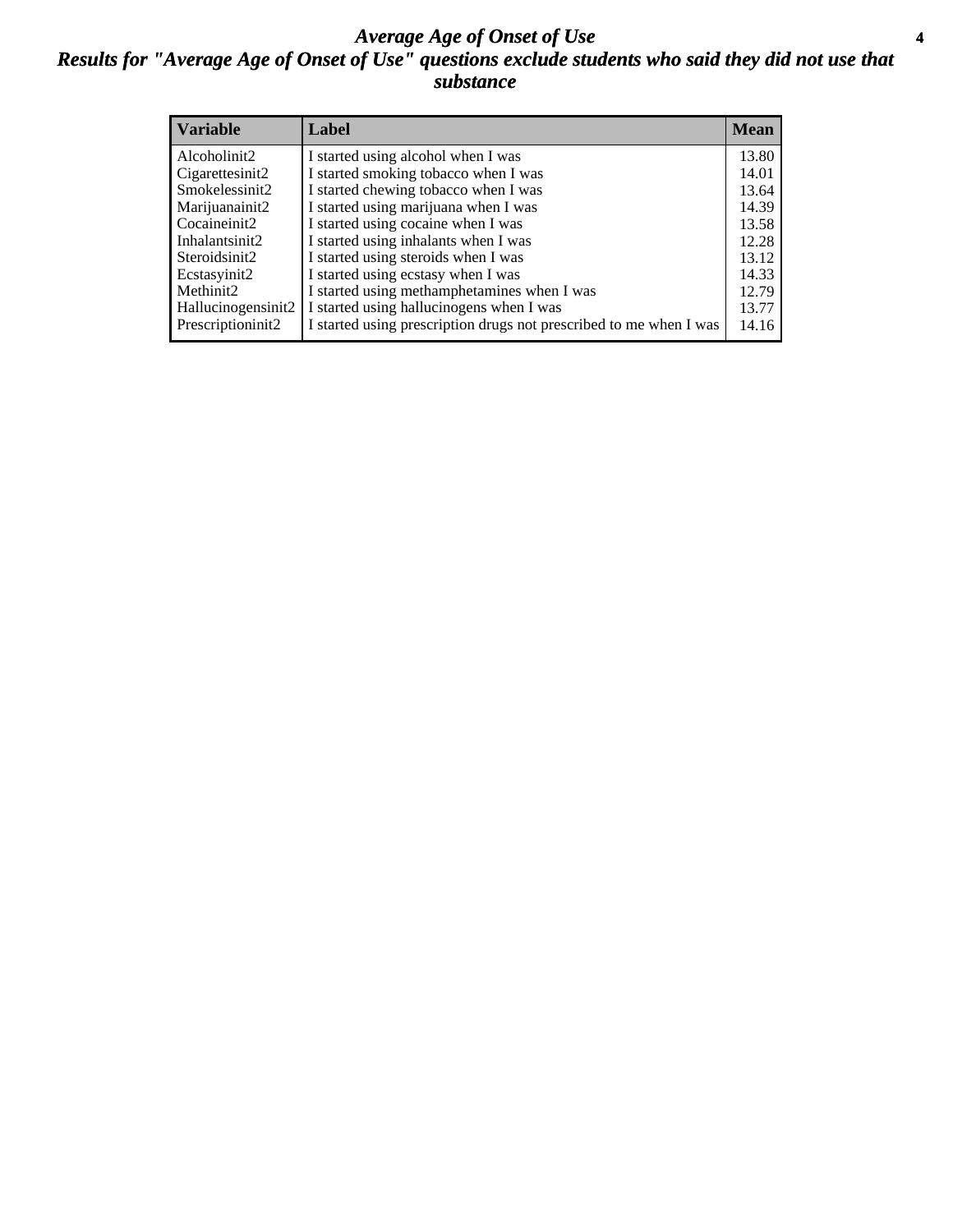# *Average Age of Onset of Use*

## *Results for "Average Age of Onset of Use" questions exclude students who said they did not use that substance*

| Variable | Label | Mean |
|---|---|---|
| Alcoholinit2 | I started using alcohol when I was | 13.80 |
| Cigarettesinit2 | I started smoking tobacco when I was | 14.01 |
| Smokelessinit2 | I started chewing tobacco when I was | 13.64 |
| Marijuanainit2 | I started using marijuana when I was | 14.39 |
| Cocaineinit2 | I started using cocaine when I was | 13.58 |
| Inhalantsinit2 | I started using inhalants when I was | 12.28 |
| Steroidsinit2 | I started using steroids when I was | 13.12 |
| Ecstasyinit2 | I started using ecstasy when I was | 14.33 |
| Methinit2 | I started using methamphetamines when I was | 12.79 |
| Hallucinogensinit2 | I started using hallucinogens when I was | 13.77 |
| Prescriptioninit2 | I started using prescription drugs not prescribed to me when I was | 14.16 |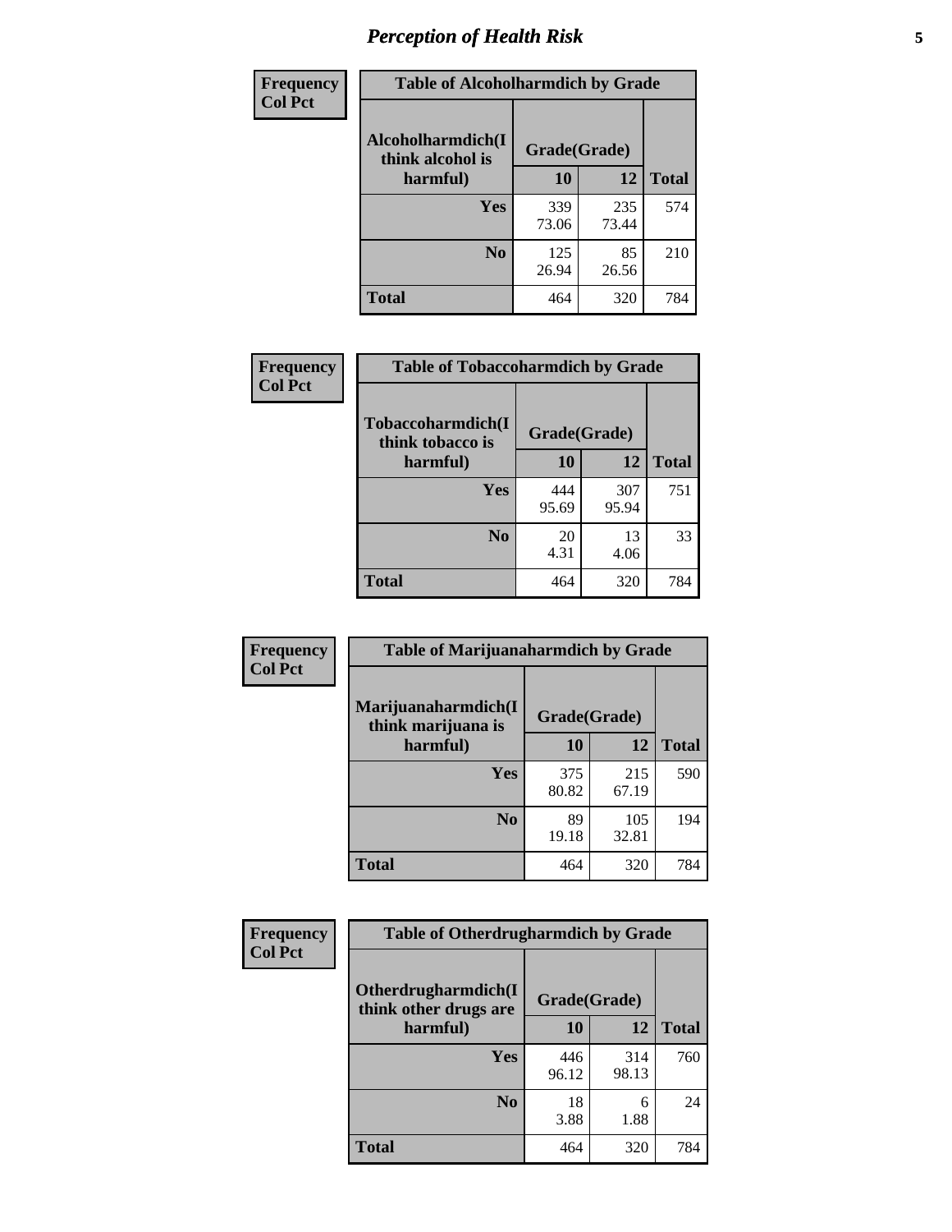# *Perception of Health Risk*

| Frequency<br>Col Pct | | | |
|---|---|---|---|
| **Table of Alcoholharmdich by Grade** | | | |
| **Alcoholharmdich(I think alcohol is harmful)** | **Grade(Grade)** | | |
| | **10** | **12** | **Total** |
| **Yes** | 339<br>73.06 | 235<br>73.44 | 574 |
| **No** | 125<br>26.94 | 85<br>26.56 | 210 |
| **Total** | 464 | 320 | 784 |

| Frequency<br>Col Pct | | | |
|---|---|---|---|
| **Table of Tobaccoharmdich by Grade** | | | |
| **Tobaccoharmdich(I think tobacco is harmful)** | **Grade(Grade)** | | |
| | **10** | **12** | **Total** |
| **Yes** | 444<br>95.69 | 307<br>95.94 | 751 |
| **No** | 20<br>4.31 | 13<br>4.06 | 33 |
| **Total** | 464 | 320 | 784 |

| Frequency<br>Col Pct | | | |
|---|---|---|---|
| **Table of Marijuanaharmdich by Grade** | | | |
| **Marijuanaharmdich(I think marijuana is harmful)** | **Grade(Grade)** | | |
| | **10** | **12** | **Total** |
| **Yes** | 375<br>80.82 | 215<br>67.19 | 590 |
| **No** | 89<br>19.18 | 105<br>32.81 | 194 |
| **Total** | 464 | 320 | 784 |

| Frequency<br>Col Pct | | | |
|---|---|---|---|
| **Table of Otherdrugharmdich by Grade** | | | |
| **Otherdrugharmdich(I think other drugs are harmful)** | **Grade(Grade)** | | |
| | **10** | **12** | **Total** |
| **Yes** | 446<br>96.12 | 314<br>98.13 | 760 |
| **No** | 18<br>3.88 | 6<br>1.88 | 24 |
| **Total** | 464 | 320 | 784 |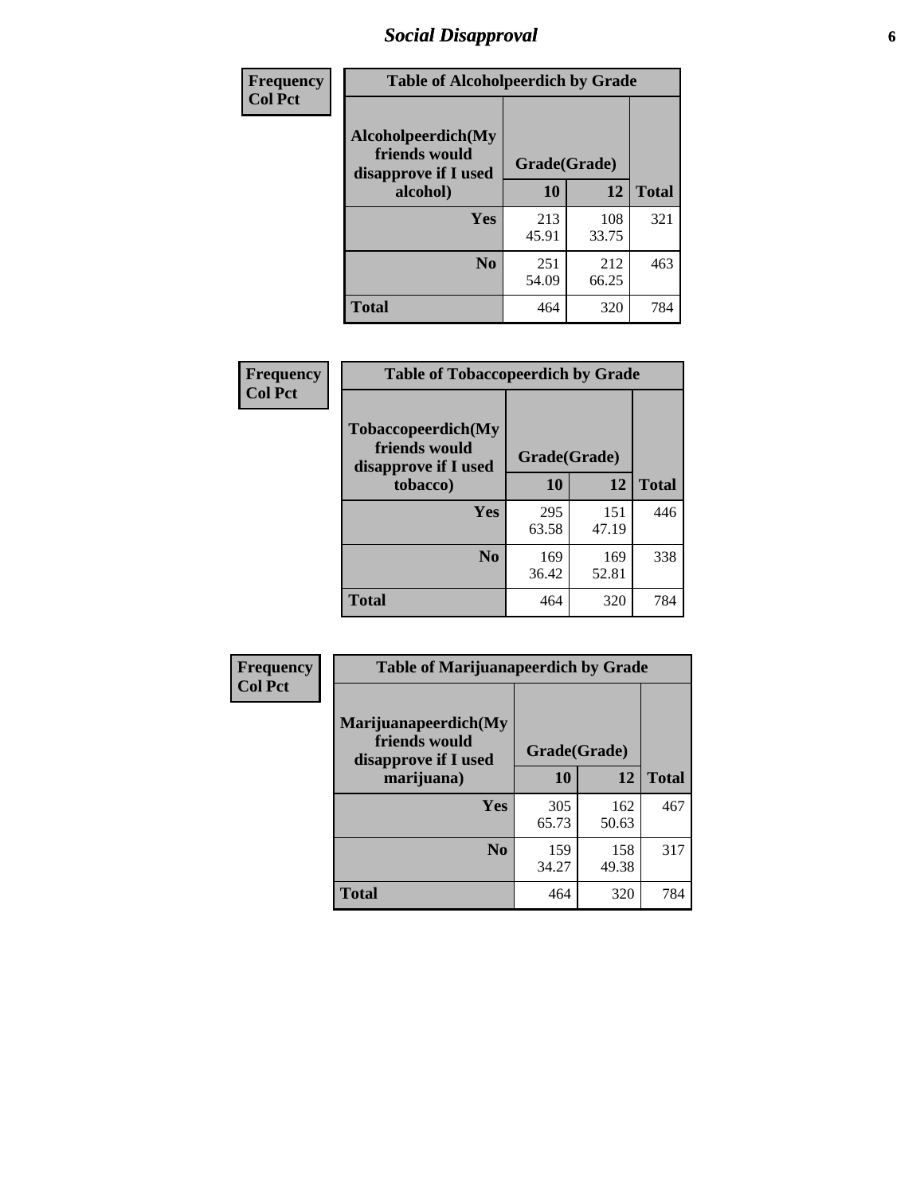## Social Disapproval

| Frequency<br>Col Pct | | | |
|---|---|---|---|

**Table of Alcoholpeerdich by Grade**

| Alcoholpeerdich(My friends would disapprove if I used alcohol) | Grade(Grade) 10 | 12 | Total |
|---|---|---|---|
| Yes | 213<br>45.91 | 108<br>33.75 | 321 |
| No | 251<br>54.09 | 212<br>66.25 | 463 |
| Total | 464 | 320 | 784 |

| Frequency<br>Col Pct | | | |
|---|---|---|---|

**Table of Tobaccopeerdich by Grade**

| Tobaccopeerdich(My friends would disapprove if I used tobacco) | Grade(Grade) 10 | 12 | Total |
|---|---|---|---|
| Yes | 295<br>63.58 | 151<br>47.19 | 446 |
| No | 169<br>36.42 | 169<br>52.81 | 338 |
| Total | 464 | 320 | 784 |

| Frequency<br>Col Pct | | | |
|---|---|---|---|

**Table of Marijuanapeerdich by Grade**

| Marijuanapeerdich(My friends would disapprove if I used marijuana) | Grade(Grade) 10 | 12 | Total |
|---|---|---|---|
| Yes | 305<br>65.73 | 162<br>50.63 | 467 |
| No | 159<br>34.27 | 158<br>49.38 | 317 |
| Total | 464 | 320 | 784 |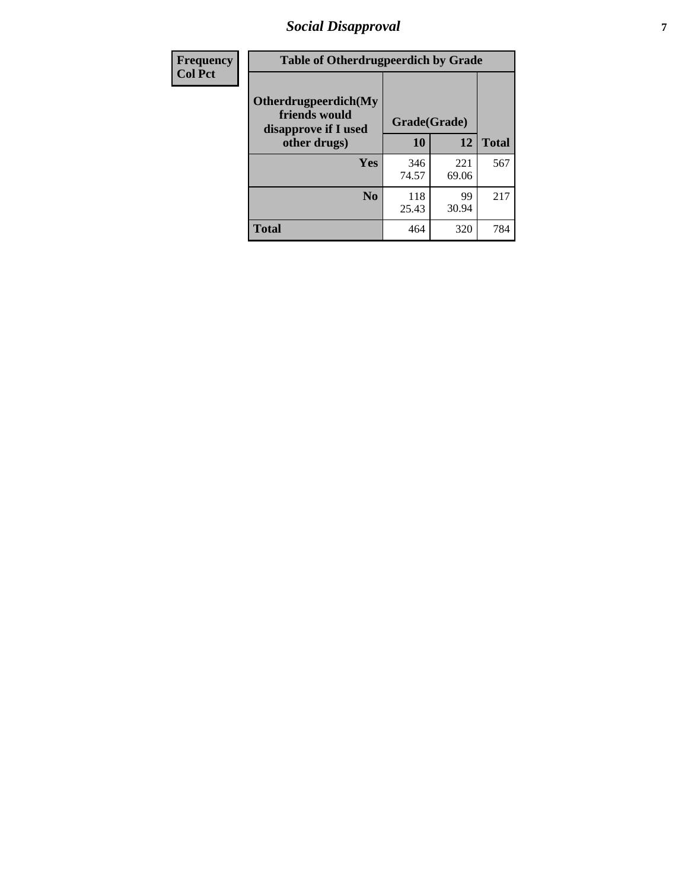| Frequency Col Pct | Table of Otherdrugpeerdich by Grade | | |
|---|---|---|---|
| Otherdrugpeerdich(My friends would disapprove if I used other drugs) | Grade(Grade) | | |
| | 10 | 12 | Total |
| Yes | 346<br>74.57 | 221<br>69.06 | 567 |
| No | 118<br>25.43 | 99<br>30.94 | 217 |
| Total | 464 | 320 | 784 |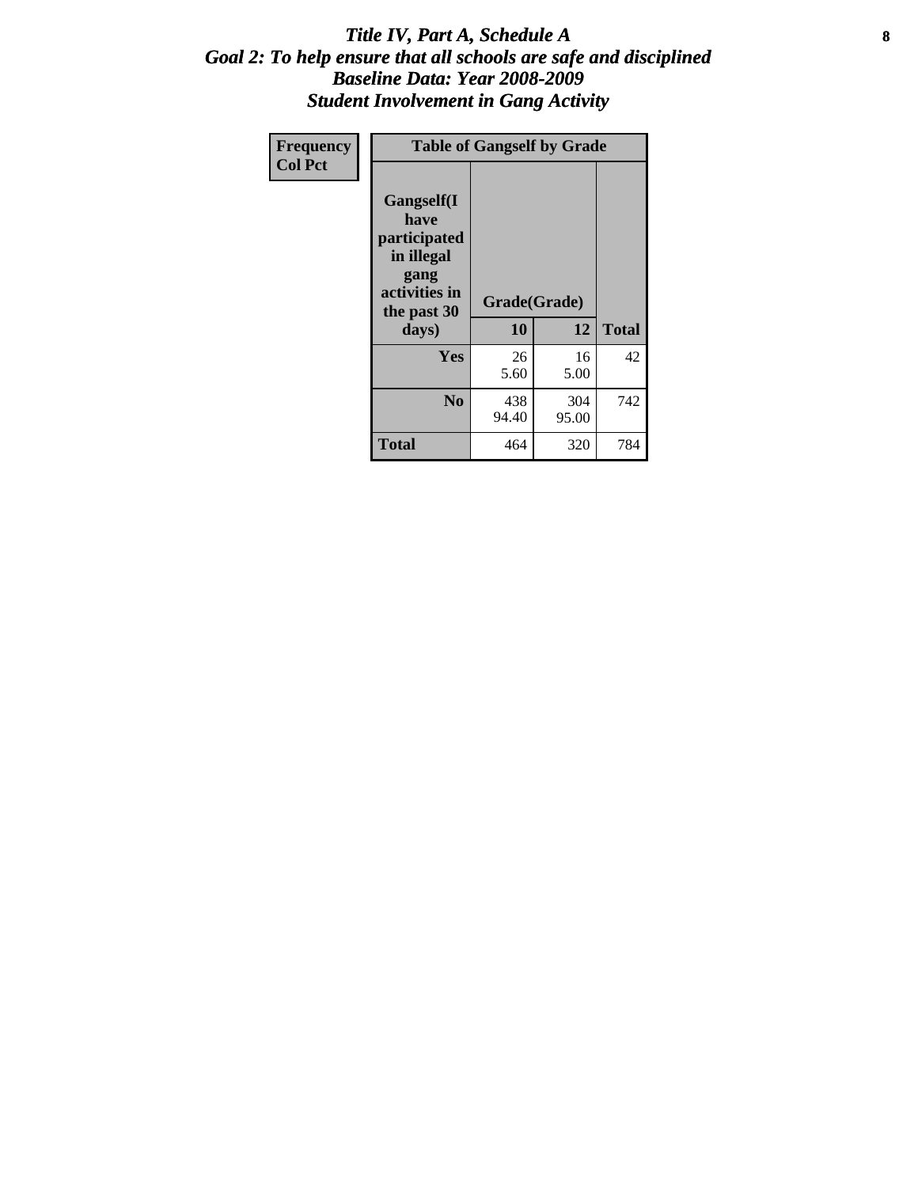# *Title IV, Part A, Schedule A*
## *Goal 2: To help ensure that all schools are safe and disciplined*
## *Baseline Data: Year 2008-2009*
## *Student Involvement in Gang Activity*

| Frequency<br>Col Pct | Table of Gangself by Grade | | |
|---|---|---|---|
| Gangself(I have participated in illegal gang activities in the past 30 days) | Grade(Grade) | | |
| | 10 | 12 | Total |
| Yes | 26<br>5.60 | 16<br>5.00 | 42 |
| No | 438<br>94.40 | 304<br>95.00 | 742 |
| Total | 464 | 320 | 784 |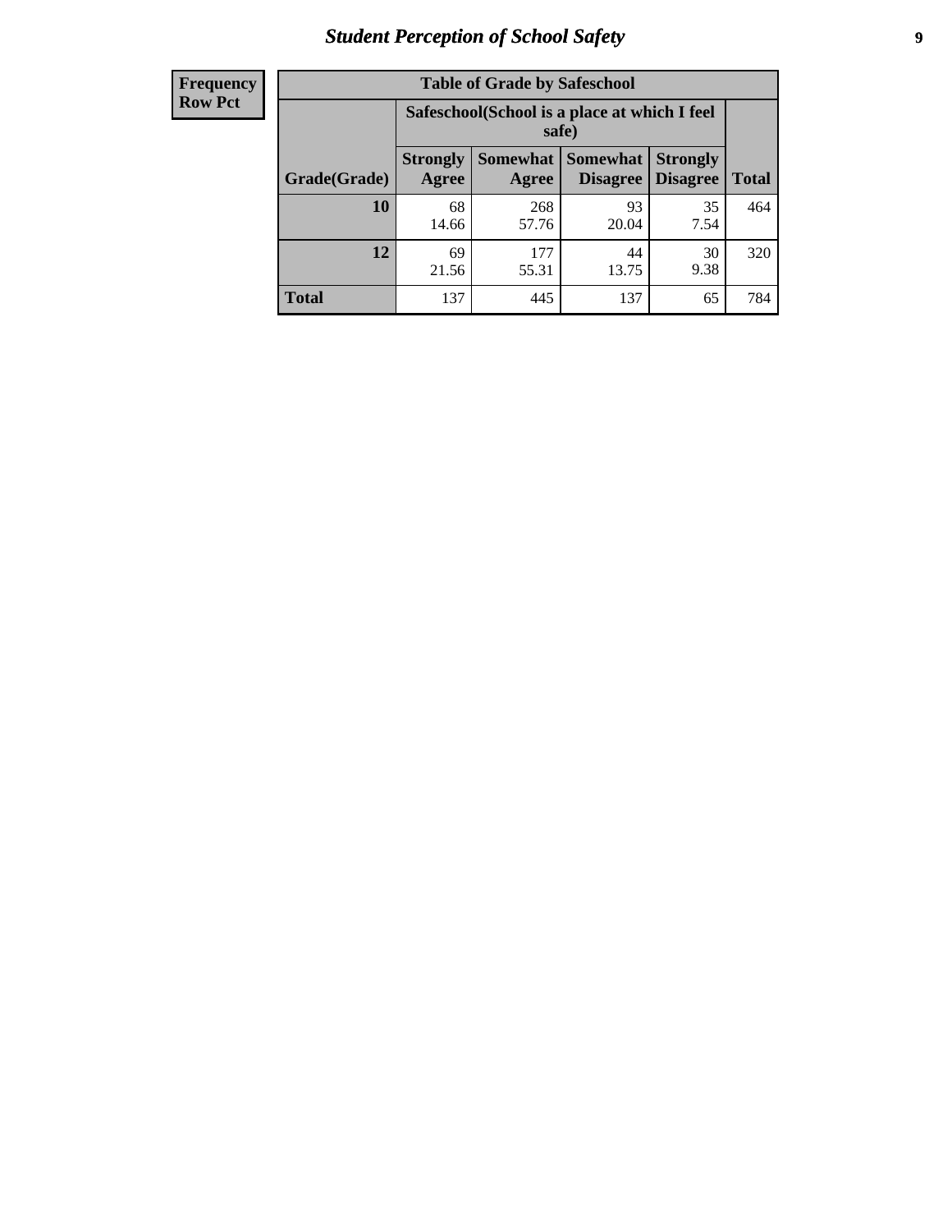# Student Perception of School Safety

| Frequency Row Pct | Table of Grade by Safeschool | | | | |
|---|---|---|---|---|---|
| | Safeschool(School is a place at which I feel safe) | | | | |
| Grade(Grade) | Strongly Agree | Somewhat Agree | Somewhat Disagree | Strongly Disagree | Total |
| **10** | 68<br>14.66 | 268<br>57.76 | 93<br>20.04 | 35<br>7.54 | 464 |
| **12** | 69<br>21.56 | 177<br>55.31 | 44<br>13.75 | 30<br>9.38 | 320 |
| **Total** | 137 | 445 | 137 | 65 | 784 |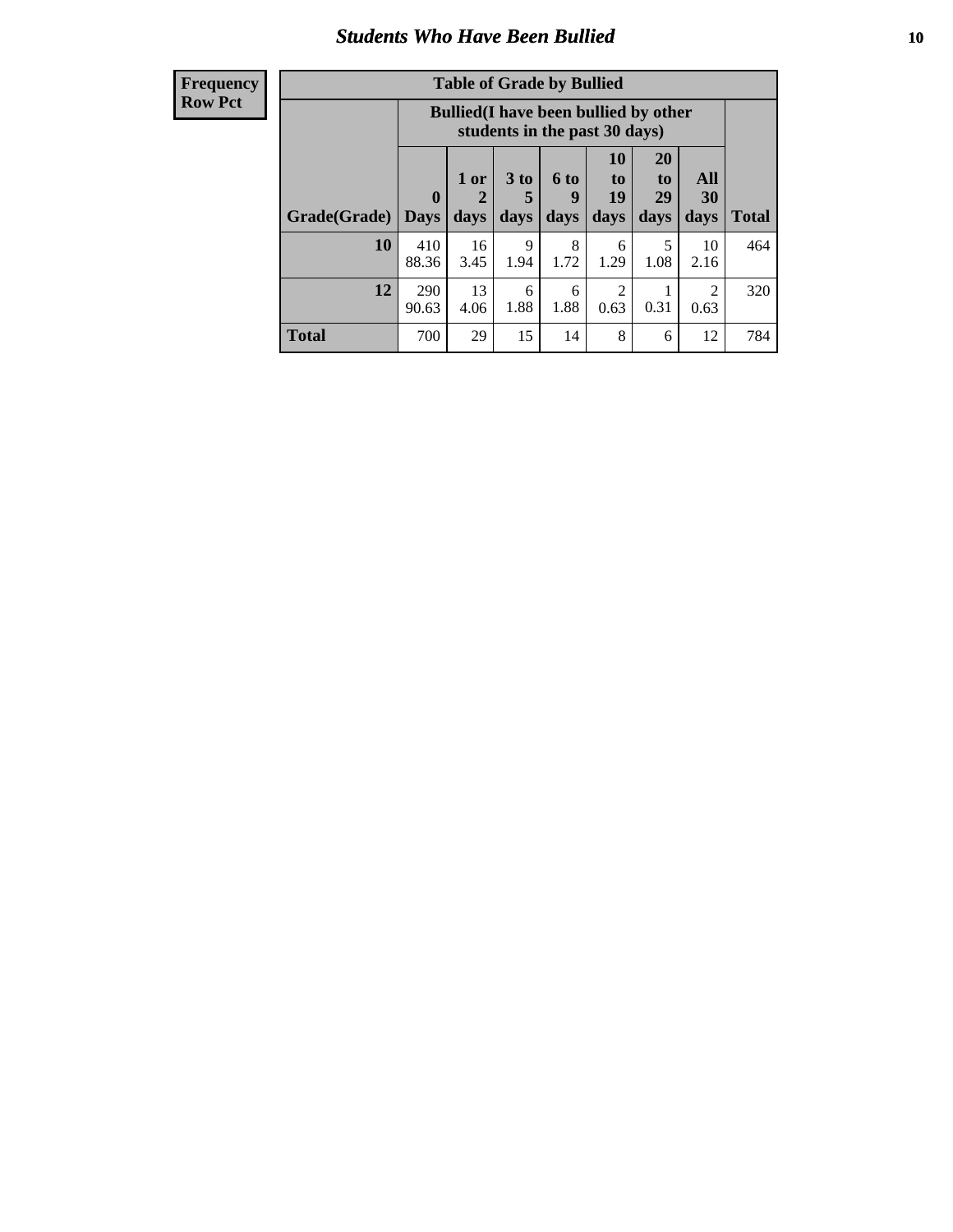## Students Who Have Been Bullied

**Frequency**
**Row Pct**

| Table of Grade by Bullied | | | | | | | | |
|---|---|---|---|---|---|---|---|---|
| | Bullied(I have been bullied by other students in the past 30 days) | | | | | | | |
| Grade(Grade) | 0 Days | 1 or 2 days | 3 to 5 days | 6 to 9 days | 10 to 19 days | 20 to 29 days | All 30 days | Total |
| **10** | 410<br>88.36 | 16<br>3.45 | 9<br>1.94 | 8<br>1.72 | 6<br>1.29 | 5<br>1.08 | 10<br>2.16 | 464 |
| **12** | 290<br>90.63 | 13<br>4.06 | 6<br>1.88 | 6<br>1.88 | 2<br>0.63 | 1<br>0.31 | 2<br>0.63 | 320 |
| **Total** | 700 | 29 | 15 | 14 | 8 | 6 | 12 | 784 |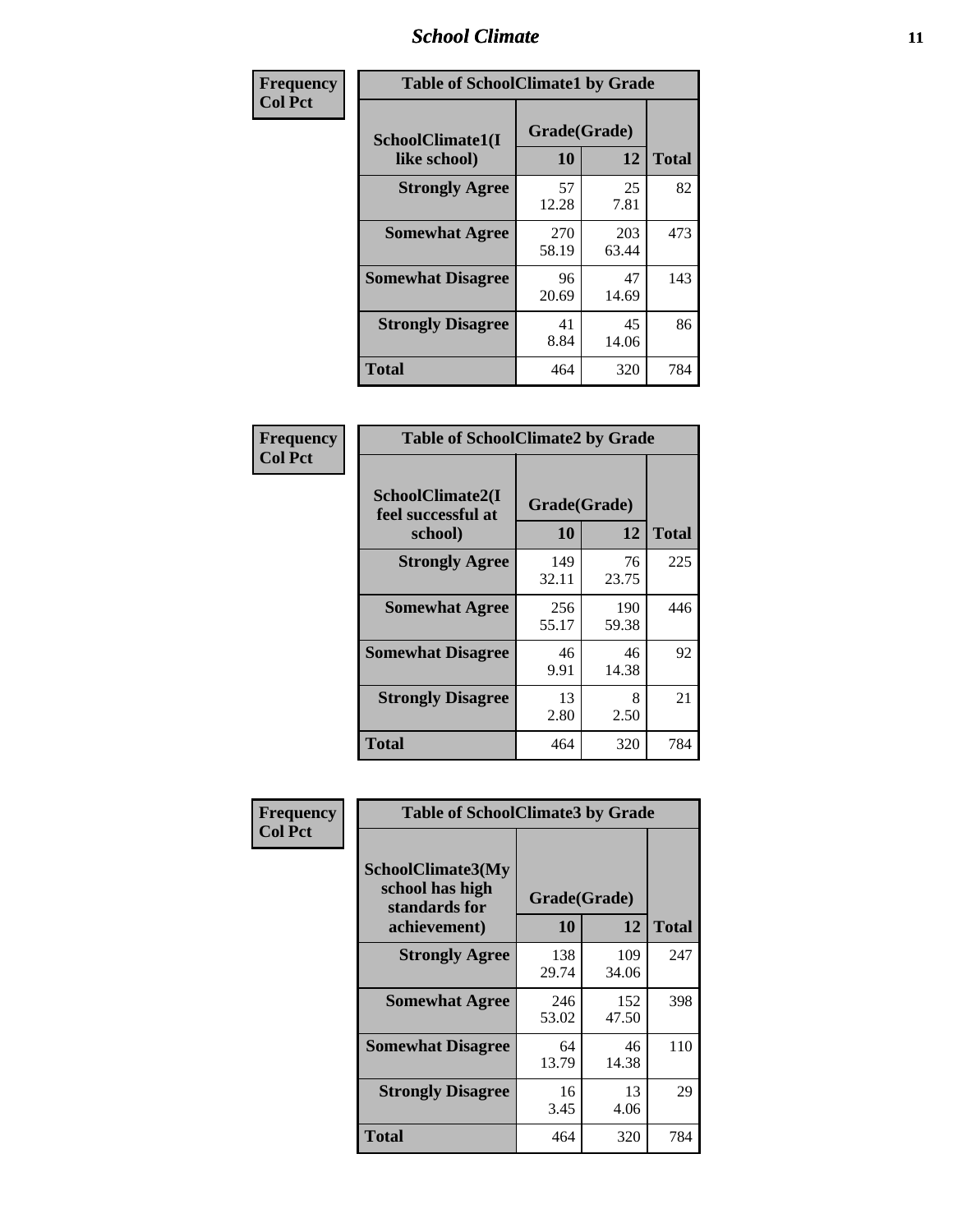| Frequency Col Pct | Table of SchoolClimate1 by Grade | | |
|---|---|---|---|
| SchoolClimate1(I like school) | Grade(Grade) | | |
| | 10 | 12 | Total |
| Strongly Agree | 57<br>12.28 | 25<br>7.81 | 82 |
| Somewhat Agree | 270<br>58.19 | 203<br>63.44 | 473 |
| Somewhat Disagree | 96<br>20.69 | 47<br>14.69 | 143 |
| Strongly Disagree | 41<br>8.84 | 45<br>14.06 | 86 |
| Total | 464 | 320 | 784 |

| Frequency Col Pct | Table of SchoolClimate2 by Grade | | |
|---|---|---|---|
| SchoolClimate2(I feel successful at school) | Grade(Grade) | | |
| | 10 | 12 | Total |
| Strongly Agree | 149<br>32.11 | 76<br>23.75 | 225 |
| Somewhat Agree | 256<br>55.17 | 190<br>59.38 | 446 |
| Somewhat Disagree | 46<br>9.91 | 46<br>14.38 | 92 |
| Strongly Disagree | 13<br>2.80 | 8<br>2.50 | 21 |
| Total | 464 | 320 | 784 |

| Frequency Col Pct | Table of SchoolClimate3 by Grade | | |
|---|---|---|---|
| SchoolClimate3(My school has high standards for achievement) | Grade(Grade) | | |
| | 10 | 12 | Total |
| Strongly Agree | 138<br>29.74 | 109<br>34.06 | 247 |
| Somewhat Agree | 246<br>53.02 | 152<br>47.50 | 398 |
| Somewhat Disagree | 64<br>13.79 | 46<br>14.38 | 110 |
| Strongly Disagree | 16<br>3.45 | 13<br>4.06 | 29 |
| Total | 464 | 320 | 784 |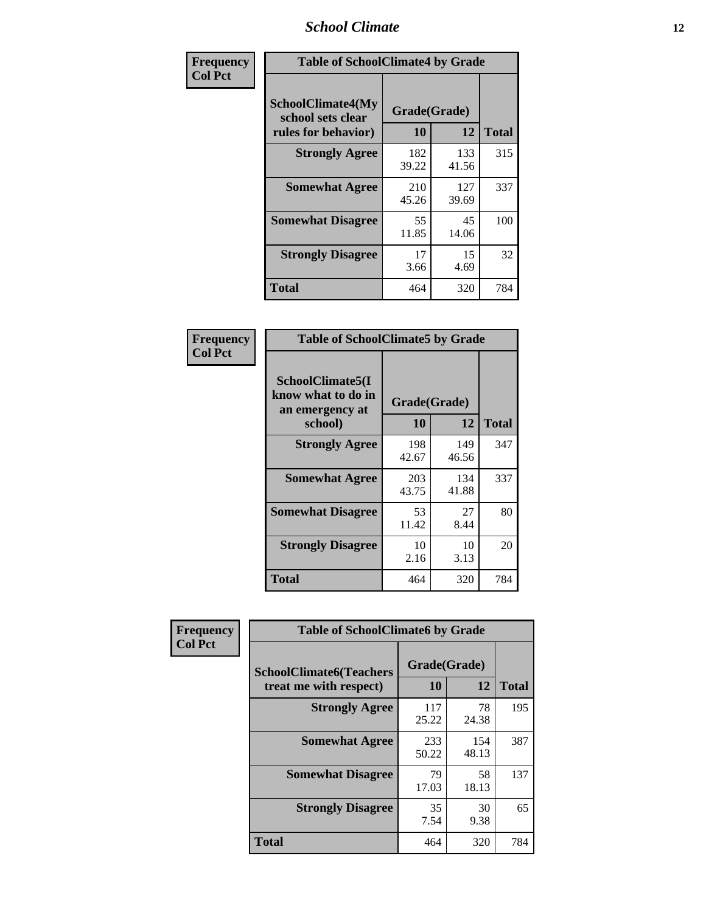## School Climate

**Frequency / Col Pct**

| Table of SchoolClimate4 by Grade | | | |
|---|---|---|---|
| SchoolClimate4(My school sets clear rules for behavior) | Grade(Grade) | | |
| | 10 | 12 | Total |
| **Strongly Agree** | 182<br>39.22 | 133<br>41.56 | 315 |
| **Somewhat Agree** | 210<br>45.26 | 127<br>39.69 | 337 |
| **Somewhat Disagree** | 55<br>11.85 | 45<br>14.06 | 100 |
| **Strongly Disagree** | 17<br>3.66 | 15<br>4.69 | 32 |
| **Total** | 464 | 320 | 784 |

**Frequency / Col Pct**

| Table of SchoolClimate5 by Grade | | | |
|---|---|---|---|
| SchoolClimate5(I know what to do in an emergency at school) | Grade(Grade) | | |
| | 10 | 12 | Total |
| **Strongly Agree** | 198<br>42.67 | 149<br>46.56 | 347 |
| **Somewhat Agree** | 203<br>43.75 | 134<br>41.88 | 337 |
| **Somewhat Disagree** | 53<br>11.42 | 27<br>8.44 | 80 |
| **Strongly Disagree** | 10<br>2.16 | 10<br>3.13 | 20 |
| **Total** | 464 | 320 | 784 |

**Frequency / Col Pct**

| Table of SchoolClimate6 by Grade | | | |
|---|---|---|---|
| SchoolClimate6(Teachers treat me with respect) | Grade(Grade) | | |
| | 10 | 12 | Total |
| **Strongly Agree** | 117<br>25.22 | 78<br>24.38 | 195 |
| **Somewhat Agree** | 233<br>50.22 | 154<br>48.13 | 387 |
| **Somewhat Disagree** | 79<br>17.03 | 58<br>18.13 | 137 |
| **Strongly Disagree** | 35<br>7.54 | 30<br>9.38 | 65 |
| **Total** | 464 | 320 | 784 |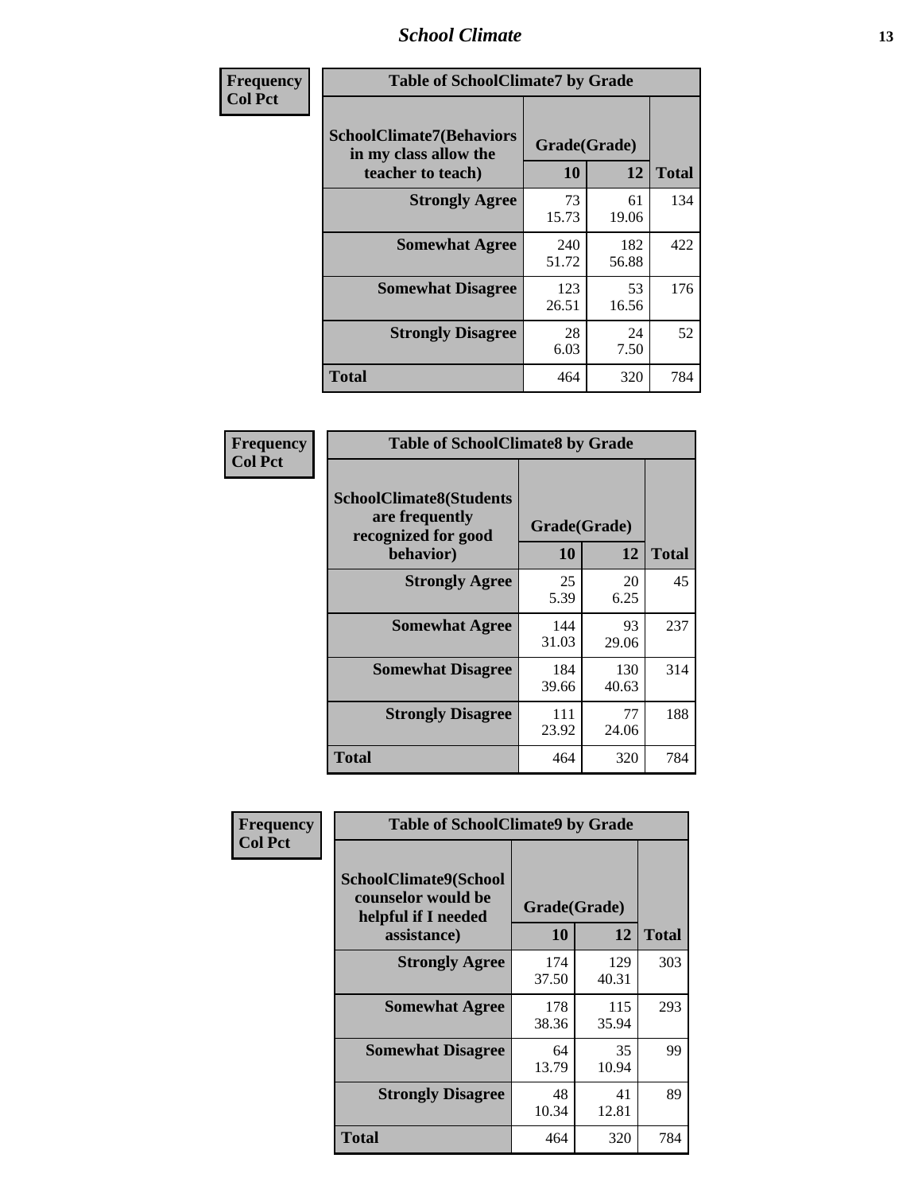| Frequency Col Pct |
|---|

**Table of SchoolClimate7 by Grade**

| SchoolClimate7(Behaviors in my class allow the teacher to teach) | Grade(Grade) | | Total |
|---|---|---|---|
| | 10 | 12 | |
| Strongly Agree | 73<br>15.73 | 61<br>19.06 | 134 |
| Somewhat Agree | 240<br>51.72 | 182<br>56.88 | 422 |
| Somewhat Disagree | 123<br>26.51 | 53<br>16.56 | 176 |
| Strongly Disagree | 28<br>6.03 | 24<br>7.50 | 52 |
| Total | 464 | 320 | 784 |

| Frequency Col Pct |
|---|

**Table of SchoolClimate8 by Grade**

| SchoolClimate8(Students are frequently recognized for good behavior) | Grade(Grade) | | Total |
|---|---|---|---|
| | 10 | 12 | |
| Strongly Agree | 25<br>5.39 | 20<br>6.25 | 45 |
| Somewhat Agree | 144<br>31.03 | 93<br>29.06 | 237 |
| Somewhat Disagree | 184<br>39.66 | 130<br>40.63 | 314 |
| Strongly Disagree | 111<br>23.92 | 77<br>24.06 | 188 |
| Total | 464 | 320 | 784 |

| Frequency Col Pct |
|---|

**Table of SchoolClimate9 by Grade**

| SchoolClimate9(School counselor would be helpful if I needed assistance) | Grade(Grade) | | Total |
|---|---|---|---|
| | 10 | 12 | |
| Strongly Agree | 174<br>37.50 | 129<br>40.31 | 303 |
| Somewhat Agree | 178<br>38.36 | 115<br>35.94 | 293 |
| Somewhat Disagree | 64<br>13.79 | 35<br>10.94 | 99 |
| Strongly Disagree | 48<br>10.34 | 41<br>12.81 | 89 |
| Total | 464 | 320 | 784 |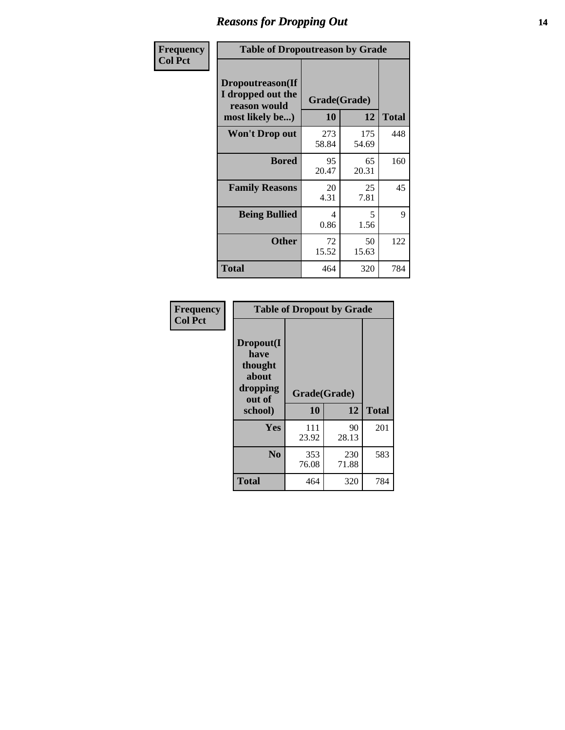# Reasons for Dropping Out

**Frequency**
**Col Pct**

| Table of Dropoutreason by Grade | | | |
|---|---|---|---|
| Dropoutreason(If I dropped out the reason would most likely be...) | Grade(Grade) | | Total |
| | 10 | 12 | |
| **Won't Drop out** | 273<br>58.84 | 175<br>54.69 | 448 |
| **Bored** | 95<br>20.47 | 65<br>20.31 | 160 |
| **Family Reasons** | 20<br>4.31 | 25<br>7.81 | 45 |
| **Being Bullied** | 4<br>0.86 | 5<br>1.56 | 9 |
| **Other** | 72<br>15.52 | 50<br>15.63 | 122 |
| **Total** | 464 | 320 | 784 |

**Frequency**
**Col Pct**

| Table of Dropout by Grade | | | |
|---|---|---|---|
| Dropout(I have thought about dropping out of school) | Grade(Grade) | | Total |
| | 10 | 12 | |
| **Yes** | 111<br>23.92 | 90<br>28.13 | 201 |
| **No** | 353<br>76.08 | 230<br>71.88 | 583 |
| **Total** | 464 | 320 | 784 |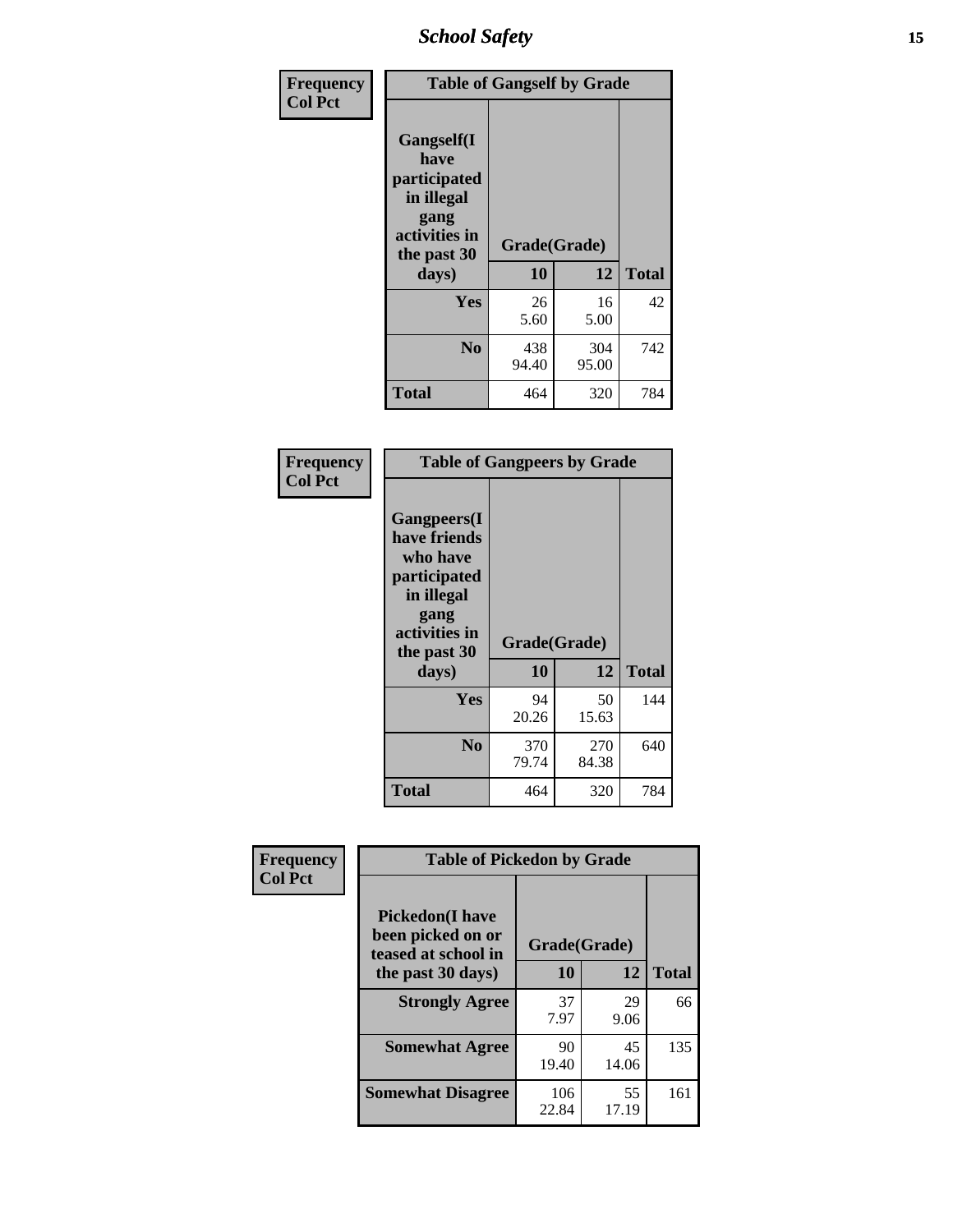| Frequency<br>Col Pct | Table of Gangself by Grade | | |
|---|---|---|---|
| **Gangself(I have participated in illegal gang activities in the past 30 days)** | **Grade(Grade)** | | |
| | **10** | **12** | **Total** |
| **Yes** | 26<br>5.60 | 16<br>5.00 | 42 |
| **No** | 438<br>94.40 | 304<br>95.00 | 742 |
| **Total** | 464 | 320 | 784 |

| Frequency<br>Col Pct | Table of Gangpeers by Grade | | |
|---|---|---|---|
| **Gangpeers(I have friends who have participated in illegal gang activities in the past 30 days)** | **Grade(Grade)** | | |
| | **10** | **12** | **Total** |
| **Yes** | 94<br>20.26 | 50<br>15.63 | 144 |
| **No** | 370<br>79.74 | 270<br>84.38 | 640 |
| **Total** | 464 | 320 | 784 |

| Frequency<br>Col Pct | Table of Pickedon by Grade | | |
|---|---|---|---|
| **Pickedon(I have been picked on or teased at school in the past 30 days)** | **Grade(Grade)** | | |
| | **10** | **12** | **Total** |
| **Strongly Agree** | 37<br>7.97 | 29<br>9.06 | 66 |
| **Somewhat Agree** | 90<br>19.40 | 45<br>14.06 | 135 |
| **Somewhat Disagree** | 106<br>22.84 | 55<br>17.19 | 161 |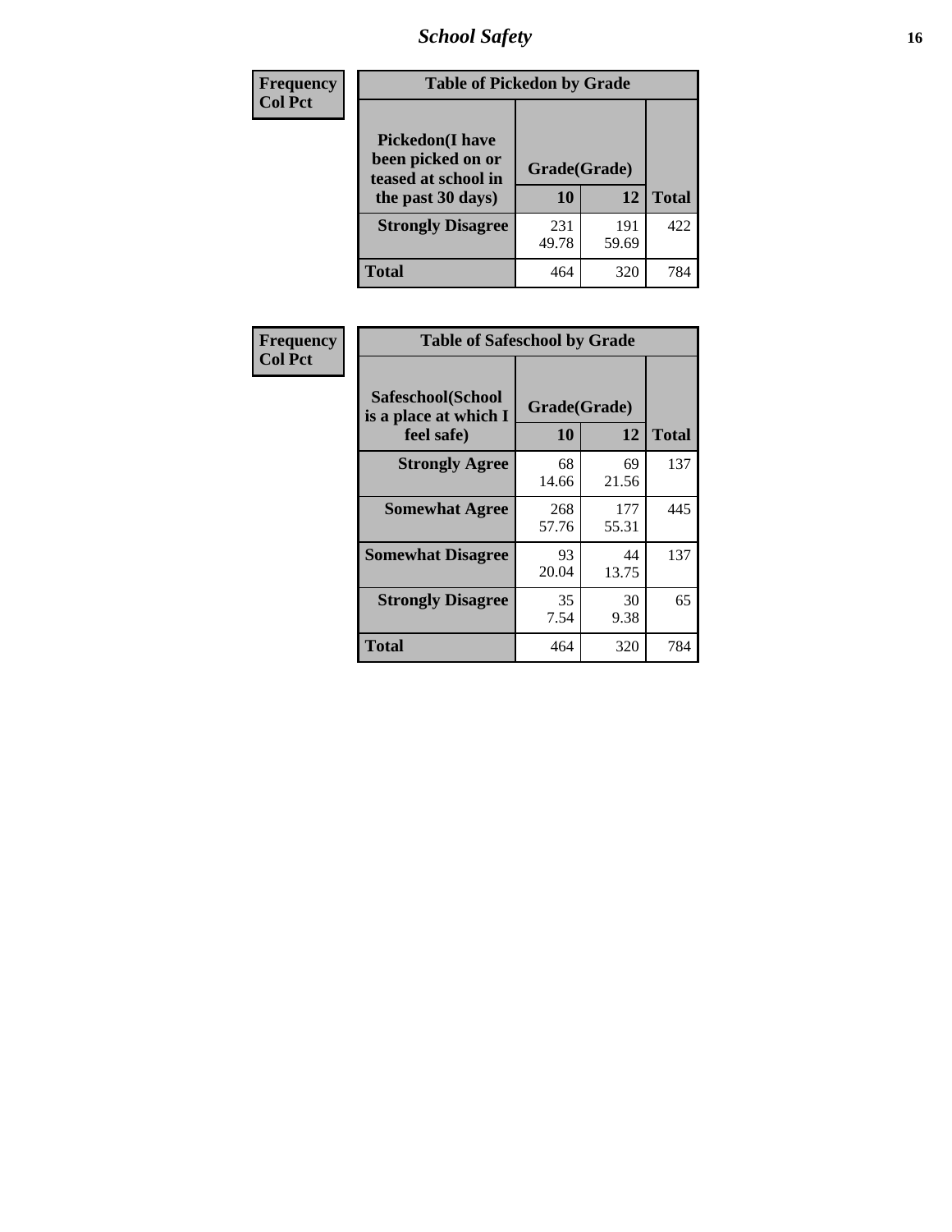| Frequency<br>Col Pct |
|---|

**Table of Pickedon by Grade**

| Pickedon(I have been picked on or teased at school in the past 30 days) | Grade(Grade) | | Total |
|---|---|---|---|
| | 10 | 12 | |
| Strongly Disagree | 231<br>49.78 | 191<br>59.69 | 422 |
| Total | 464 | 320 | 784 |

| Frequency<br>Col Pct |
|---|

**Table of Safeschool by Grade**

| Safeschool(School is a place at which I feel safe) | Grade(Grade) | | Total |
|---|---|---|---|
| | 10 | 12 | |
| Strongly Agree | 68<br>14.66 | 69<br>21.56 | 137 |
| Somewhat Agree | 268<br>57.76 | 177<br>55.31 | 445 |
| Somewhat Disagree | 93<br>20.04 | 44<br>13.75 | 137 |
| Strongly Disagree | 35<br>7.54 | 30<br>9.38 | 65 |
| Total | 464 | 320 | 784 |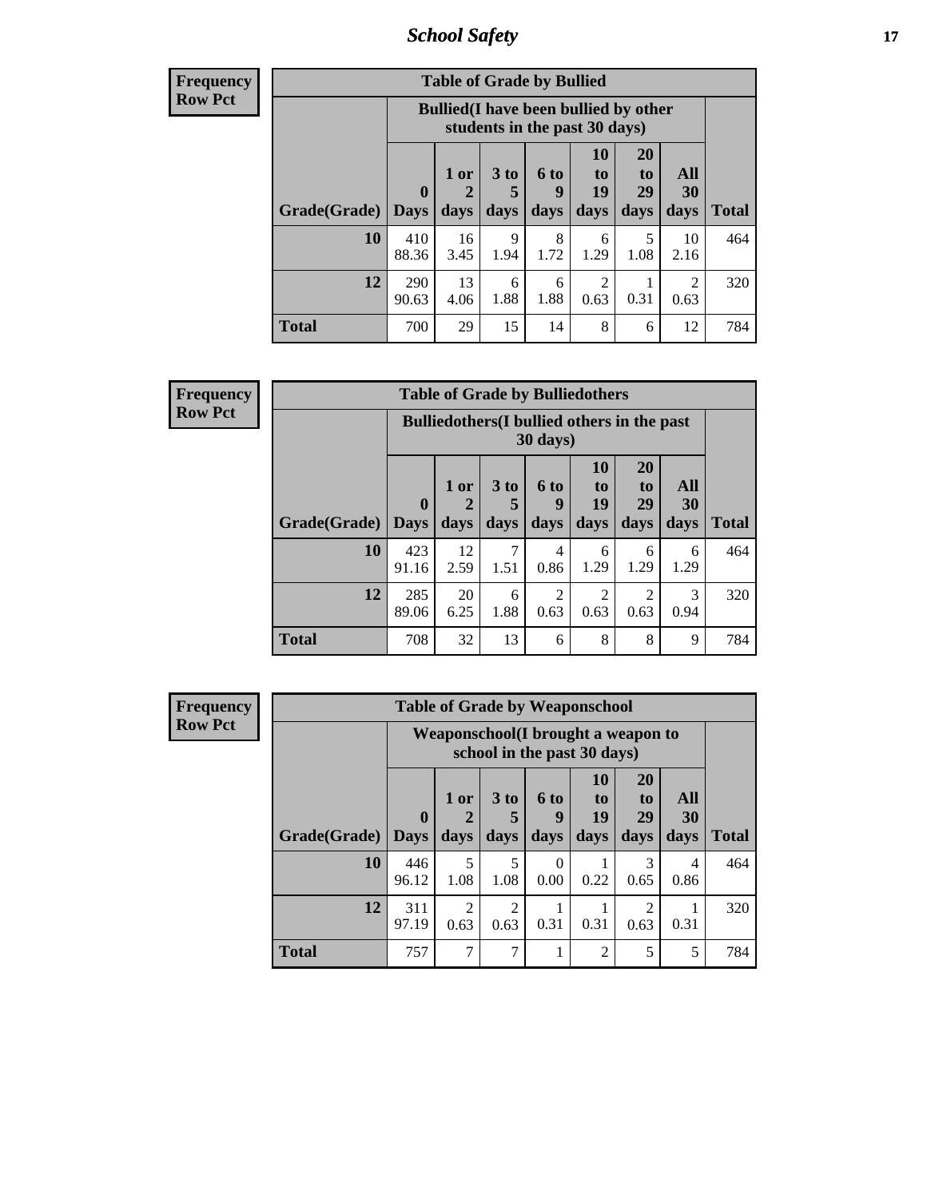| Frequency<br>Row Pct | Table of Grade by Bullied | | | | | | | |
|---|---|---|---|---|---|---|---|---|
| | Bullied(I have been bullied by other students in the past 30 days) | | | | | | | |
| Grade(Grade) | 0 Days | 1 or 2 days | 3 to 5 days | 6 to 9 days | 10 to 19 days | 20 to 29 days | All 30 days | Total |
| 10 | 410<br>88.36 | 16<br>3.45 | 9<br>1.94 | 8<br>1.72 | 6<br>1.29 | 5<br>1.08 | 10<br>2.16 | 464 |
| 12 | 290<br>90.63 | 13<br>4.06 | 6<br>1.88 | 6<br>1.88 | 2<br>0.63 | 1<br>0.31 | 2<br>0.63 | 320 |
| Total | 700 | 29 | 15 | 14 | 8 | 6 | 12 | 784 |

| Frequency<br>Row Pct | Table of Grade by Bulliedothers | | | | | | | |
|---|---|---|---|---|---|---|---|---|
| | Bulliedothers(I bullied others in the past 30 days) | | | | | | | |
| Grade(Grade) | 0 Days | 1 or 2 days | 3 to 5 days | 6 to 9 days | 10 to 19 days | 20 to 29 days | All 30 days | Total |
| 10 | 423<br>91.16 | 12<br>2.59 | 7<br>1.51 | 4<br>0.86 | 6<br>1.29 | 6<br>1.29 | 6<br>1.29 | 464 |
| 12 | 285<br>89.06 | 20<br>6.25 | 6<br>1.88 | 2<br>0.63 | 2<br>0.63 | 2<br>0.63 | 3<br>0.94 | 320 |
| Total | 708 | 32 | 13 | 6 | 8 | 8 | 9 | 784 |

| Frequency<br>Row Pct | Table of Grade by Weaponschool | | | | | | | |
|---|---|---|---|---|---|---|---|---|
| | Weaponschool(I brought a weapon to school in the past 30 days) | | | | | | | |
| Grade(Grade) | 0 Days | 1 or 2 days | 3 to 5 days | 6 to 9 days | 10 to 19 days | 20 to 29 days | All 30 days | Total |
| 10 | 446<br>96.12 | 5<br>1.08 | 5<br>1.08 | 0<br>0.00 | 1<br>0.22 | 3<br>0.65 | 4<br>0.86 | 464 |
| 12 | 311<br>97.19 | 2<br>0.63 | 2<br>0.63 | 1<br>0.31 | 1<br>0.31 | 2<br>0.63 | 1<br>0.31 | 320 |
| Total | 757 | 7 | 7 | 1 | 2 | 5 | 5 | 784 |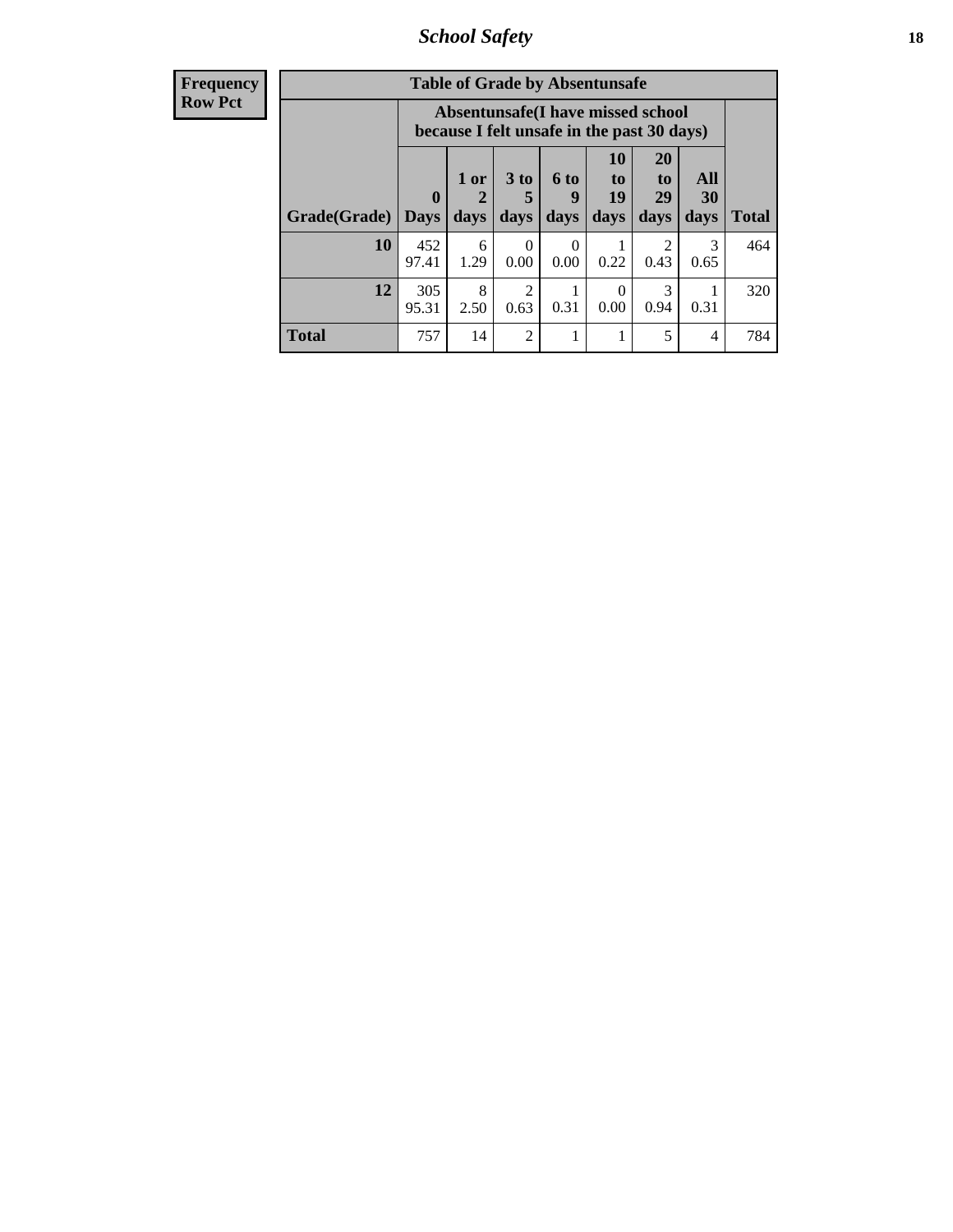# School Safety

| Frequency Row Pct | Table of Grade by Absentunsafe | | | | | | | |
|---|---|---|---|---|---|---|---|---|
| | Absentunsafe(I have missed school because I felt unsafe in the past 30 days) | | | | | | | |
| Grade(Grade) | 0 Days | 1 or 2 days | 3 to 5 days | 6 to 9 days | 10 to 19 days | 20 to 29 days | All 30 days | Total |
| 10 | 452 97.41 | 6 1.29 | 0 0.00 | 0 0.00 | 1 0.22 | 2 0.43 | 3 0.65 | 464 |
| 12 | 305 95.31 | 8 2.50 | 2 0.63 | 1 0.31 | 0 0.00 | 3 0.94 | 1 0.31 | 320 |
| Total | 757 | 14 | 2 | 1 | 1 | 5 | 4 | 784 |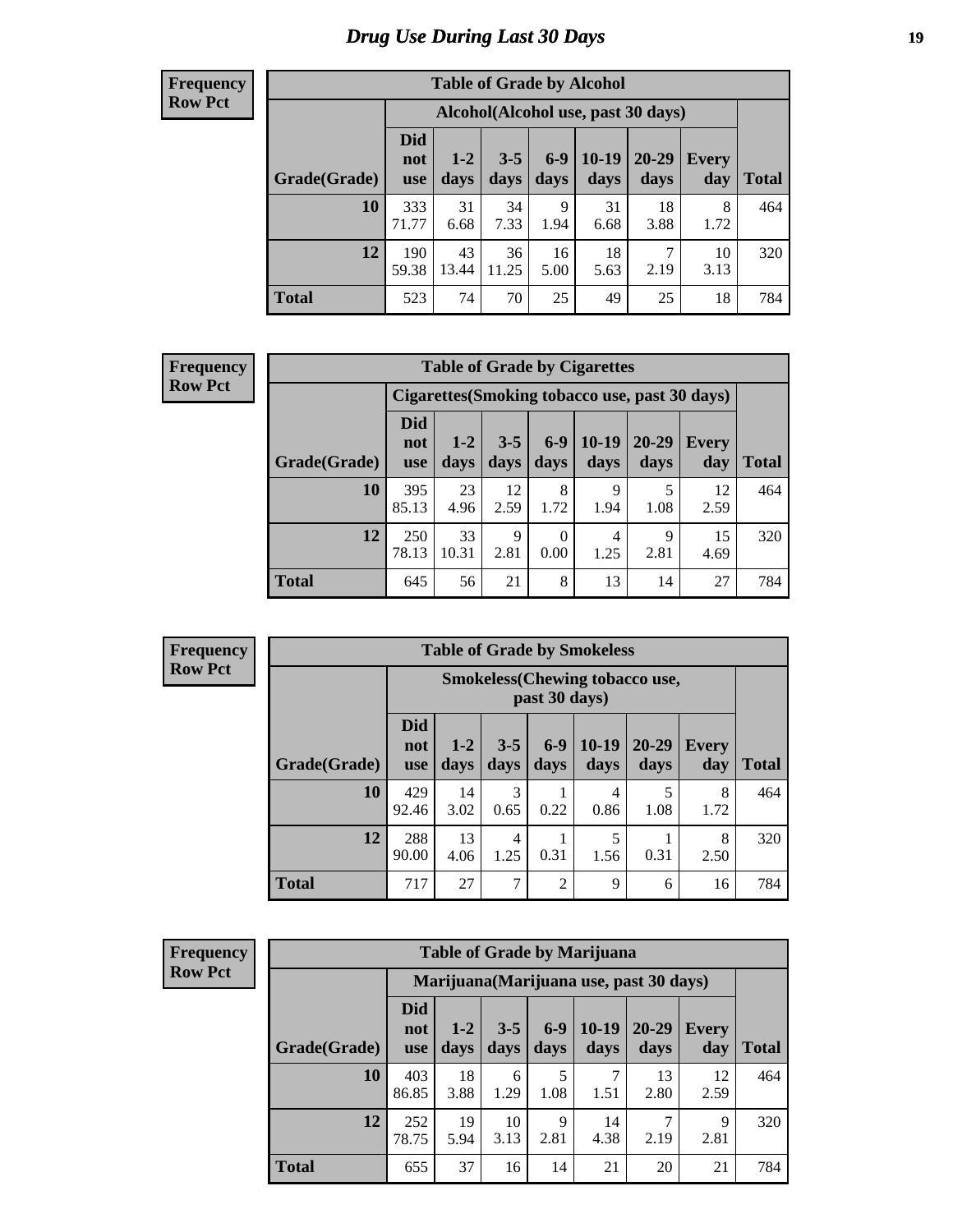# Drug Use During Last 30 Days

**Frequency**
**Row Pct**

| Table of Grade by Alcohol | | | | | | | | |
|---|---|---|---|---|---|---|---|---|
| | Alcohol(Alcohol use, past 30 days) | | | | | | | |
| Grade(Grade) | Did not use | 1-2 days | 3-5 days | 6-9 days | 10-19 days | 20-29 days | Every day | Total |
| 10 | 333<br>71.77 | 31<br>6.68 | 34<br>7.33 | 9<br>1.94 | 31<br>6.68 | 18<br>3.88 | 8<br>1.72 | 464 |
| 12 | 190<br>59.38 | 43<br>13.44 | 36<br>11.25 | 16<br>5.00 | 18<br>5.63 | 7<br>2.19 | 10<br>3.13 | 320 |
| Total | 523 | 74 | 70 | 25 | 49 | 25 | 18 | 784 |

**Frequency**
**Row Pct**

| Table of Grade by Cigarettes | | | | | | | | |
|---|---|---|---|---|---|---|---|---|
| | Cigarettes(Smoking tobacco use, past 30 days) | | | | | | | |
| Grade(Grade) | Did not use | 1-2 days | 3-5 days | 6-9 days | 10-19 days | 20-29 days | Every day | Total |
| 10 | 395<br>85.13 | 23<br>4.96 | 12<br>2.59 | 8<br>1.72 | 9<br>1.94 | 5<br>1.08 | 12<br>2.59 | 464 |
| 12 | 250<br>78.13 | 33<br>10.31 | 9<br>2.81 | 0<br>0.00 | 4<br>1.25 | 9<br>2.81 | 15<br>4.69 | 320 |
| Total | 645 | 56 | 21 | 8 | 13 | 14 | 27 | 784 |

**Frequency**
**Row Pct**

| Table of Grade by Smokeless | | | | | | | | |
|---|---|---|---|---|---|---|---|---|
| | Smokeless(Chewing tobacco use, past 30 days) | | | | | | | |
| Grade(Grade) | Did not use | 1-2 days | 3-5 days | 6-9 days | 10-19 days | 20-29 days | Every day | Total |
| 10 | 429<br>92.46 | 14<br>3.02 | 3<br>0.65 | 1<br>0.22 | 4<br>0.86 | 5<br>1.08 | 8<br>1.72 | 464 |
| 12 | 288<br>90.00 | 13<br>4.06 | 4<br>1.25 | 1<br>0.31 | 5<br>1.56 | 1<br>0.31 | 8<br>2.50 | 320 |
| Total | 717 | 27 | 7 | 2 | 9 | 6 | 16 | 784 |

**Frequency**
**Row Pct**

| Table of Grade by Marijuana | | | | | | | | |
|---|---|---|---|---|---|---|---|---|
| | Marijuana(Marijuana use, past 30 days) | | | | | | | |
| Grade(Grade) | Did not use | 1-2 days | 3-5 days | 6-9 days | 10-19 days | 20-29 days | Every day | Total |
| 10 | 403<br>86.85 | 18<br>3.88 | 6<br>1.29 | 5<br>1.08 | 7<br>1.51 | 13<br>2.80 | 12<br>2.59 | 464 |
| 12 | 252<br>78.75 | 19<br>5.94 | 10<br>3.13 | 9<br>2.81 | 14<br>4.38 | 7<br>2.19 | 9<br>2.81 | 320 |
| Total | 655 | 37 | 16 | 14 | 21 | 20 | 21 | 784 |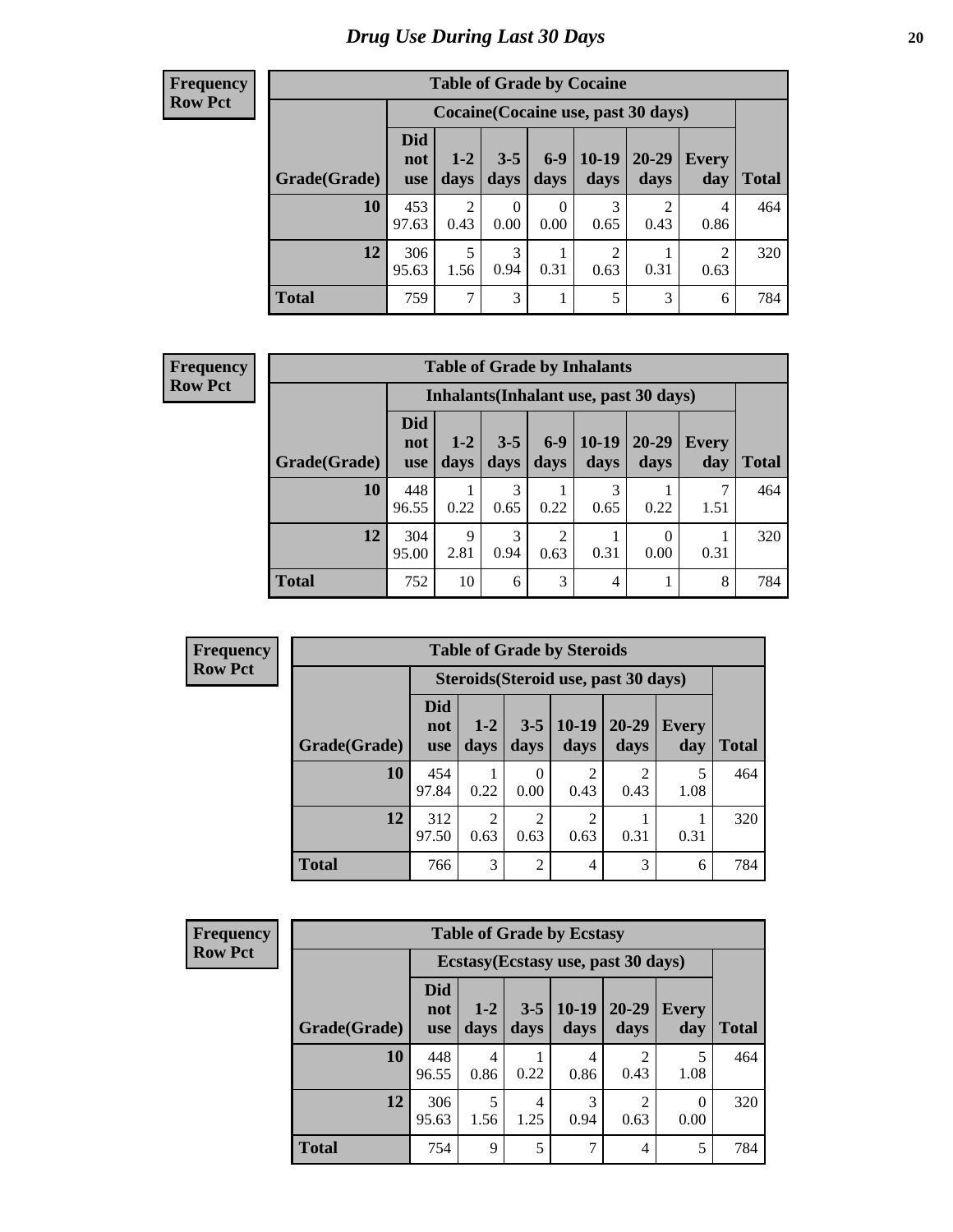# Drug Use During Last 30 Days

**Frequency**
**Row Pct**

| Table of Grade by Cocaine | | | | | | | | |
|---|---|---|---|---|---|---|---|---|
| | Cocaine(Cocaine use, past 30 days) | | | | | | | |
| Grade(Grade) | Did not use | 1-2 days | 3-5 days | 6-9 days | 10-19 days | 20-29 days | Every day | Total |
| **10** | 453<br>97.63 | 2<br>0.43 | 0<br>0.00 | 0<br>0.00 | 3<br>0.65 | 2<br>0.43 | 4<br>0.86 | 464 |
| **12** | 306<br>95.63 | 5<br>1.56 | 3<br>0.94 | 1<br>0.31 | 2<br>0.63 | 1<br>0.31 | 2<br>0.63 | 320 |
| **Total** | 759 | 7 | 3 | 1 | 5 | 3 | 6 | 784 |

**Frequency**
**Row Pct**

| Table of Grade by Inhalants | | | | | | | | |
|---|---|---|---|---|---|---|---|---|
| | Inhalants(Inhalant use, past 30 days) | | | | | | | |
| Grade(Grade) | Did not use | 1-2 days | 3-5 days | 6-9 days | 10-19 days | 20-29 days | Every day | Total |
| **10** | 448<br>96.55 | 1<br>0.22 | 3<br>0.65 | 1<br>0.22 | 3<br>0.65 | 1<br>0.22 | 7<br>1.51 | 464 |
| **12** | 304<br>95.00 | 9<br>2.81 | 3<br>0.94 | 2<br>0.63 | 1<br>0.31 | 0<br>0.00 | 1<br>0.31 | 320 |
| **Total** | 752 | 10 | 6 | 3 | 4 | 1 | 8 | 784 |

**Frequency**
**Row Pct**

| Table of Grade by Steroids | | | | | | | |
|---|---|---|---|---|---|---|---|
| | Steroids(Steroid use, past 30 days) | | | | | | |
| Grade(Grade) | Did not use | 1-2 days | 3-5 days | 10-19 days | 20-29 days | Every day | Total |
| **10** | 454<br>97.84 | 1<br>0.22 | 0<br>0.00 | 2<br>0.43 | 2<br>0.43 | 5<br>1.08 | 464 |
| **12** | 312<br>97.50 | 2<br>0.63 | 2<br>0.63 | 2<br>0.63 | 1<br>0.31 | 1<br>0.31 | 320 |
| **Total** | 766 | 3 | 2 | 4 | 3 | 6 | 784 |

**Frequency**
**Row Pct**

| Table of Grade by Ecstasy | | | | | | | |
|---|---|---|---|---|---|---|---|
| | Ecstasy(Ecstasy use, past 30 days) | | | | | | |
| Grade(Grade) | Did not use | 1-2 days | 3-5 days | 10-19 days | 20-29 days | Every day | Total |
| **10** | 448<br>96.55 | 4<br>0.86 | 1<br>0.22 | 4<br>0.86 | 2<br>0.43 | 5<br>1.08 | 464 |
| **12** | 306<br>95.63 | 5<br>1.56 | 4<br>1.25 | 3<br>0.94 | 2<br>0.63 | 0<br>0.00 | 320 |
| **Total** | 754 | 9 | 5 | 7 | 4 | 5 | 784 |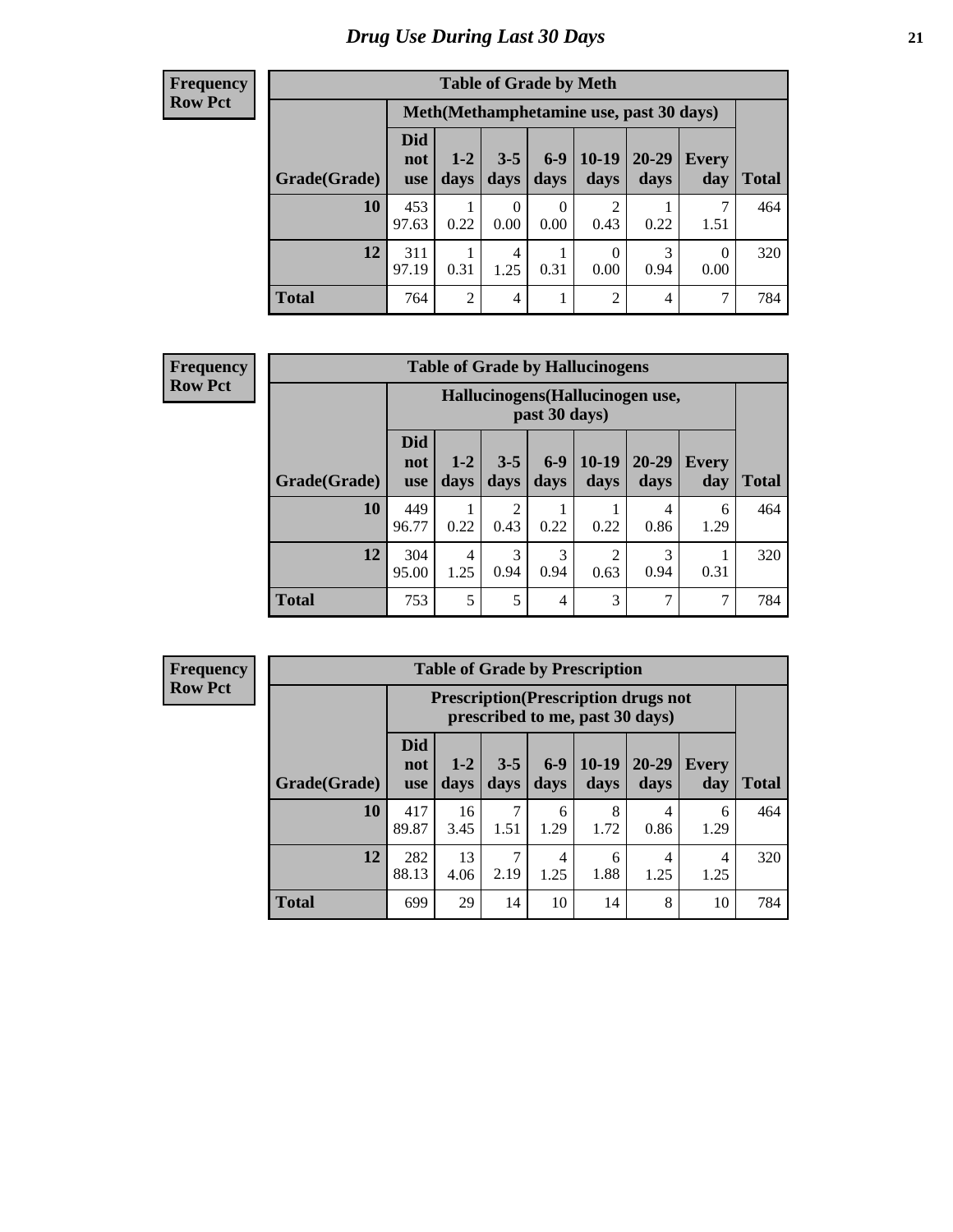# Drug Use During Last 30 Days

**Frequency**
**Row Pct**

| Table of Grade by Meth | | | | | | | | |
|---|---|---|---|---|---|---|---|---|
| | Meth(Methamphetamine use, past 30 days) | | | | | | | |
| Grade(Grade) | Did not use | 1-2 days | 3-5 days | 6-9 days | 10-19 days | 20-29 days | Every day | Total |
| 10 | 453<br>97.63 | 1<br>0.22 | 0<br>0.00 | 0<br>0.00 | 2<br>0.43 | 1<br>0.22 | 7<br>1.51 | 464 |
| 12 | 311<br>97.19 | 1<br>0.31 | 4<br>1.25 | 1<br>0.31 | 0<br>0.00 | 3<br>0.94 | 0<br>0.00 | 320 |
| Total | 764 | 2 | 4 | 1 | 2 | 4 | 7 | 784 |

**Frequency**
**Row Pct**

| Table of Grade by Hallucinogens | | | | | | | | |
|---|---|---|---|---|---|---|---|---|
| | Hallucinogens(Hallucinogen use, past 30 days) | | | | | | | |
| Grade(Grade) | Did not use | 1-2 days | 3-5 days | 6-9 days | 10-19 days | 20-29 days | Every day | Total |
| 10 | 449<br>96.77 | 1<br>0.22 | 2<br>0.43 | 1<br>0.22 | 1<br>0.22 | 4<br>0.86 | 6<br>1.29 | 464 |
| 12 | 304<br>95.00 | 4<br>1.25 | 3<br>0.94 | 3<br>0.94 | 2<br>0.63 | 3<br>0.94 | 1<br>0.31 | 320 |
| Total | 753 | 5 | 5 | 4 | 3 | 7 | 7 | 784 |

**Frequency**
**Row Pct**

| Table of Grade by Prescription | | | | | | | | |
|---|---|---|---|---|---|---|---|---|
| | Prescription(Prescription drugs not prescribed to me, past 30 days) | | | | | | | |
| Grade(Grade) | Did not use | 1-2 days | 3-5 days | 6-9 days | 10-19 days | 20-29 days | Every day | Total |
| 10 | 417<br>89.87 | 16<br>3.45 | 7<br>1.51 | 6<br>1.29 | 8<br>1.72 | 4<br>0.86 | 6<br>1.29 | 464 |
| 12 | 282<br>88.13 | 13<br>4.06 | 7<br>2.19 | 4<br>1.25 | 6<br>1.88 | 4<br>1.25 | 4<br>1.25 | 320 |
| Total | 699 | 29 | 14 | 10 | 14 | 8 | 10 | 784 |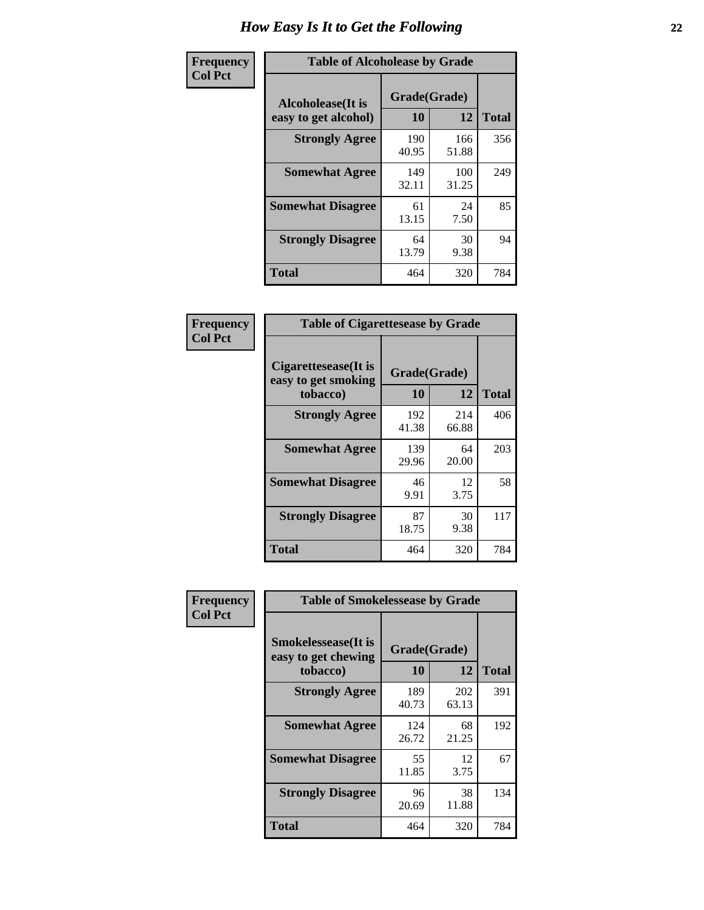# How Easy Is It to Get the Following

**Frequency**
**Col Pct**

| Table of Alcoholease by Grade | | | |
|---|---|---|---|
| **Alcoholease(It is easy to get alcohol)** | **Grade(Grade)** | | **Total** |
| | **10** | **12** | |
| **Strongly Agree** | 190<br>40.95 | 166<br>51.88 | 356 |
| **Somewhat Agree** | 149<br>32.11 | 100<br>31.25 | 249 |
| **Somewhat Disagree** | 61<br>13.15 | 24<br>7.50 | 85 |
| **Strongly Disagree** | 64<br>13.79 | 30<br>9.38 | 94 |
| **Total** | 464 | 320 | 784 |

**Frequency**
**Col Pct**

| Table of Cigarettesease by Grade | | | |
|---|---|---|---|
| **Cigarettesease(It is easy to get smoking tobacco)** | **Grade(Grade)** | | **Total** |
| | **10** | **12** | |
| **Strongly Agree** | 192<br>41.38 | 214<br>66.88 | 406 |
| **Somewhat Agree** | 139<br>29.96 | 64<br>20.00 | 203 |
| **Somewhat Disagree** | 46<br>9.91 | 12<br>3.75 | 58 |
| **Strongly Disagree** | 87<br>18.75 | 30<br>9.38 | 117 |
| **Total** | 464 | 320 | 784 |

**Frequency**
**Col Pct**

| Table of Smokelessease by Grade | | | |
|---|---|---|---|
| **Smokelessease(It is easy to get chewing tobacco)** | **Grade(Grade)** | | **Total** |
| | **10** | **12** | |
| **Strongly Agree** | 189<br>40.73 | 202<br>63.13 | 391 |
| **Somewhat Agree** | 124<br>26.72 | 68<br>21.25 | 192 |
| **Somewhat Disagree** | 55<br>11.85 | 12<br>3.75 | 67 |
| **Strongly Disagree** | 96<br>20.69 | 38<br>11.88 | 134 |
| **Total** | 464 | 320 | 784 |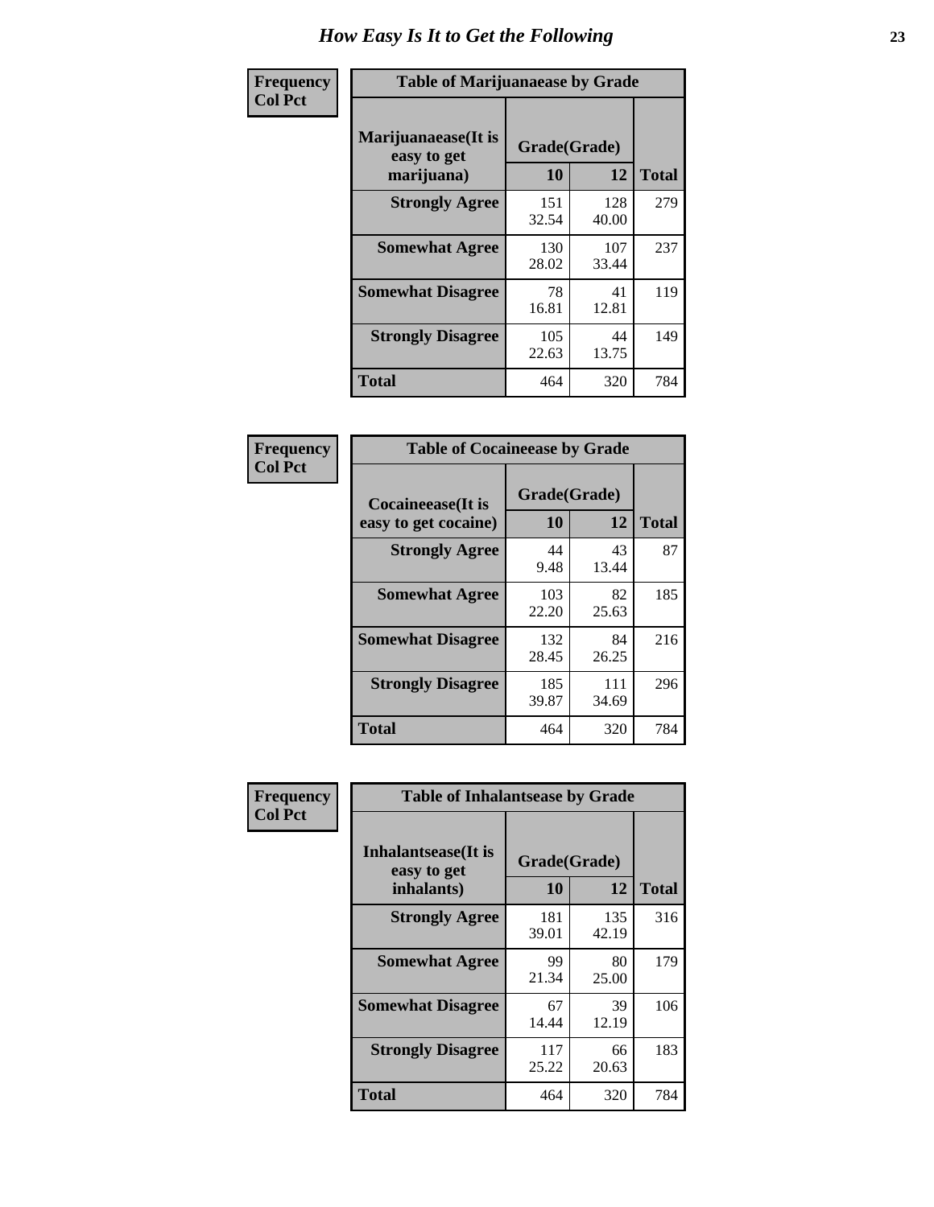# How Easy Is It to Get the Following

**Frequency**
**Col Pct**

**Table of Marijuanaease by Grade**

| Marijuanaease(It is easy to get marijuana) | Grade(Grade) | | Total |
|---|---|---|---|
| | 10 | 12 | |
| **Strongly Agree** | 151<br>32.54 | 128<br>40.00 | 279 |
| **Somewhat Agree** | 130<br>28.02 | 107<br>33.44 | 237 |
| **Somewhat Disagree** | 78<br>16.81 | 41<br>12.81 | 119 |
| **Strongly Disagree** | 105<br>22.63 | 44<br>13.75 | 149 |
| **Total** | 464 | 320 | 784 |

**Frequency**
**Col Pct**

**Table of Cocaineease by Grade**

| Cocaineease(It is easy to get cocaine) | Grade(Grade) | | Total |
|---|---|---|---|
| | 10 | 12 | |
| **Strongly Agree** | 44<br>9.48 | 43<br>13.44 | 87 |
| **Somewhat Agree** | 103<br>22.20 | 82<br>25.63 | 185 |
| **Somewhat Disagree** | 132<br>28.45 | 84<br>26.25 | 216 |
| **Strongly Disagree** | 185<br>39.87 | 111<br>34.69 | 296 |
| **Total** | 464 | 320 | 784 |

**Frequency**
**Col Pct**

**Table of Inhalantsease by Grade**

| Inhalantsease(It is easy to get inhalants) | Grade(Grade) | | Total |
|---|---|---|---|
| | 10 | 12 | |
| **Strongly Agree** | 181<br>39.01 | 135<br>42.19 | 316 |
| **Somewhat Agree** | 99<br>21.34 | 80<br>25.00 | 179 |
| **Somewhat Disagree** | 67<br>14.44 | 39<br>12.19 | 106 |
| **Strongly Disagree** | 117<br>25.22 | 66<br>20.63 | 183 |
| **Total** | 464 | 320 | 784 |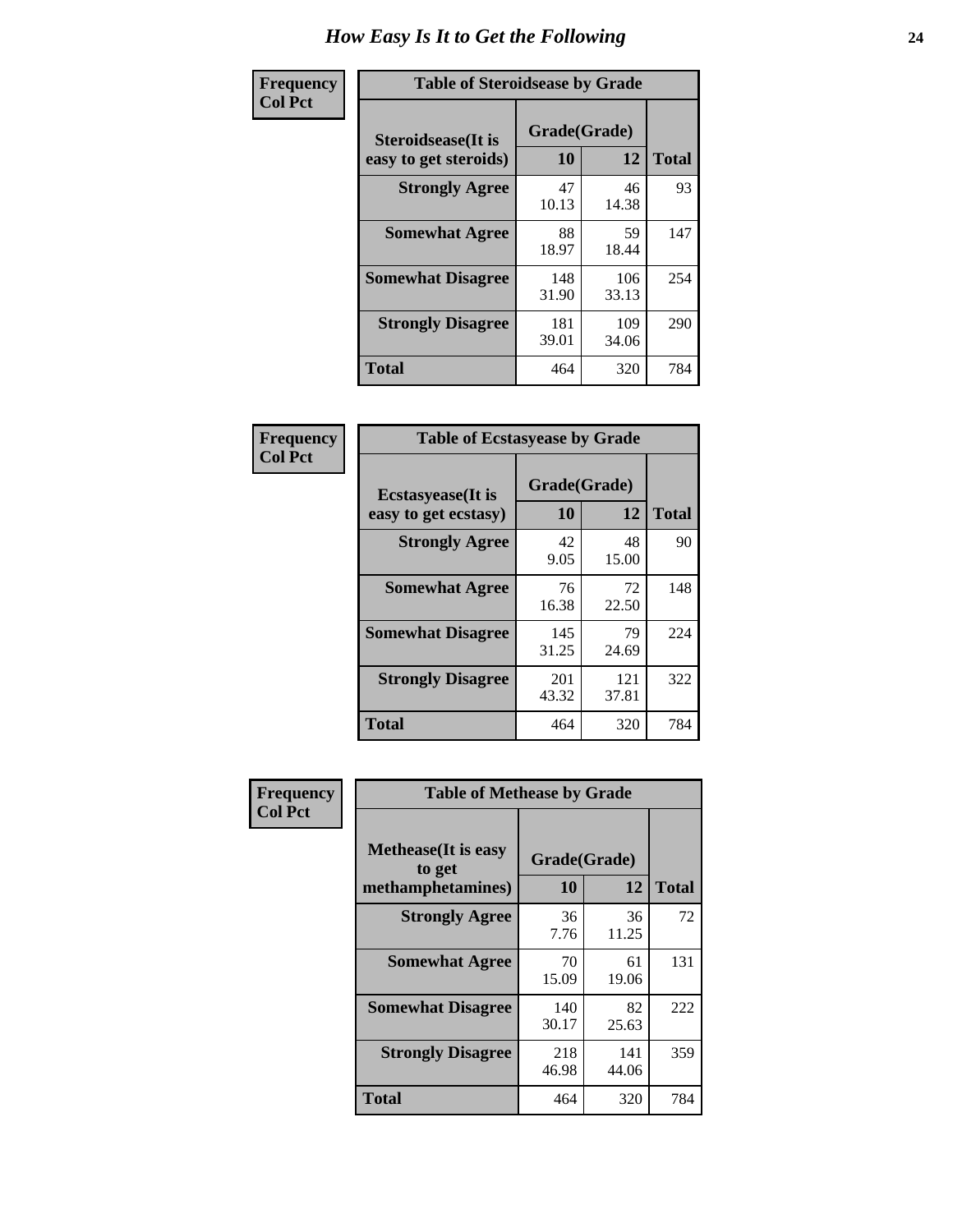# How Easy Is It to Get the Following

**Frequency**
**Col Pct**

| Table of Steroidsease by Grade | | | |
|---|---|---|---|
| **Steroidsease(It is easy to get steroids)** | **Grade(Grade)** | | **Total** |
| | **10** | **12** | |
| **Strongly Agree** | 47<br>10.13 | 46<br>14.38 | 93 |
| **Somewhat Agree** | 88<br>18.97 | 59<br>18.44 | 147 |
| **Somewhat Disagree** | 148<br>31.90 | 106<br>33.13 | 254 |
| **Strongly Disagree** | 181<br>39.01 | 109<br>34.06 | 290 |
| **Total** | 464 | 320 | 784 |

**Frequency**
**Col Pct**

| Table of Ecstasyease by Grade | | | |
|---|---|---|---|
| **Ecstasyease(It is easy to get ecstasy)** | **Grade(Grade)** | | **Total** |
| | **10** | **12** | |
| **Strongly Agree** | 42<br>9.05 | 48<br>15.00 | 90 |
| **Somewhat Agree** | 76<br>16.38 | 72<br>22.50 | 148 |
| **Somewhat Disagree** | 145<br>31.25 | 79<br>24.69 | 224 |
| **Strongly Disagree** | 201<br>43.32 | 121<br>37.81 | 322 |
| **Total** | 464 | 320 | 784 |

**Frequency**
**Col Pct**

| Table of Methease by Grade | | | |
|---|---|---|---|
| **Methease(It is easy to get methamphetamines)** | **Grade(Grade)** | | **Total** |
| | **10** | **12** | |
| **Strongly Agree** | 36<br>7.76 | 36<br>11.25 | 72 |
| **Somewhat Agree** | 70<br>15.09 | 61<br>19.06 | 131 |
| **Somewhat Disagree** | 140<br>30.17 | 82<br>25.63 | 222 |
| **Strongly Disagree** | 218<br>46.98 | 141<br>44.06 | 359 |
| **Total** | 464 | 320 | 784 |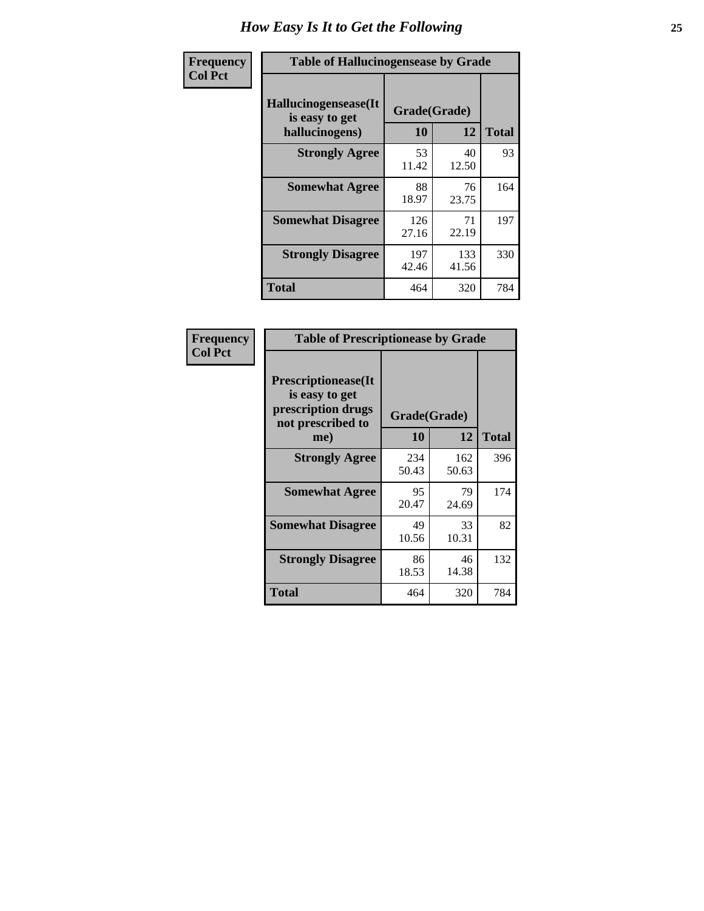# How Easy Is It to Get the Following

| Frequency Col Pct | Table of Hallucinogensease by Grade | | |
|---|---|---|---|
| Hallucinogensease(It is easy to get hallucinogens) | Grade(Grade) | | |
| | 10 | 12 | Total |
| Strongly Agree | 53<br>11.42 | 40<br>12.50 | 93 |
| Somewhat Agree | 88<br>18.97 | 76<br>23.75 | 164 |
| Somewhat Disagree | 126<br>27.16 | 71<br>22.19 | 197 |
| Strongly Disagree | 197<br>42.46 | 133<br>41.56 | 330 |
| Total | 464 | 320 | 784 |

| Frequency Col Pct | Table of Prescriptionease by Grade | | |
|---|---|---|---|
| Prescriptionease(It is easy to get prescription drugs not prescribed to me) | Grade(Grade) | | |
| | 10 | 12 | Total |
| Strongly Agree | 234<br>50.43 | 162<br>50.63 | 396 |
| Somewhat Agree | 95<br>20.47 | 79<br>24.69 | 174 |
| Somewhat Disagree | 49<br>10.56 | 33<br>10.31 | 82 |
| Strongly Disagree | 86<br>18.53 | 46<br>14.38 | 132 |
| Total | 464 | 320 | 784 |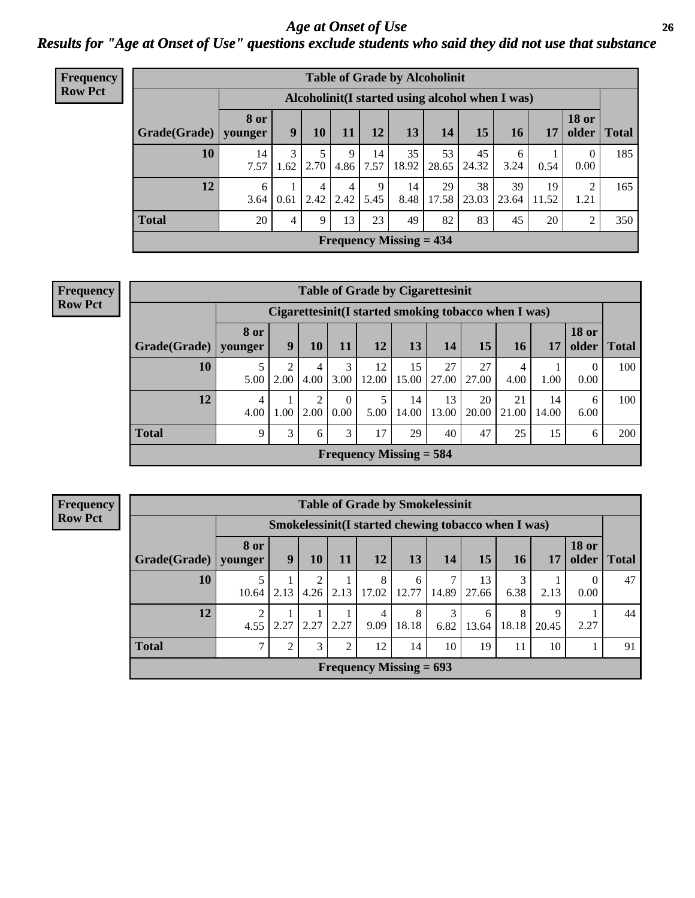# Age at Onset of Use

## Results for "Age at Onset of Use" questions exclude students who said they did not use that substance

**Frequency**
**Row Pct**

| Table of Grade by Alcoholinit | | | | | | | | | | | | |
|---|---|---|---|---|---|---|---|---|---|---|---|---|
| | Alcoholinit(I started using alcohol when I was) | | | | | | | | | | | |
| Grade(Grade) | 8 or younger | 9 | 10 | 11 | 12 | 13 | 14 | 15 | 16 | 17 | 18 or older | Total |
| 10 | 14<br>7.57 | 3<br>1.62 | 5<br>2.70 | 9<br>4.86 | 14<br>7.57 | 35<br>18.92 | 53<br>28.65 | 45<br>24.32 | 6<br>3.24 | 1<br>0.54 | 0<br>0.00 | 185 |
| 12 | 6<br>3.64 | 1<br>0.61 | 4<br>2.42 | 4<br>2.42 | 9<br>5.45 | 14<br>8.48 | 29<br>17.58 | 38<br>23.03 | 39<br>23.64 | 19<br>11.52 | 2<br>1.21 | 165 |
| Total | 20 | 4 | 9 | 13 | 23 | 49 | 82 | 83 | 45 | 20 | 2 | 350 |
| Frequency Missing = 434 | | | | | | | | | | | | |

**Frequency**
**Row Pct**

| Table of Grade by Cigarettesinit | | | | | | | | | | | | |
|---|---|---|---|---|---|---|---|---|---|---|---|---|
| | Cigarettesinit(I started smoking tobacco when I was) | | | | | | | | | | | |
| Grade(Grade) | 8 or younger | 9 | 10 | 11 | 12 | 13 | 14 | 15 | 16 | 17 | 18 or older | Total |
| 10 | 5<br>5.00 | 2<br>2.00 | 4<br>4.00 | 3<br>3.00 | 12<br>12.00 | 15<br>15.00 | 27<br>27.00 | 27<br>27.00 | 4<br>4.00 | 1<br>1.00 | 0<br>0.00 | 100 |
| 12 | 4<br>4.00 | 1<br>1.00 | 2<br>2.00 | 0<br>0.00 | 5<br>5.00 | 14<br>14.00 | 13<br>13.00 | 20<br>20.00 | 21<br>21.00 | 14<br>14.00 | 6<br>6.00 | 100 |
| Total | 9 | 3 | 6 | 3 | 17 | 29 | 40 | 47 | 25 | 15 | 6 | 200 |
| Frequency Missing = 584 | | | | | | | | | | | | |

**Frequency**
**Row Pct**

| Table of Grade by Smokelessinit | | | | | | | | | | | | |
|---|---|---|---|---|---|---|---|---|---|---|---|---|
| | Smokelessinit(I started chewing tobacco when I was) | | | | | | | | | | | |
| Grade(Grade) | 8 or younger | 9 | 10 | 11 | 12 | 13 | 14 | 15 | 16 | 17 | 18 or older | Total |
| 10 | 5<br>10.64 | 1<br>2.13 | 2<br>4.26 | 1<br>2.13 | 8<br>17.02 | 6<br>12.77 | 7<br>14.89 | 13<br>27.66 | 3<br>6.38 | 1<br>2.13 | 0<br>0.00 | 47 |
| 12 | 2<br>4.55 | 1<br>2.27 | 1<br>2.27 | 1<br>2.27 | 4<br>9.09 | 8<br>18.18 | 3<br>6.82 | 6<br>13.64 | 8<br>18.18 | 9<br>20.45 | 1<br>2.27 | 44 |
| Total | 7 | 2 | 3 | 2 | 12 | 14 | 10 | 19 | 11 | 10 | 1 | 91 |
| Frequency Missing = 693 | | | | | | | | | | | | |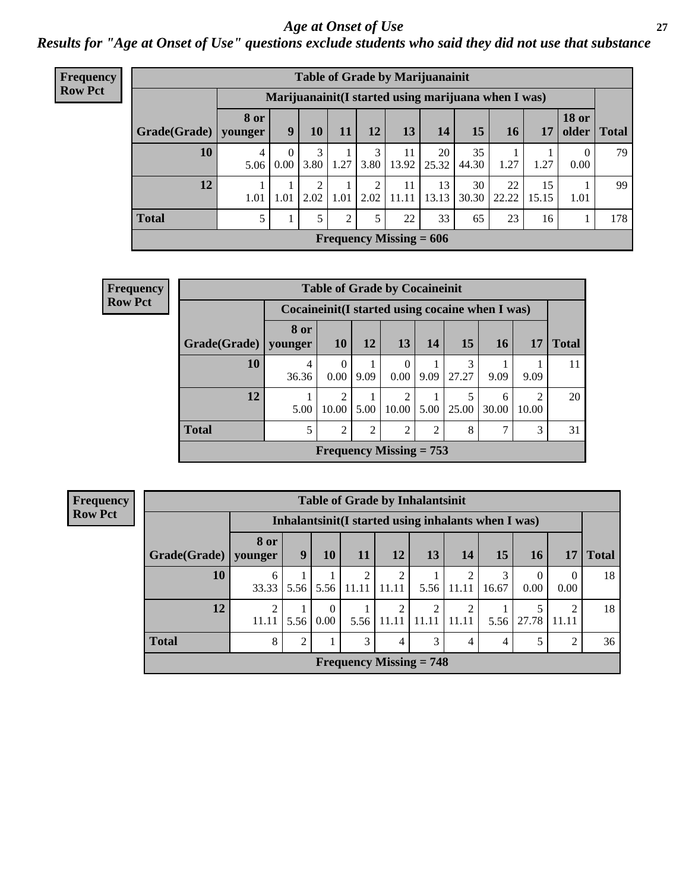# *Age at Onset of Use*

## *Results for "Age at Onset of Use" questions exclude students who said they did not use that substance*

**Frequency**
**Row Pct**

| Table of Grade by Marijuanainit | | | | | | | | | | | | |
|---|---|---|---|---|---|---|---|---|---|---|---|---|
| | Marijuanainit(I started using marijuana when I was) | | | | | | | | | | | |
| Grade(Grade) | 8 or younger | 9 | 10 | 11 | 12 | 13 | 14 | 15 | 16 | 17 | 18 or older | Total |
| 10 | 4<br>5.06 | 0<br>0.00 | 3<br>3.80 | 1<br>1.27 | 3<br>3.80 | 11<br>13.92 | 20<br>25.32 | 35<br>44.30 | 1<br>1.27 | 1<br>1.27 | 0<br>0.00 | 79 |
| 12 | 1<br>1.01 | 1<br>1.01 | 2<br>2.02 | 1<br>1.01 | 2<br>2.02 | 11<br>11.11 | 13<br>13.13 | 30<br>30.30 | 22<br>22.22 | 15<br>15.15 | 1<br>1.01 | 99 |
| Total | 5 | 1 | 5 | 2 | 5 | 22 | 33 | 65 | 23 | 16 | 1 | 178 |
| Frequency Missing = 606 | | | | | | | | | | | | |

**Frequency**
**Row Pct**

| Table of Grade by Cocaineinit | | | | | | | | | |
|---|---|---|---|---|---|---|---|---|---|
| | Cocaineinit(I started using cocaine when I was) | | | | | | | | |
| Grade(Grade) | 8 or younger | 10 | 12 | 13 | 14 | 15 | 16 | 17 | Total |
| 10 | 4<br>36.36 | 0<br>0.00 | 1<br>9.09 | 0<br>0.00 | 1<br>9.09 | 3<br>27.27 | 1<br>9.09 | 1<br>9.09 | 11 |
| 12 | 1<br>5.00 | 2<br>10.00 | 1<br>5.00 | 2<br>10.00 | 1<br>5.00 | 5<br>25.00 | 6<br>30.00 | 2<br>10.00 | 20 |
| Total | 5 | 2 | 2 | 2 | 2 | 8 | 7 | 3 | 31 |
| Frequency Missing = 753 | | | | | | | | | |

**Frequency**
**Row Pct**

| Table of Grade by Inhalantsinit | | | | | | | | | | | |
|---|---|---|---|---|---|---|---|---|---|---|---|
| | Inhalantsinit(I started using inhalants when I was) | | | | | | | | | | |
| Grade(Grade) | 8 or younger | 9 | 10 | 11 | 12 | 13 | 14 | 15 | 16 | 17 | Total |
| 10 | 6<br>33.33 | 1<br>5.56 | 1<br>5.56 | 2<br>11.11 | 2<br>11.11 | 1<br>5.56 | 2<br>11.11 | 3<br>16.67 | 0<br>0.00 | 0<br>0.00 | 18 |
| 12 | 2<br>11.11 | 1<br>5.56 | 0<br>0.00 | 1<br>5.56 | 2<br>11.11 | 2<br>11.11 | 2<br>11.11 | 1<br>5.56 | 5<br>27.78 | 2<br>11.11 | 18 |
| Total | 8 | 2 | 1 | 3 | 4 | 3 | 4 | 4 | 5 | 2 | 36 |
| Frequency Missing = 748 | | | | | | | | | | | |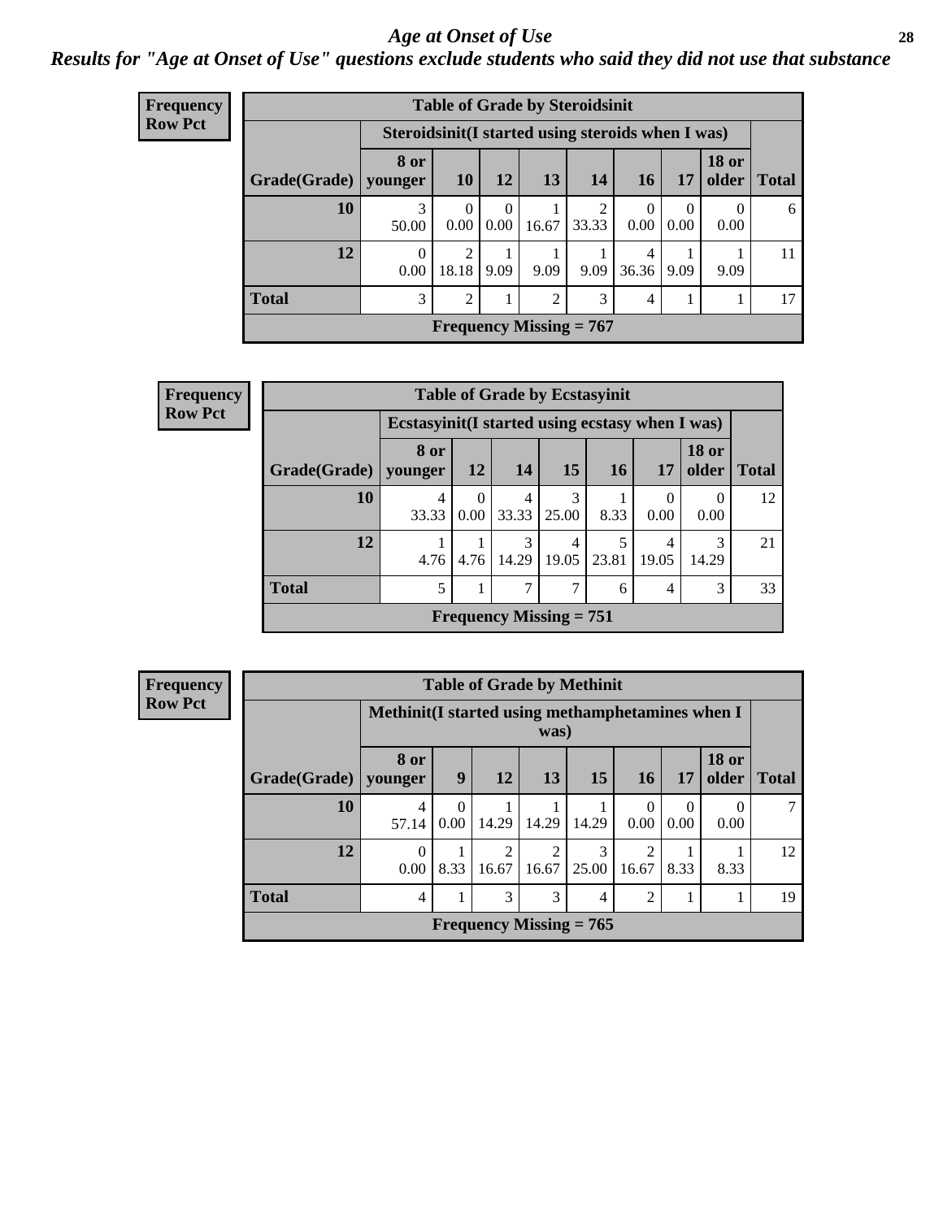## *Age at Onset of Use*

***Results for "Age at Onset of Use" questions exclude students who said they did not use that substance***

**Frequency**
**Row Pct**

| Table of Grade by Steroidsinit | | | | | | | | | |
|---|---|---|---|---|---|---|---|---|---|
| | Steroidsinit(I started using steroids when I was) | | | | | | | | |
| Grade(Grade) | 8 or younger | 10 | 12 | 13 | 14 | 16 | 17 | 18 or older | Total |
| 10 | 3<br>50.00 | 0<br>0.00 | 0<br>0.00 | 1<br>16.67 | 2<br>33.33 | 0<br>0.00 | 0<br>0.00 | 0<br>0.00 | 6 |
| 12 | 0<br>0.00 | 2<br>18.18 | 1<br>9.09 | 1<br>9.09 | 1<br>9.09 | 4<br>36.36 | 1<br>9.09 | 1<br>9.09 | 11 |
| Total | 3 | 2 | 1 | 2 | 3 | 4 | 1 | 1 | 17 |
| Frequency Missing = 767 | | | | | | | | | |

**Frequency**
**Row Pct**

| Table of Grade by Ecstasyinit | | | | | | | | |
|---|---|---|---|---|---|---|---|---|
| | Ecstasyinit(I started using ecstasy when I was) | | | | | | | |
| Grade(Grade) | 8 or younger | 12 | 14 | 15 | 16 | 17 | 18 or older | Total |
| 10 | 4<br>33.33 | 0<br>0.00 | 4<br>33.33 | 3<br>25.00 | 1<br>8.33 | 0<br>0.00 | 0<br>0.00 | 12 |
| 12 | 1<br>4.76 | 1<br>4.76 | 3<br>14.29 | 4<br>19.05 | 5<br>23.81 | 4<br>19.05 | 3<br>14.29 | 21 |
| Total | 5 | 1 | 7 | 7 | 6 | 4 | 3 | 33 |
| Frequency Missing = 751 | | | | | | | | |

**Frequency**
**Row Pct**

| Table of Grade by Methinit | | | | | | | | | |
|---|---|---|---|---|---|---|---|---|---|
| | Methinit(I started using methamphetamines when I was) | | | | | | | | |
| Grade(Grade) | 8 or younger | 9 | 12 | 13 | 15 | 16 | 17 | 18 or older | Total |
| 10 | 4<br>57.14 | 0<br>0.00 | 1<br>14.29 | 1<br>14.29 | 1<br>14.29 | 0<br>0.00 | 0<br>0.00 | 0<br>0.00 | 7 |
| 12 | 0<br>0.00 | 1<br>8.33 | 2<br>16.67 | 2<br>16.67 | 3<br>25.00 | 2<br>16.67 | 1<br>8.33 | 1<br>8.33 | 12 |
| Total | 4 | 1 | 3 | 3 | 4 | 2 | 1 | 1 | 19 |
| Frequency Missing = 765 | | | | | | | | | |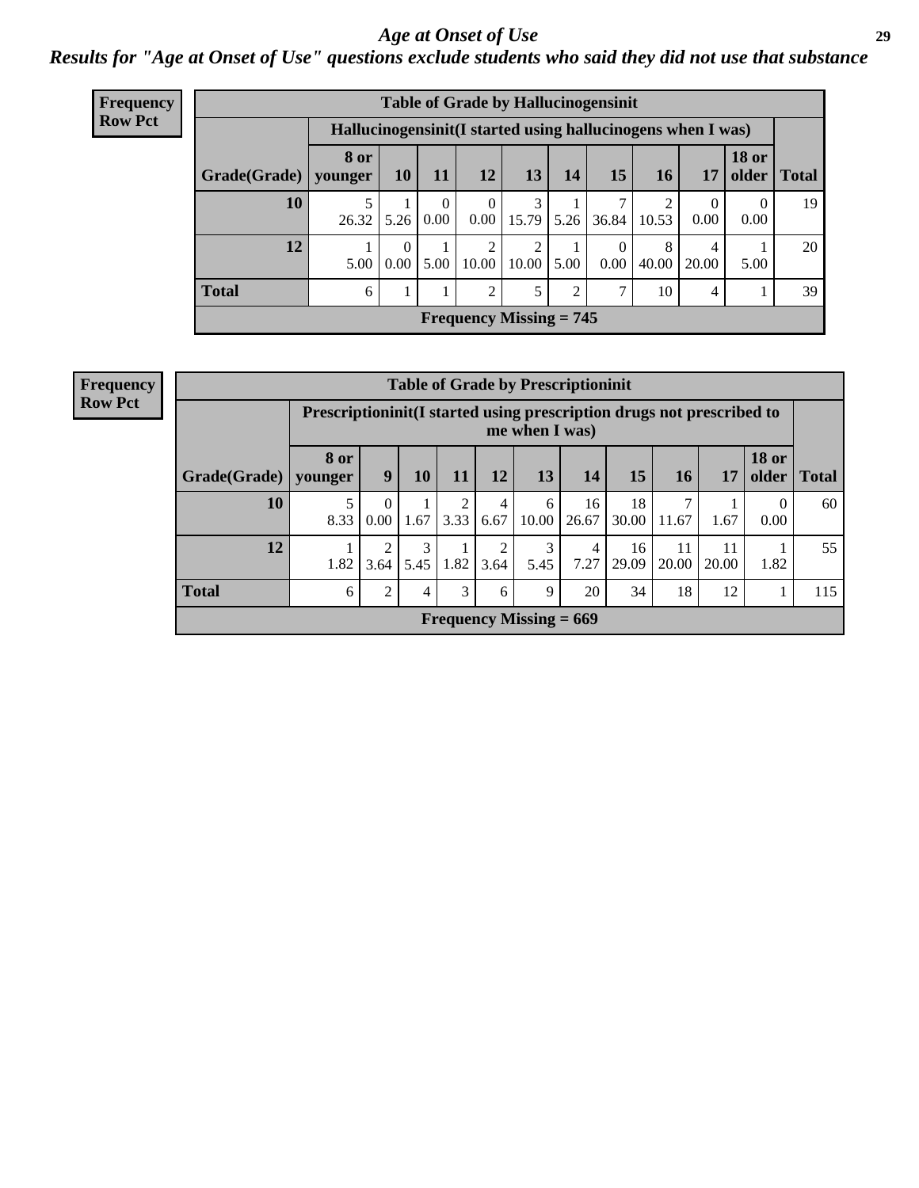## *Age at Onset of Use*

### *Results for "Age at Onset of Use" questions exclude students who said they did not use that substance*

**Frequency**
**Row Pct**

| Table of Grade by Hallucinogensinit | | | | | | | | | | | |
|---|---|---|---|---|---|---|---|---|---|---|---|
| | Hallucinogensinit(I started using hallucinogens when I was) | | | | | | | | | | |
| Grade(Grade) | 8 or younger | 10 | 11 | 12 | 13 | 14 | 15 | 16 | 17 | 18 or older | Total |
| **10** | 5<br>26.32 | 1<br>5.26 | 0<br>0.00 | 0<br>0.00 | 3<br>15.79 | 1<br>5.26 | 7<br>36.84 | 2<br>10.53 | 0<br>0.00 | 0<br>0.00 | 19 |
| **12** | 1<br>5.00 | 0<br>0.00 | 1<br>5.00 | 2<br>10.00 | 2<br>10.00 | 1<br>5.00 | 0<br>0.00 | 8<br>40.00 | 4<br>20.00 | 1<br>5.00 | 20 |
| **Total** | 6 | 1 | 1 | 2 | 5 | 2 | 7 | 10 | 4 | 1 | 39 |
| **Frequency Missing = 745** | | | | | | | | | | | |

**Frequency**
**Row Pct**

| Table of Grade by Prescriptioninit | | | | | | | | | | | | |
|---|---|---|---|---|---|---|---|---|---|---|---|---|
| | Prescriptioninit(I started using prescription drugs not prescribed to me when I was) | | | | | | | | | | | |
| Grade(Grade) | 8 or younger | 9 | 10 | 11 | 12 | 13 | 14 | 15 | 16 | 17 | 18 or older | Total |
| **10** | 5<br>8.33 | 0<br>0.00 | 1<br>1.67 | 2<br>3.33 | 4<br>6.67 | 6<br>10.00 | 16<br>26.67 | 18<br>30.00 | 7<br>11.67 | 1<br>1.67 | 0<br>0.00 | 60 |
| **12** | 1<br>1.82 | 2<br>3.64 | 3<br>5.45 | 1<br>1.82 | 2<br>3.64 | 3<br>5.45 | 4<br>7.27 | 16<br>29.09 | 11<br>20.00 | 11<br>20.00 | 1<br>1.82 | 55 |
| **Total** | 6 | 2 | 4 | 3 | 6 | 9 | 20 | 34 | 18 | 12 | 1 | 115 |
| **Frequency Missing = 669** | | | | | | | | | | | | |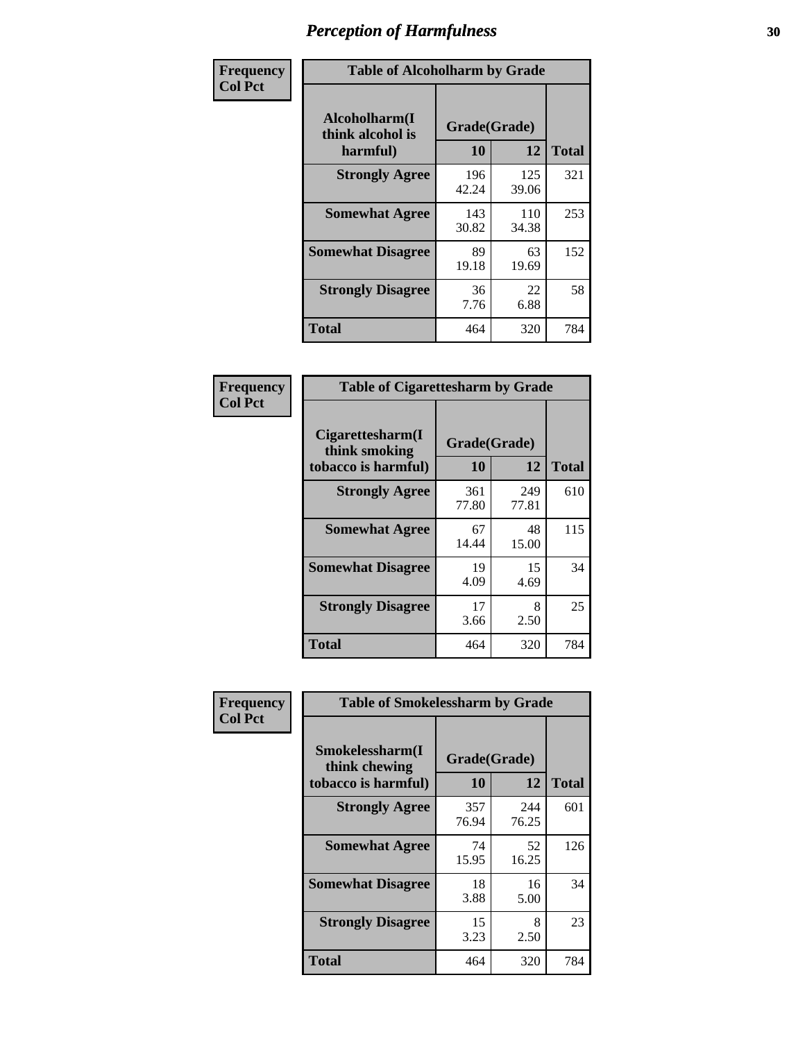# Perception of Harmfulness

**Frequency**
**Col Pct**

| Table of Alcoholharm by Grade | | | |
|---|---|---|---|
| Alcoholharm(I think alcohol is harmful) | Grade(Grade) | | Total |
| | 10 | 12 | |
| **Strongly Agree** | 196<br>42.24 | 125<br>39.06 | 321 |
| **Somewhat Agree** | 143<br>30.82 | 110<br>34.38 | 253 |
| **Somewhat Disagree** | 89<br>19.18 | 63<br>19.69 | 152 |
| **Strongly Disagree** | 36<br>7.76 | 22<br>6.88 | 58 |
| **Total** | 464 | 320 | 784 |

**Frequency**
**Col Pct**

| Table of Cigarettesharm by Grade | | | |
|---|---|---|---|
| Cigarettesharm(I think smoking tobacco is harmful) | Grade(Grade) | | Total |
| | 10 | 12 | |
| **Strongly Agree** | 361<br>77.80 | 249<br>77.81 | 610 |
| **Somewhat Agree** | 67<br>14.44 | 48<br>15.00 | 115 |
| **Somewhat Disagree** | 19<br>4.09 | 15<br>4.69 | 34 |
| **Strongly Disagree** | 17<br>3.66 | 8<br>2.50 | 25 |
| **Total** | 464 | 320 | 784 |

**Frequency**
**Col Pct**

| Table of Smokelessharm by Grade | | | |
|---|---|---|---|
| Smokelessharm(I think chewing tobacco is harmful) | Grade(Grade) | | Total |
| | 10 | 12 | |
| **Strongly Agree** | 357<br>76.94 | 244<br>76.25 | 601 |
| **Somewhat Agree** | 74<br>15.95 | 52<br>16.25 | 126 |
| **Somewhat Disagree** | 18<br>3.88 | 16<br>5.00 | 34 |
| **Strongly Disagree** | 15<br>3.23 | 8<br>2.50 | 23 |
| **Total** | 464 | 320 | 784 |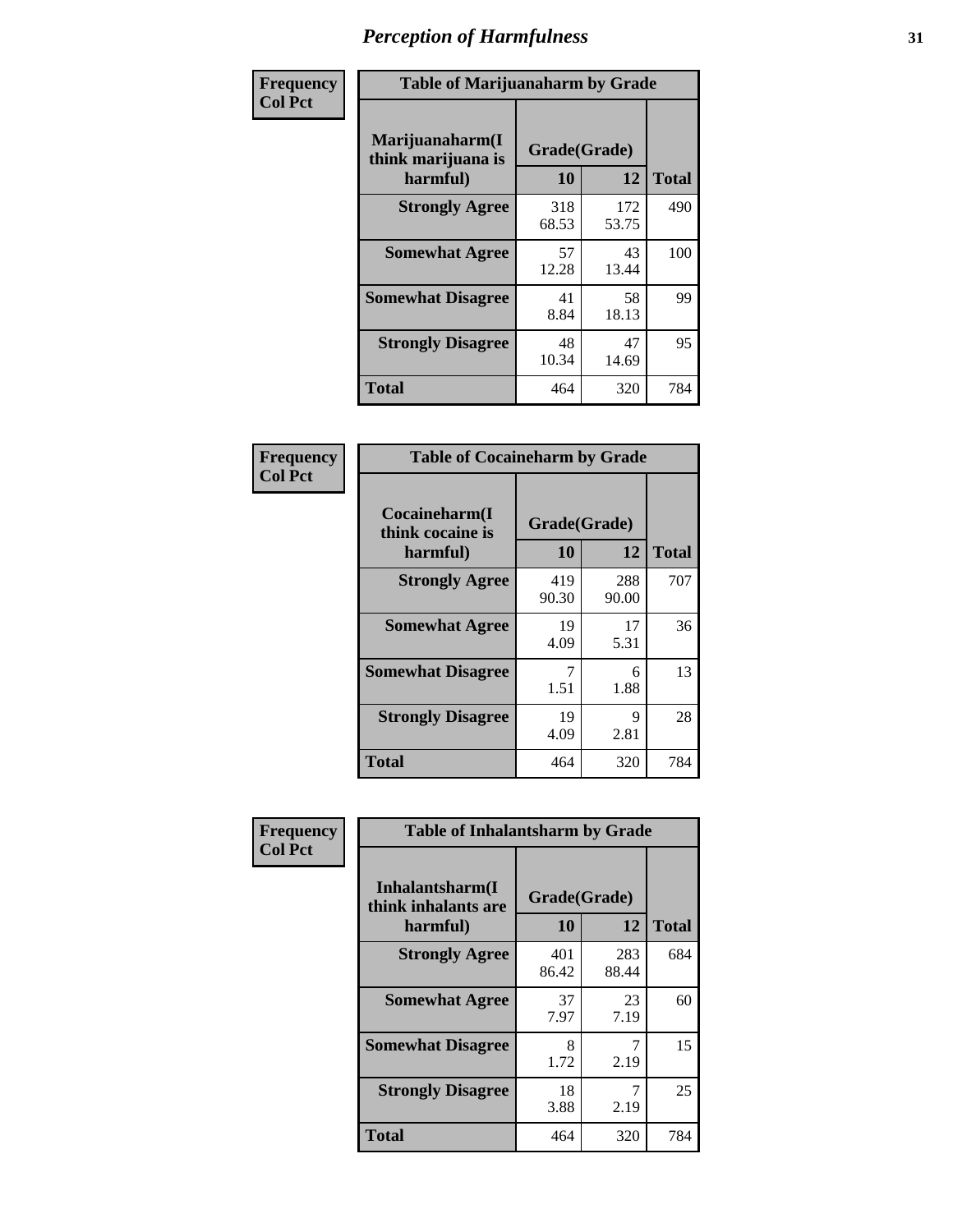# Perception of Harmfulness

**Frequency**
**Col Pct**

| Table of Marijuanaharm by Grade | | | |
|---|---|---|---|
| Marijuanaharm(I think marijuana is harmful) | Grade(Grade) | | Total |
| | 10 | 12 | |
| **Strongly Agree** | 318<br>68.53 | 172<br>53.75 | 490 |
| **Somewhat Agree** | 57<br>12.28 | 43<br>13.44 | 100 |
| **Somewhat Disagree** | 41<br>8.84 | 58<br>18.13 | 99 |
| **Strongly Disagree** | 48<br>10.34 | 47<br>14.69 | 95 |
| **Total** | 464 | 320 | 784 |

**Frequency**
**Col Pct**

| Table of Cocaineharm by Grade | | | |
|---|---|---|---|
| Cocaineharm(I think cocaine is harmful) | Grade(Grade) | | Total |
| | 10 | 12 | |
| **Strongly Agree** | 419<br>90.30 | 288<br>90.00 | 707 |
| **Somewhat Agree** | 19<br>4.09 | 17<br>5.31 | 36 |
| **Somewhat Disagree** | 7<br>1.51 | 6<br>1.88 | 13 |
| **Strongly Disagree** | 19<br>4.09 | 9<br>2.81 | 28 |
| **Total** | 464 | 320 | 784 |

**Frequency**
**Col Pct**

| Table of Inhalantsharm by Grade | | | |
|---|---|---|---|
| Inhalantsharm(I think inhalants are harmful) | Grade(Grade) | | Total |
| | 10 | 12 | |
| **Strongly Agree** | 401<br>86.42 | 283<br>88.44 | 684 |
| **Somewhat Agree** | 37<br>7.97 | 23<br>7.19 | 60 |
| **Somewhat Disagree** | 8<br>1.72 | 7<br>2.19 | 15 |
| **Strongly Disagree** | 18<br>3.88 | 7<br>2.19 | 25 |
| **Total** | 464 | 320 | 784 |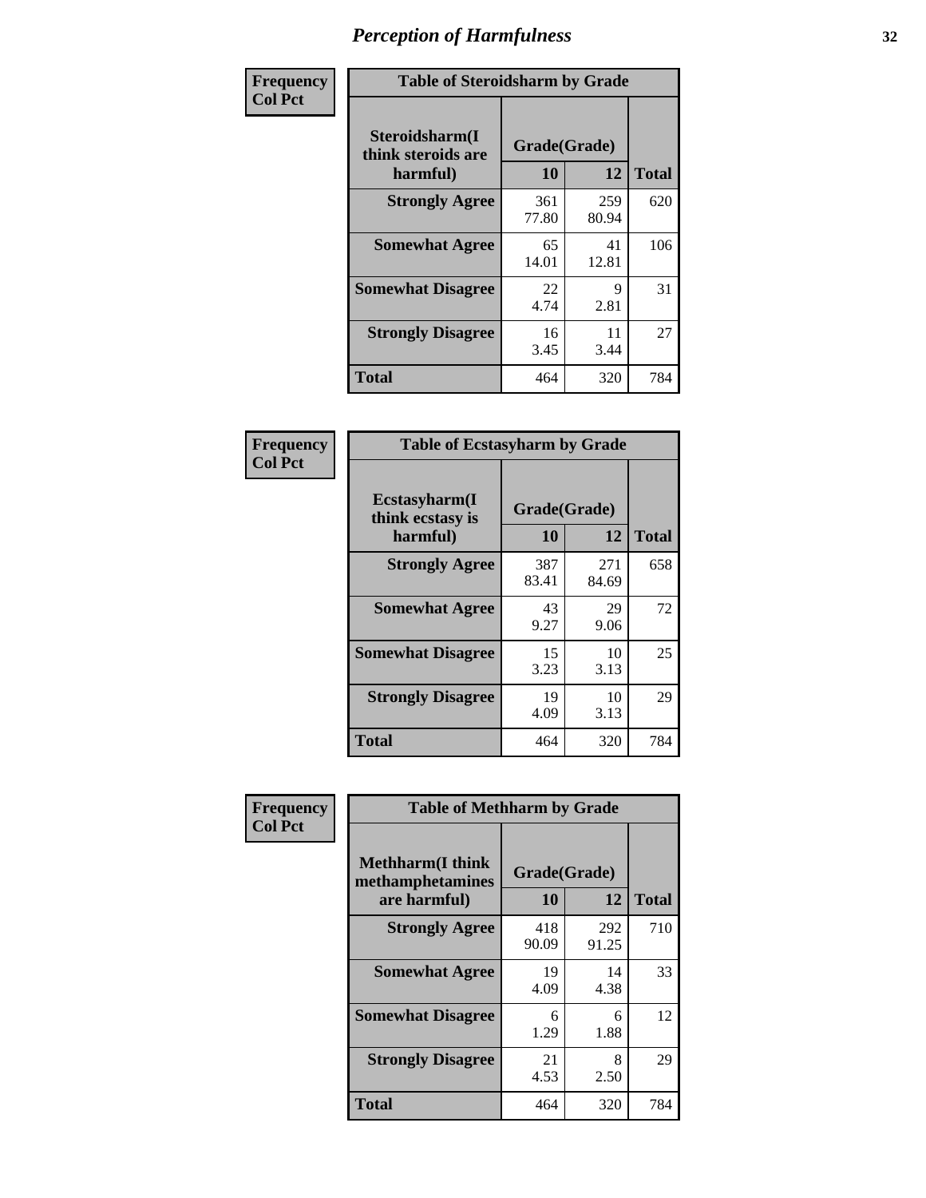# Perception of Harmfulness

**Frequency**
**Col Pct**

| Table of Steroidsharm by Grade | | | |
|---|---|---|---|
| Steroidsharm(I think steroids are harmful) | Grade(Grade) | | |
| | 10 | 12 | Total |
| **Strongly Agree** | 361<br>77.80 | 259<br>80.94 | 620 |
| **Somewhat Agree** | 65<br>14.01 | 41<br>12.81 | 106 |
| **Somewhat Disagree** | 22<br>4.74 | 9<br>2.81 | 31 |
| **Strongly Disagree** | 16<br>3.45 | 11<br>3.44 | 27 |
| **Total** | 464 | 320 | 784 |

**Frequency**
**Col Pct**

| Table of Ecstasyharm by Grade | | | |
|---|---|---|---|
| Ecstasyharm(I think ecstasy is harmful) | Grade(Grade) | | |
| | 10 | 12 | Total |
| **Strongly Agree** | 387<br>83.41 | 271<br>84.69 | 658 |
| **Somewhat Agree** | 43<br>9.27 | 29<br>9.06 | 72 |
| **Somewhat Disagree** | 15<br>3.23 | 10<br>3.13 | 25 |
| **Strongly Disagree** | 19<br>4.09 | 10<br>3.13 | 29 |
| **Total** | 464 | 320 | 784 |

**Frequency**
**Col Pct**

| Table of Methharm by Grade | | | |
|---|---|---|---|
| Methharm(I think methamphetamines are harmful) | Grade(Grade) | | |
| | 10 | 12 | Total |
| **Strongly Agree** | 418<br>90.09 | 292<br>91.25 | 710 |
| **Somewhat Agree** | 19<br>4.09 | 14<br>4.38 | 33 |
| **Somewhat Disagree** | 6<br>1.29 | 6<br>1.88 | 12 |
| **Strongly Disagree** | 21<br>4.53 | 8<br>2.50 | 29 |
| **Total** | 464 | 320 | 784 |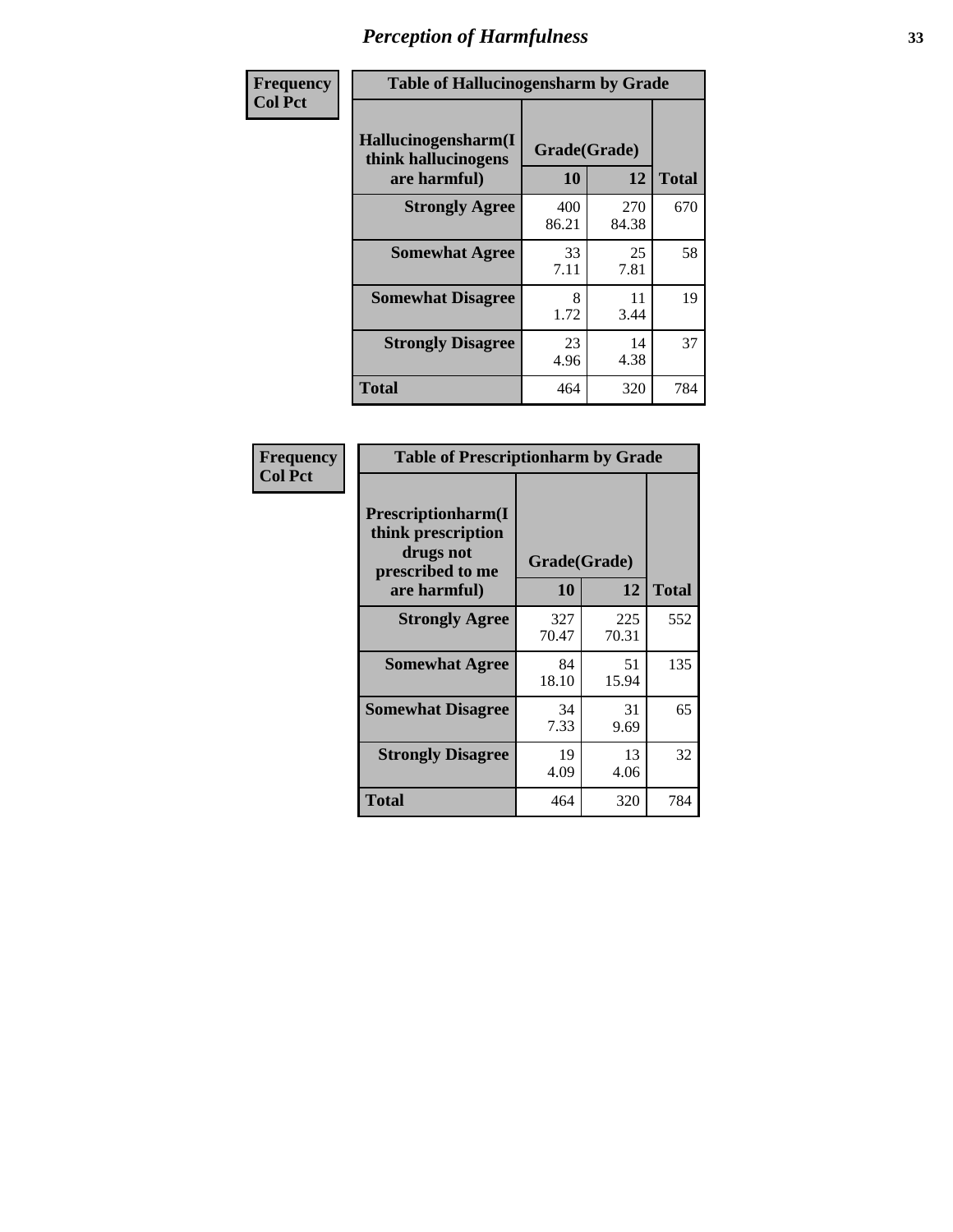# Perception of Harmfulness

| Frequency<br>Col Pct | Table of Hallucinogensharm by Grade | | |
|---|---|---|---|
| Hallucinogensharm(I think hallucinogens are harmful) | Grade(Grade) | | |
| | 10 | 12 | Total |
| Strongly Agree | 400<br>86.21 | 270<br>84.38 | 670 |
| Somewhat Agree | 33<br>7.11 | 25<br>7.81 | 58 |
| Somewhat Disagree | 8<br>1.72 | 11<br>3.44 | 19 |
| Strongly Disagree | 23<br>4.96 | 14<br>4.38 | 37 |
| Total | 464 | 320 | 784 |

| Frequency<br>Col Pct | Table of Prescriptionharm by Grade | | |
|---|---|---|---|
| Prescriptionharm(I think prescription drugs not prescribed to me are harmful) | Grade(Grade) | | |
| | 10 | 12 | Total |
| Strongly Agree | 327<br>70.47 | 225<br>70.31 | 552 |
| Somewhat Agree | 84<br>18.10 | 51<br>15.94 | 135 |
| Somewhat Disagree | 34<br>7.33 | 31<br>9.69 | 65 |
| Strongly Disagree | 19<br>4.09 | 13<br>4.06 | 32 |
| Total | 464 | 320 | 784 |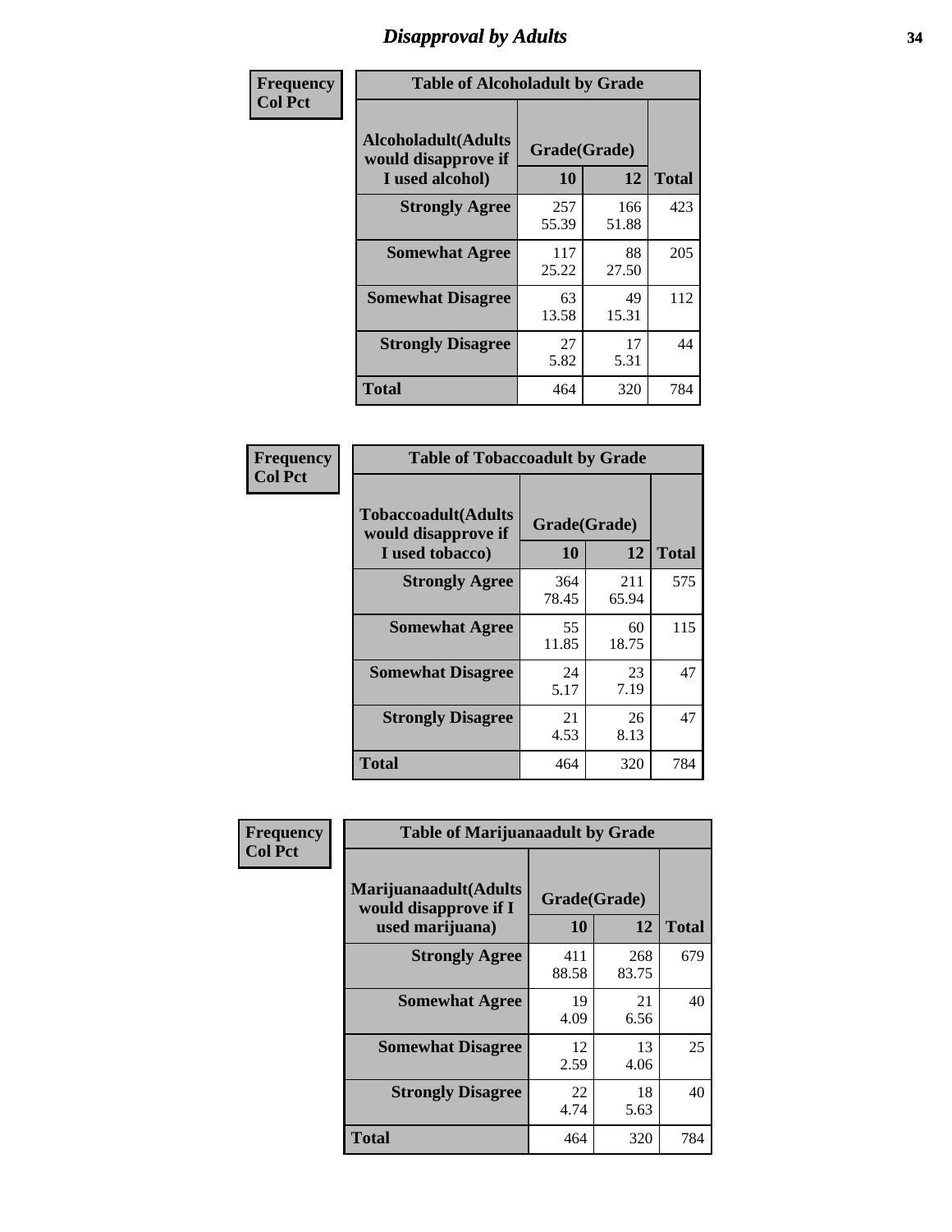# Disapproval by Adults

| Frequency<br>Col Pct | | | |
|---|---|---|---|

**Table of Alcoholadult by Grade**

| Alcoholadult(Adults would disapprove if I used alcohol) | Grade(Grade) | | Total |
|---|---|---|---|
| | 10 | 12 | |
| Strongly Agree | 257<br>55.39 | 166<br>51.88 | 423 |
| Somewhat Agree | 117<br>25.22 | 88<br>27.50 | 205 |
| Somewhat Disagree | 63<br>13.58 | 49<br>15.31 | 112 |
| Strongly Disagree | 27<br>5.82 | 17<br>5.31 | 44 |
| Total | 464 | 320 | 784 |

| Frequency<br>Col Pct | | | |
|---|---|---|---|

**Table of Tobaccoadult by Grade**

| Tobaccoadult(Adults would disapprove if I used tobacco) | Grade(Grade) | | Total |
|---|---|---|---|
| | 10 | 12 | |
| Strongly Agree | 364<br>78.45 | 211<br>65.94 | 575 |
| Somewhat Agree | 55<br>11.85 | 60<br>18.75 | 115 |
| Somewhat Disagree | 24<br>5.17 | 23<br>7.19 | 47 |
| Strongly Disagree | 21<br>4.53 | 26<br>8.13 | 47 |
| Total | 464 | 320 | 784 |

| Frequency<br>Col Pct | | | |
|---|---|---|---|

**Table of Marijuanaadult by Grade**

| Marijuanaadult(Adults would disapprove if I used marijuana) | Grade(Grade) | | Total |
|---|---|---|---|
| | 10 | 12 | |
| Strongly Agree | 411<br>88.58 | 268<br>83.75 | 679 |
| Somewhat Agree | 19<br>4.09 | 21<br>6.56 | 40 |
| Somewhat Disagree | 12<br>2.59 | 13<br>4.06 | 25 |
| Strongly Disagree | 22<br>4.74 | 18<br>5.63 | 40 |
| Total | 464 | 320 | 784 |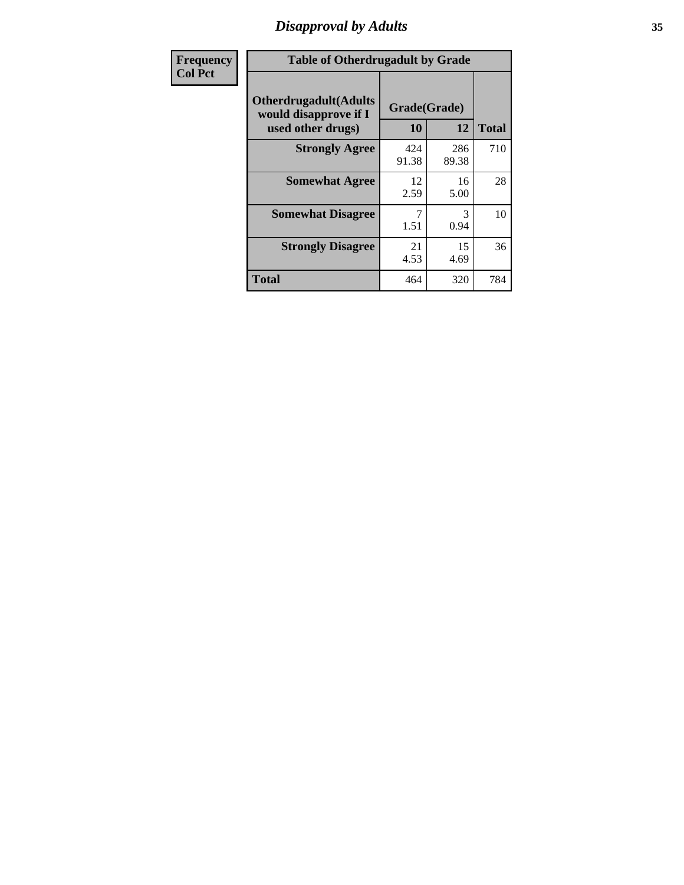## Disapproval by Adults

| Frequency<br>Col Pct |
|---|

**Table of Otherdrugadult by Grade**

| Otherdrugadult(Adults would disapprove if I used other drugs) | Grade(Grade) | | |
|---|---|---|---|
| | 10 | 12 | Total |
| **Strongly Agree** | 424<br>91.38 | 286<br>89.38 | 710 |
| **Somewhat Agree** | 12<br>2.59 | 16<br>5.00 | 28 |
| **Somewhat Disagree** | 7<br>1.51 | 3<br>0.94 | 10 |
| **Strongly Disagree** | 21<br>4.53 | 15<br>4.69 | 36 |
| **Total** | 464 | 320 | 784 |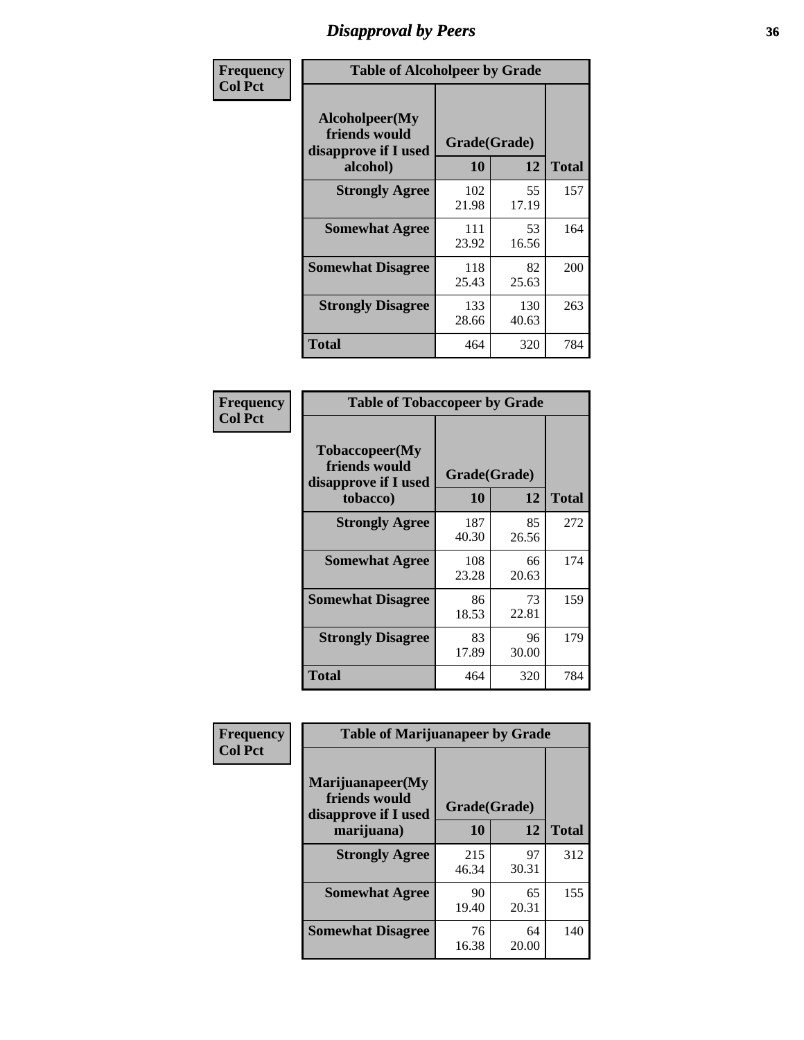# Disapproval by Peers

| Frequency Col Pct | Table of Alcoholpeer by Grade | | |
|---|---|---|---|
| Alcoholpeer(My friends would disapprove if I used alcohol) | Grade(Grade) | | |
| | 10 | 12 | Total |
| Strongly Agree | 102<br>21.98 | 55<br>17.19 | 157 |
| Somewhat Agree | 111<br>23.92 | 53<br>16.56 | 164 |
| Somewhat Disagree | 118<br>25.43 | 82<br>25.63 | 200 |
| Strongly Disagree | 133<br>28.66 | 130<br>40.63 | 263 |
| Total | 464 | 320 | 784 |

| Frequency Col Pct | Table of Tobaccopeer by Grade | | |
|---|---|---|---|
| Tobaccopeer(My friends would disapprove if I used tobacco) | Grade(Grade) | | |
| | 10 | 12 | Total |
| Strongly Agree | 187<br>40.30 | 85<br>26.56 | 272 |
| Somewhat Agree | 108<br>23.28 | 66<br>20.63 | 174 |
| Somewhat Disagree | 86<br>18.53 | 73<br>22.81 | 159 |
| Strongly Disagree | 83<br>17.89 | 96<br>30.00 | 179 |
| Total | 464 | 320 | 784 |

| Frequency Col Pct | Table of Marijuanapeer by Grade | | |
|---|---|---|---|
| Marijuanapeer(My friends would disapprove if I used marijuana) | Grade(Grade) | | |
| | 10 | 12 | Total |
| Strongly Agree | 215<br>46.34 | 97<br>30.31 | 312 |
| Somewhat Agree | 90<br>19.40 | 65<br>20.31 | 155 |
| Somewhat Disagree | 76<br>16.38 | 64<br>20.00 | 140 |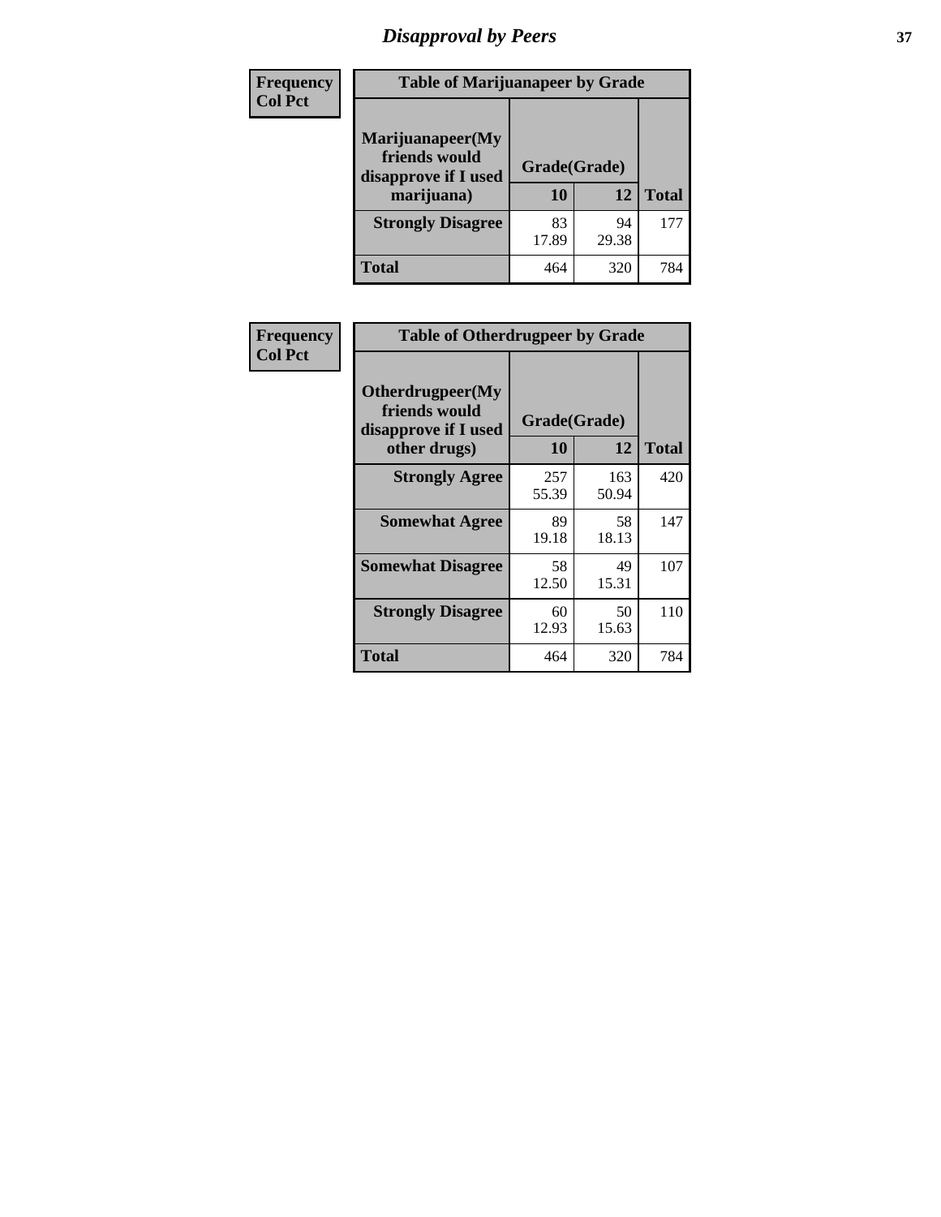# Disapproval by Peers

| Frequency<br>Col Pct | Table of Marijuanapeer by Grade | | |
|---|---|---|---|
| Marijuanapeer(My friends would disapprove if I used marijuana) | Grade(Grade) | | |
| | 10 | 12 | Total |
| Strongly Disagree | 83<br>17.89 | 94<br>29.38 | 177 |
| Total | 464 | 320 | 784 |

| Frequency<br>Col Pct | Table of Otherdrugpeer by Grade | | |
|---|---|---|---|
| Otherdrugpeer(My friends would disapprove if I used other drugs) | Grade(Grade) | | |
| | 10 | 12 | Total |
| Strongly Agree | 257<br>55.39 | 163<br>50.94 | 420 |
| Somewhat Agree | 89<br>19.18 | 58<br>18.13 | 147 |
| Somewhat Disagree | 58<br>12.50 | 49<br>15.31 | 107 |
| Strongly Disagree | 60<br>12.93 | 50<br>15.63 | 110 |
| Total | 464 | 320 | 784 |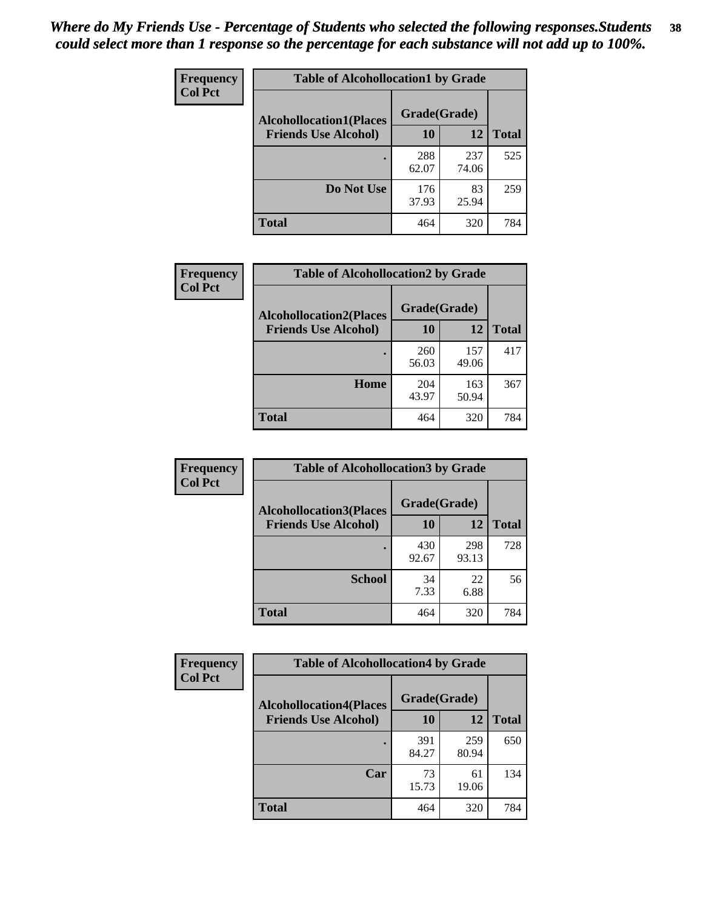*Where do My Friends Use - Percentage of Students who selected the following responses.Students could select more than 1 response so the percentage for each substance will not add up to 100%.*

**Frequency**
**Col Pct**

| Table of Alcohollocation1 by Grade | | | |
|---|---|---|---|
| **Alcohollocation1(Places Friends Use Alcohol)** | **Grade(Grade)** | | |
| | **10** | **12** | **Total** |
| **.** | 288<br>62.07 | 237<br>74.06 | 525 |
| **Do Not Use** | 176<br>37.93 | 83<br>25.94 | 259 |
| **Total** | 464 | 320 | 784 |

**Frequency**
**Col Pct**

| Table of Alcohollocation2 by Grade | | | |
|---|---|---|---|
| **Alcohollocation2(Places Friends Use Alcohol)** | **Grade(Grade)** | | |
| | **10** | **12** | **Total** |
| **.** | 260<br>56.03 | 157<br>49.06 | 417 |
| **Home** | 204<br>43.97 | 163<br>50.94 | 367 |
| **Total** | 464 | 320 | 784 |

**Frequency**
**Col Pct**

| Table of Alcohollocation3 by Grade | | | |
|---|---|---|---|
| **Alcohollocation3(Places Friends Use Alcohol)** | **Grade(Grade)** | | |
| | **10** | **12** | **Total** |
| **.** | 430<br>92.67 | 298<br>93.13 | 728 |
| **School** | 34<br>7.33 | 22<br>6.88 | 56 |
| **Total** | 464 | 320 | 784 |

**Frequency**
**Col Pct**

| Table of Alcohollocation4 by Grade | | | |
|---|---|---|---|
| **Alcohollocation4(Places Friends Use Alcohol)** | **Grade(Grade)** | | |
| | **10** | **12** | **Total** |
| **.** | 391<br>84.27 | 259<br>80.94 | 650 |
| **Car** | 73<br>15.73 | 61<br>19.06 | 134 |
| **Total** | 464 | 320 | 784 |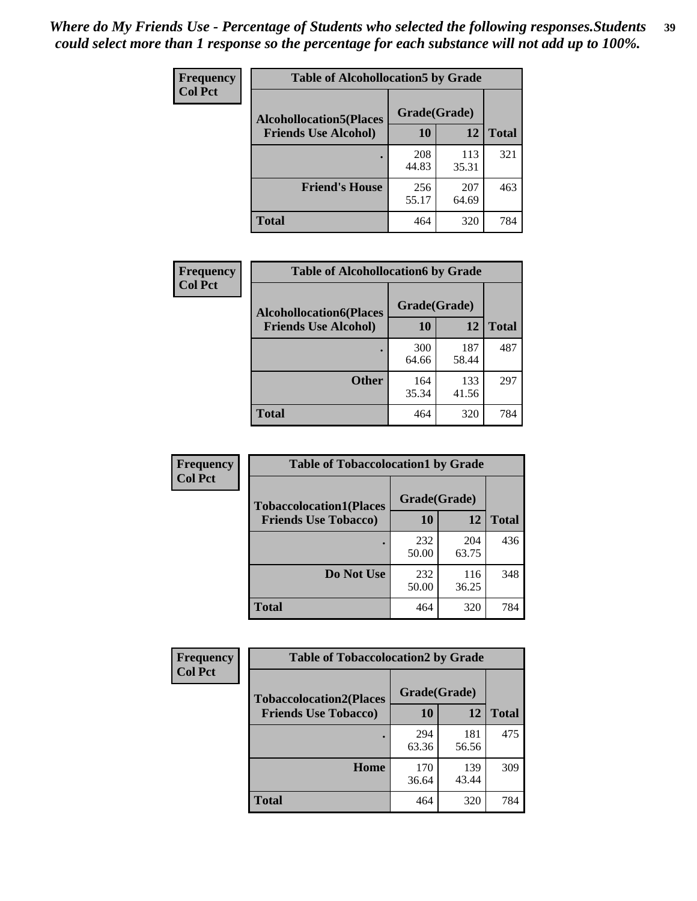*Where do My Friends Use - Percentage of Students who selected the following responses.Students could select more than 1 response so the percentage for each substance will not add up to 100%.*

**Frequency**
**Col Pct**

| Table of Alcohollocation5 by Grade | | | |
|---|---|---|---|
| **Alcohollocation5(Places Friends Use Alcohol)** | **Grade(Grade)** | | **Total** |
| | **10** | **12** | |
| **.** | 208<br>44.83 | 113<br>35.31 | 321 |
| **Friend's House** | 256<br>55.17 | 207<br>64.69 | 463 |
| **Total** | 464 | 320 | 784 |

**Frequency**
**Col Pct**

| Table of Alcohollocation6 by Grade | | | |
|---|---|---|---|
| **Alcohollocation6(Places Friends Use Alcohol)** | **Grade(Grade)** | | **Total** |
| | **10** | **12** | |
| **.** | 300<br>64.66 | 187<br>58.44 | 487 |
| **Other** | 164<br>35.34 | 133<br>41.56 | 297 |
| **Total** | 464 | 320 | 784 |

**Frequency**
**Col Pct**

| Table of Tobaccolocation1 by Grade | | | |
|---|---|---|---|
| **Tobaccolocation1(Places Friends Use Tobacco)** | **Grade(Grade)** | | **Total** |
| | **10** | **12** | |
| **.** | 232<br>50.00 | 204<br>63.75 | 436 |
| **Do Not Use** | 232<br>50.00 | 116<br>36.25 | 348 |
| **Total** | 464 | 320 | 784 |

**Frequency**
**Col Pct**

| Table of Tobaccolocation2 by Grade | | | |
|---|---|---|---|
| **Tobaccolocation2(Places Friends Use Tobacco)** | **Grade(Grade)** | | **Total** |
| | **10** | **12** | |
| **.** | 294<br>63.36 | 181<br>56.56 | 475 |
| **Home** | 170<br>36.64 | 139<br>43.44 | 309 |
| **Total** | 464 | 320 | 784 |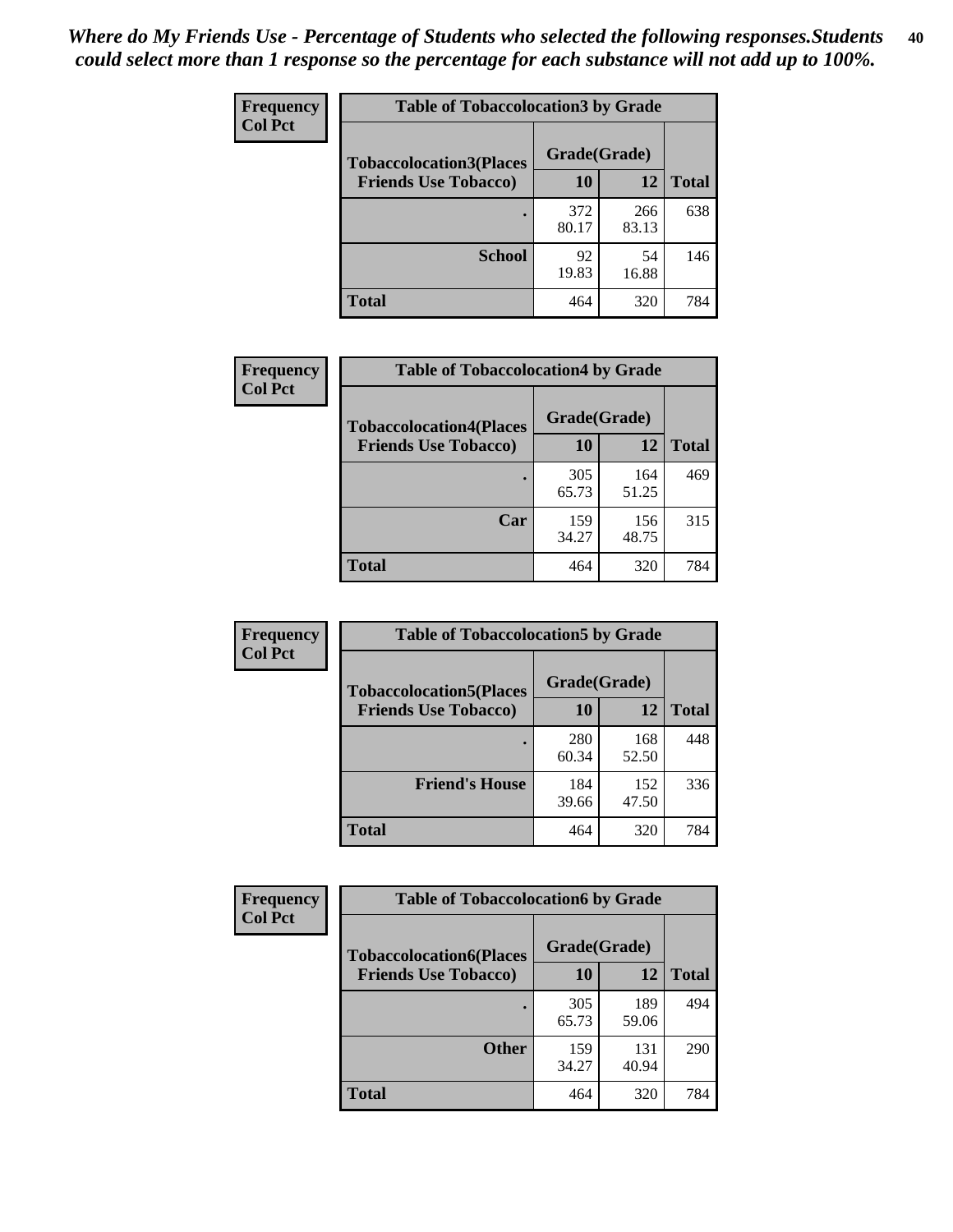*Where do My Friends Use - Percentage of Students who selected the following responses.Students could select more than 1 response so the percentage for each substance will not add up to 100%.*

**Frequency**
**Col Pct**

| Table of Tobaccolocation3 by Grade | | | |
|---|---|---|---|
| **Tobaccolocation3(Places Friends Use Tobacco)** | **Grade(Grade)** | | |
| | **10** | **12** | **Total** |
| **.** | 372<br>80.17 | 266<br>83.13 | 638 |
| **School** | 92<br>19.83 | 54<br>16.88 | 146 |
| **Total** | 464 | 320 | 784 |

**Frequency**
**Col Pct**

| Table of Tobaccolocation4 by Grade | | | |
|---|---|---|---|
| **Tobaccolocation4(Places Friends Use Tobacco)** | **Grade(Grade)** | | |
| | **10** | **12** | **Total** |
| **.** | 305<br>65.73 | 164<br>51.25 | 469 |
| **Car** | 159<br>34.27 | 156<br>48.75 | 315 |
| **Total** | 464 | 320 | 784 |

**Frequency**
**Col Pct**

| Table of Tobaccolocation5 by Grade | | | |
|---|---|---|---|
| **Tobaccolocation5(Places Friends Use Tobacco)** | **Grade(Grade)** | | |
| | **10** | **12** | **Total** |
| **.** | 280<br>60.34 | 168<br>52.50 | 448 |
| **Friend's House** | 184<br>39.66 | 152<br>47.50 | 336 |
| **Total** | 464 | 320 | 784 |

**Frequency**
**Col Pct**

| Table of Tobaccolocation6 by Grade | | | |
|---|---|---|---|
| **Tobaccolocation6(Places Friends Use Tobacco)** | **Grade(Grade)** | | |
| | **10** | **12** | **Total** |
| **.** | 305<br>65.73 | 189<br>59.06 | 494 |
| **Other** | 159<br>34.27 | 131<br>40.94 | 290 |
| **Total** | 464 | 320 | 784 |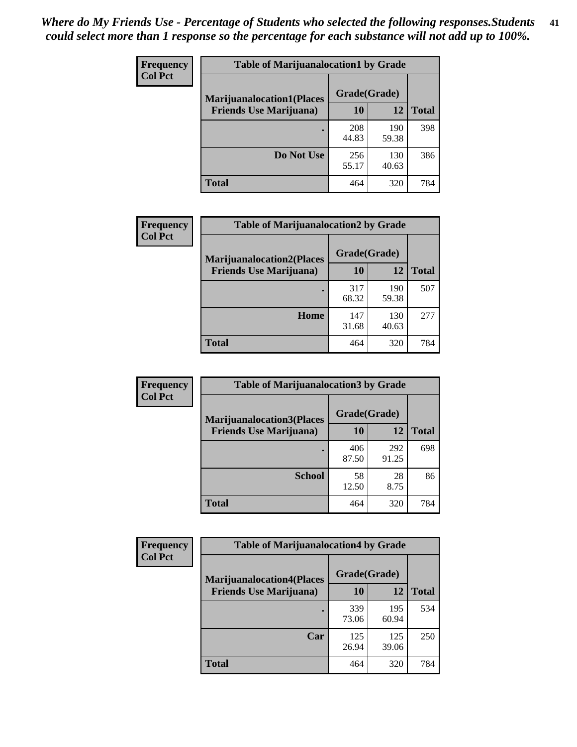*Where do My Friends Use - Percentage of Students who selected the following responses.Students could select more than 1 response so the percentage for each substance will not add up to 100%.*

**Frequency / Col Pct**

| Table of Marijuanalocation1 by Grade | | | |
|---|---|---|---|
| **Marijuanalocation1(Places Friends Use Marijuana)** | **Grade(Grade)** | | **Total** |
| | **10** | **12** | |
| **.** | 208<br>44.83 | 190<br>59.38 | 398 |
| **Do Not Use** | 256<br>55.17 | 130<br>40.63 | 386 |
| **Total** | 464 | 320 | 784 |

**Frequency / Col Pct**

| Table of Marijuanalocation2 by Grade | | | |
|---|---|---|---|
| **Marijuanalocation2(Places Friends Use Marijuana)** | **Grade(Grade)** | | **Total** |
| | **10** | **12** | |
| **.** | 317<br>68.32 | 190<br>59.38 | 507 |
| **Home** | 147<br>31.68 | 130<br>40.63 | 277 |
| **Total** | 464 | 320 | 784 |

**Frequency / Col Pct**

| Table of Marijuanalocation3 by Grade | | | |
|---|---|---|---|
| **Marijuanalocation3(Places Friends Use Marijuana)** | **Grade(Grade)** | | **Total** |
| | **10** | **12** | |
| **.** | 406<br>87.50 | 292<br>91.25 | 698 |
| **School** | 58<br>12.50 | 28<br>8.75 | 86 |
| **Total** | 464 | 320 | 784 |

**Frequency / Col Pct**

| Table of Marijuanalocation4 by Grade | | | |
|---|---|---|---|
| **Marijuanalocation4(Places Friends Use Marijuana)** | **Grade(Grade)** | | **Total** |
| | **10** | **12** | |
| **.** | 339<br>73.06 | 195<br>60.94 | 534 |
| **Car** | 125<br>26.94 | 125<br>39.06 | 250 |
| **Total** | 464 | 320 | 784 |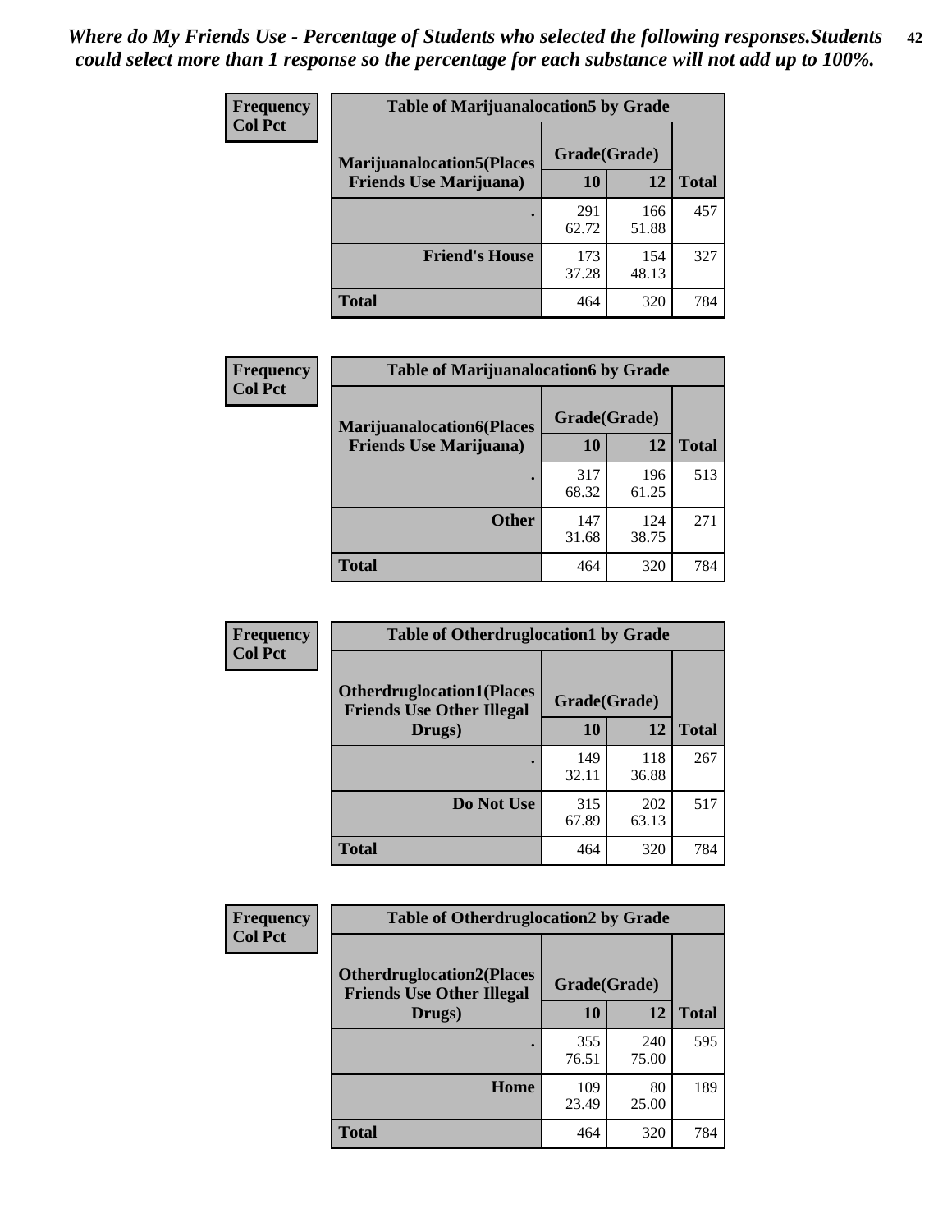*Where do My Friends Use - Percentage of Students who selected the following responses.Students could select more than 1 response so the percentage for each substance will not add up to 100%.*

| Frequency<br>Col Pct | Table of Marijuanalocation5 by Grade | | |
|---|---|---|---|
| Marijuanalocation5(Places Friends Use Marijuana) | Grade(Grade) | | |
| | 10 | 12 | Total |
| . | 291<br>62.72 | 166<br>51.88 | 457 |
| Friend's House | 173<br>37.28 | 154<br>48.13 | 327 |
| Total | 464 | 320 | 784 |

| Frequency<br>Col Pct | Table of Marijuanalocation6 by Grade | | |
|---|---|---|---|
| Marijuanalocation6(Places Friends Use Marijuana) | Grade(Grade) | | |
| | 10 | 12 | Total |
| . | 317<br>68.32 | 196<br>61.25 | 513 |
| Other | 147<br>31.68 | 124<br>38.75 | 271 |
| Total | 464 | 320 | 784 |

| Frequency<br>Col Pct | Table of Otherdruglocation1 by Grade | | |
|---|---|---|---|
| Otherdruglocation1(Places Friends Use Other Illegal Drugs) | Grade(Grade) | | |
| | 10 | 12 | Total |
| . | 149<br>32.11 | 118<br>36.88 | 267 |
| Do Not Use | 315<br>67.89 | 202<br>63.13 | 517 |
| Total | 464 | 320 | 784 |

| Frequency<br>Col Pct | Table of Otherdruglocation2 by Grade | | |
|---|---|---|---|
| Otherdruglocation2(Places Friends Use Other Illegal Drugs) | Grade(Grade) | | |
| | 10 | 12 | Total |
| . | 355<br>76.51 | 240<br>75.00 | 595 |
| Home | 109<br>23.49 | 80<br>25.00 | 189 |
| Total | 464 | 320 | 784 |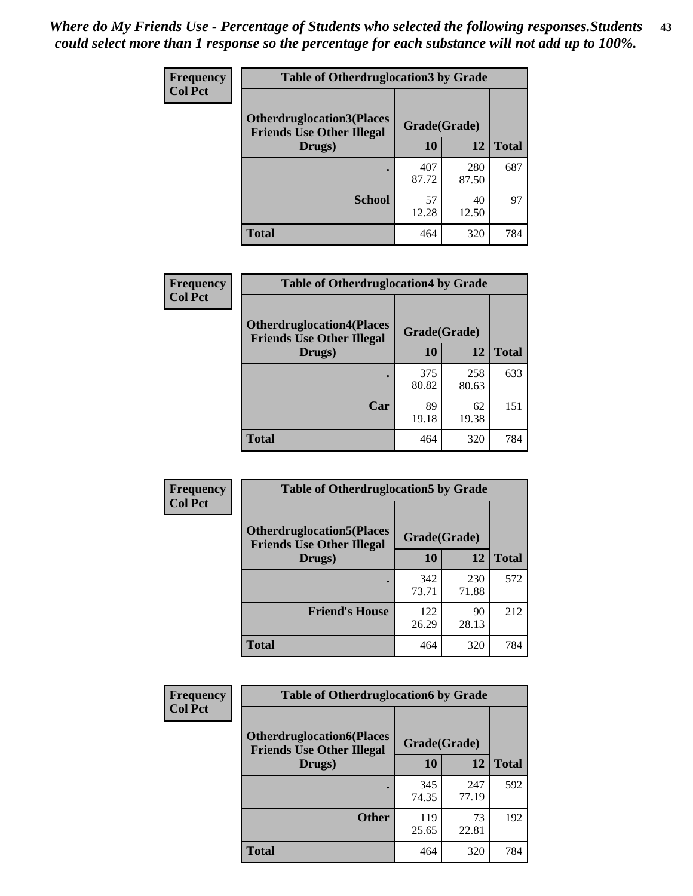*Where do My Friends Use - Percentage of Students who selected the following responses.Students could select more than 1 response so the percentage for each substance will not add up to 100%.*

| Frequency<br>Col Pct | Table of Otherdruglocation3 by Grade | | |
|---|---|---|---|
| Otherdruglocation3(Places Friends Use Other Illegal Drugs) | Grade(Grade) | | |
| | 10 | 12 | Total |
| . | 407<br>87.72 | 280<br>87.50 | 687 |
| School | 57<br>12.28 | 40<br>12.50 | 97 |
| Total | 464 | 320 | 784 |

| Frequency<br>Col Pct | Table of Otherdruglocation4 by Grade | | |
|---|---|---|---|
| Otherdruglocation4(Places Friends Use Other Illegal Drugs) | Grade(Grade) | | |
| | 10 | 12 | Total |
| . | 375<br>80.82 | 258<br>80.63 | 633 |
| Car | 89<br>19.18 | 62<br>19.38 | 151 |
| Total | 464 | 320 | 784 |

| Frequency<br>Col Pct | Table of Otherdruglocation5 by Grade | | |
|---|---|---|---|
| Otherdruglocation5(Places Friends Use Other Illegal Drugs) | Grade(Grade) | | |
| | 10 | 12 | Total |
| . | 342<br>73.71 | 230<br>71.88 | 572 |
| Friend's House | 122<br>26.29 | 90<br>28.13 | 212 |
| Total | 464 | 320 | 784 |

| Frequency<br>Col Pct | Table of Otherdruglocation6 by Grade | | |
|---|---|---|---|
| Otherdruglocation6(Places Friends Use Other Illegal Drugs) | Grade(Grade) | | |
| | 10 | 12 | Total |
| . | 345<br>74.35 | 247<br>77.19 | 592 |
| Other | 119<br>25.65 | 73<br>22.81 | 192 |
| Total | 464 | 320 | 784 |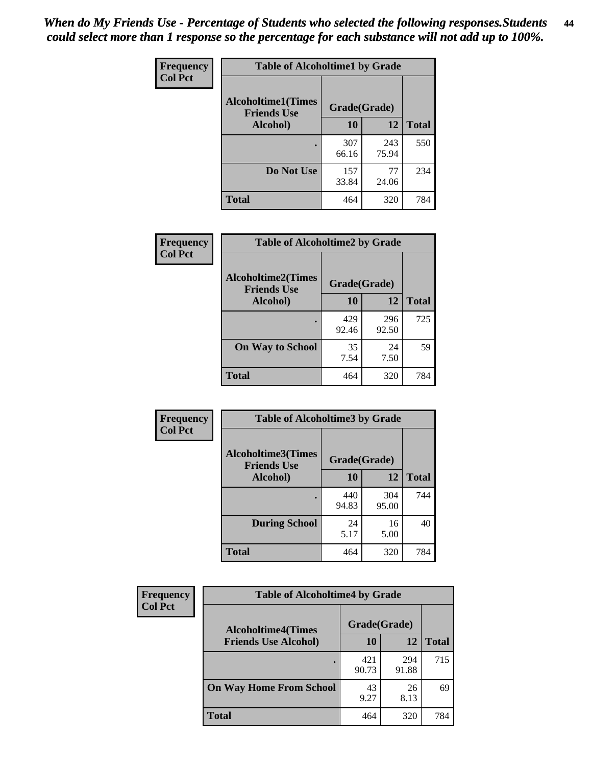*When do My Friends Use - Percentage of Students who selected the following responses.Students could select more than 1 response so the percentage for each substance will not add up to 100%.*

**Frequency**
**Col Pct**

**Table of Alcoholtime1 by Grade**

| Alcoholtime1(Times Friends Use Alcohol) | Grade(Grade) | | Total |
|---|---|---|---|
| | 10 | 12 | |
| . | 307<br>66.16 | 243<br>75.94 | 550 |
| Do Not Use | 157<br>33.84 | 77<br>24.06 | 234 |
| Total | 464 | 320 | 784 |

**Frequency**
**Col Pct**

**Table of Alcoholtime2 by Grade**

| Alcoholtime2(Times Friends Use Alcohol) | Grade(Grade) | | Total |
|---|---|---|---|
| | 10 | 12 | |
| . | 429<br>92.46 | 296<br>92.50 | 725 |
| On Way to School | 35<br>7.54 | 24<br>7.50 | 59 |
| Total | 464 | 320 | 784 |

**Frequency**
**Col Pct**

**Table of Alcoholtime3 by Grade**

| Alcoholtime3(Times Friends Use Alcohol) | Grade(Grade) | | Total |
|---|---|---|---|
| | 10 | 12 | |
| . | 440<br>94.83 | 304<br>95.00 | 744 |
| During School | 24<br>5.17 | 16<br>5.00 | 40 |
| Total | 464 | 320 | 784 |

**Frequency**
**Col Pct**

**Table of Alcoholtime4 by Grade**

| Alcoholtime4(Times Friends Use Alcohol) | Grade(Grade) | | Total |
|---|---|---|---|
| | 10 | 12 | |
| . | 421<br>90.73 | 294<br>91.88 | 715 |
| On Way Home From School | 43<br>9.27 | 26<br>8.13 | 69 |
| Total | 464 | 320 | 784 |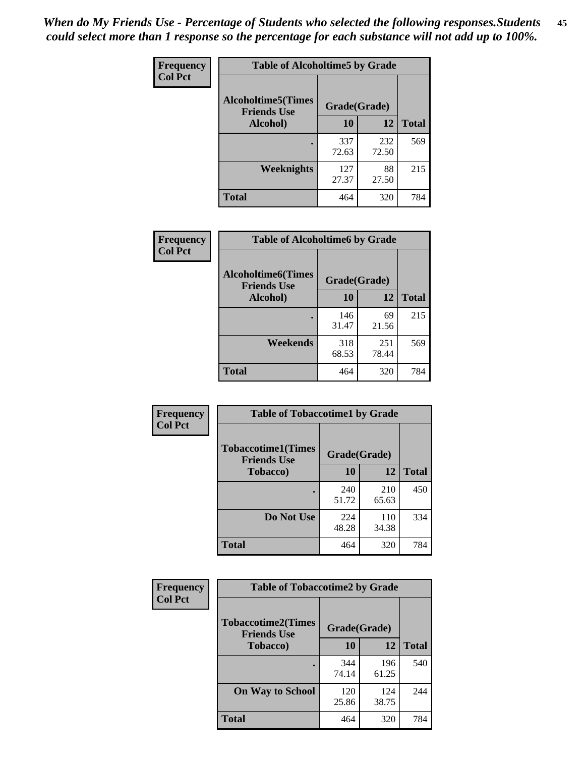*When do My Friends Use - Percentage of Students who selected the following responses.Students could select more than 1 response so the percentage for each substance will not add up to 100%.*

**Frequency**
**Col Pct**

| Table of Alcoholtime5 by Grade | | | |
|---|---|---|---|
| Alcoholtime5(Times Friends Use Alcohol) | Grade(Grade) | | Total |
| | 10 | 12 | |
| . | 337<br>72.63 | 232<br>72.50 | 569 |
| Weeknights | 127<br>27.37 | 88<br>27.50 | 215 |
| Total | 464 | 320 | 784 |

**Frequency**
**Col Pct**

| Table of Alcoholtime6 by Grade | | | |
|---|---|---|---|
| Alcoholtime6(Times Friends Use Alcohol) | Grade(Grade) | | Total |
| | 10 | 12 | |
| . | 146<br>31.47 | 69<br>21.56 | 215 |
| Weekends | 318<br>68.53 | 251<br>78.44 | 569 |
| Total | 464 | 320 | 784 |

**Frequency**
**Col Pct**

| Table of Tobaccotime1 by Grade | | | |
|---|---|---|---|
| Tobaccotime1(Times Friends Use Tobacco) | Grade(Grade) | | Total |
| | 10 | 12 | |
| . | 240<br>51.72 | 210<br>65.63 | 450 |
| Do Not Use | 224<br>48.28 | 110<br>34.38 | 334 |
| Total | 464 | 320 | 784 |

**Frequency**
**Col Pct**

| Table of Tobaccotime2 by Grade | | | |
|---|---|---|---|
| Tobaccotime2(Times Friends Use Tobacco) | Grade(Grade) | | Total |
| | 10 | 12 | |
| . | 344<br>74.14 | 196<br>61.25 | 540 |
| On Way to School | 120<br>25.86 | 124<br>38.75 | 244 |
| Total | 464 | 320 | 784 |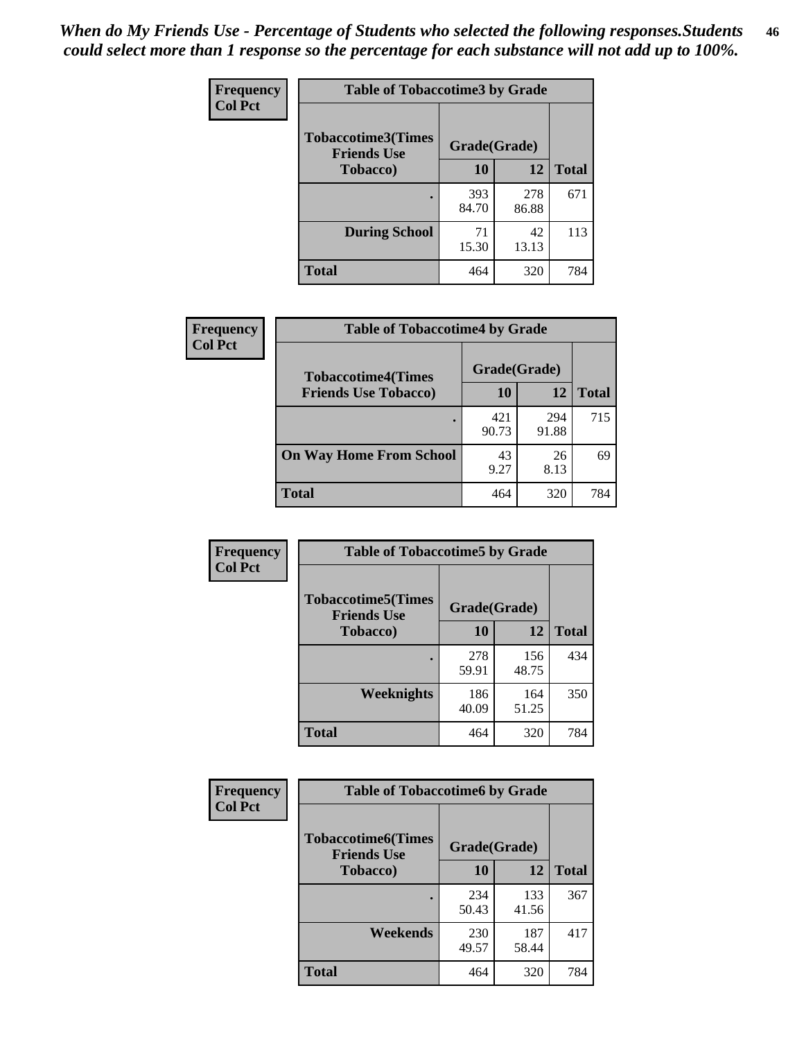*When do My Friends Use - Percentage of Students who selected the following responses.Students could select more than 1 response so the percentage for each substance will not add up to 100%.*

**Frequency**
**Col Pct**

| Table of Tobaccotime3 by Grade | | | |
|---|---|---|---|
| Tobaccotime3(Times Friends Use Tobacco) | Grade(Grade) | | |
| | 10 | 12 | Total |
| . | 393<br>84.70 | 278<br>86.88 | 671 |
| During School | 71<br>15.30 | 42<br>13.13 | 113 |
| Total | 464 | 320 | 784 |

**Frequency**
**Col Pct**

| Table of Tobaccotime4 by Grade | | | |
|---|---|---|---|
| Tobaccotime4(Times Friends Use Tobacco) | Grade(Grade) | | |
| | 10 | 12 | Total |
| . | 421<br>90.73 | 294<br>91.88 | 715 |
| On Way Home From School | 43<br>9.27 | 26<br>8.13 | 69 |
| Total | 464 | 320 | 784 |

**Frequency**
**Col Pct**

| Table of Tobaccotime5 by Grade | | | |
|---|---|---|---|
| Tobaccotime5(Times Friends Use Tobacco) | Grade(Grade) | | |
| | 10 | 12 | Total |
| . | 278<br>59.91 | 156<br>48.75 | 434 |
| Weeknights | 186<br>40.09 | 164<br>51.25 | 350 |
| Total | 464 | 320 | 784 |

**Frequency**
**Col Pct**

| Table of Tobaccotime6 by Grade | | | |
|---|---|---|---|
| Tobaccotime6(Times Friends Use Tobacco) | Grade(Grade) | | |
| | 10 | 12 | Total |
| . | 234<br>50.43 | 133<br>41.56 | 367 |
| Weekends | 230<br>49.57 | 187<br>58.44 | 417 |
| Total | 464 | 320 | 784 |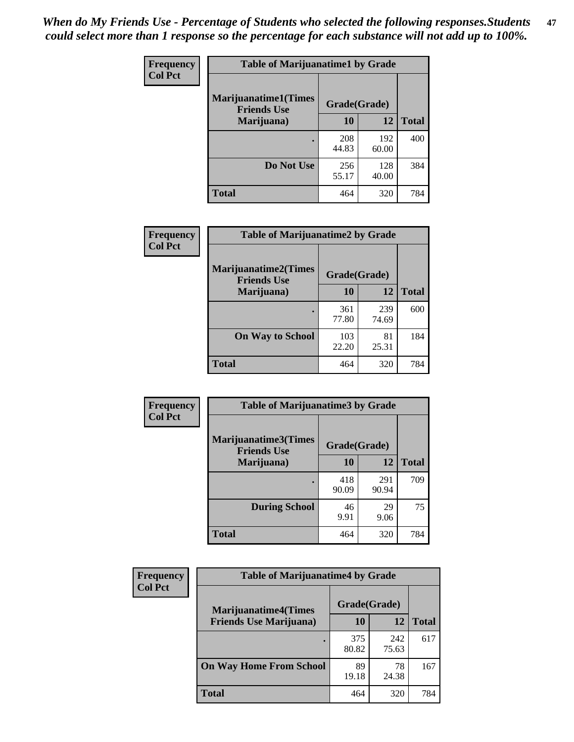*When do My Friends Use - Percentage of Students who selected the following responses.Students could select more than 1 response so the percentage for each substance will not add up to 100%.*

**Frequency**
**Col Pct**

| Table of Marijuanatime1 by Grade | | | |
|---|---|---|---|
| Marijuanatime1(Times Friends Use Marijuana) | Grade(Grade) | | Total |
| | 10 | 12 | |
| . | 208<br>44.83 | 192<br>60.00 | 400 |
| Do Not Use | 256<br>55.17 | 128<br>40.00 | 384 |
| Total | 464 | 320 | 784 |

**Frequency**
**Col Pct**

| Table of Marijuanatime2 by Grade | | | |
|---|---|---|---|
| Marijuanatime2(Times Friends Use Marijuana) | Grade(Grade) | | Total |
| | 10 | 12 | |
| . | 361<br>77.80 | 239<br>74.69 | 600 |
| On Way to School | 103<br>22.20 | 81<br>25.31 | 184 |
| Total | 464 | 320 | 784 |

**Frequency**
**Col Pct**

| Table of Marijuanatime3 by Grade | | | |
|---|---|---|---|
| Marijuanatime3(Times Friends Use Marijuana) | Grade(Grade) | | Total |
| | 10 | 12 | |
| . | 418<br>90.09 | 291<br>90.94 | 709 |
| During School | 46<br>9.91 | 29<br>9.06 | 75 |
| Total | 464 | 320 | 784 |

**Frequency**
**Col Pct**

| Table of Marijuanatime4 by Grade | | | |
|---|---|---|---|
| Marijuanatime4(Times Friends Use Marijuana) | Grade(Grade) | | Total |
| | 10 | 12 | |
| . | 375<br>80.82 | 242<br>75.63 | 617 |
| On Way Home From School | 89<br>19.18 | 78<br>24.38 | 167 |
| Total | 464 | 320 | 784 |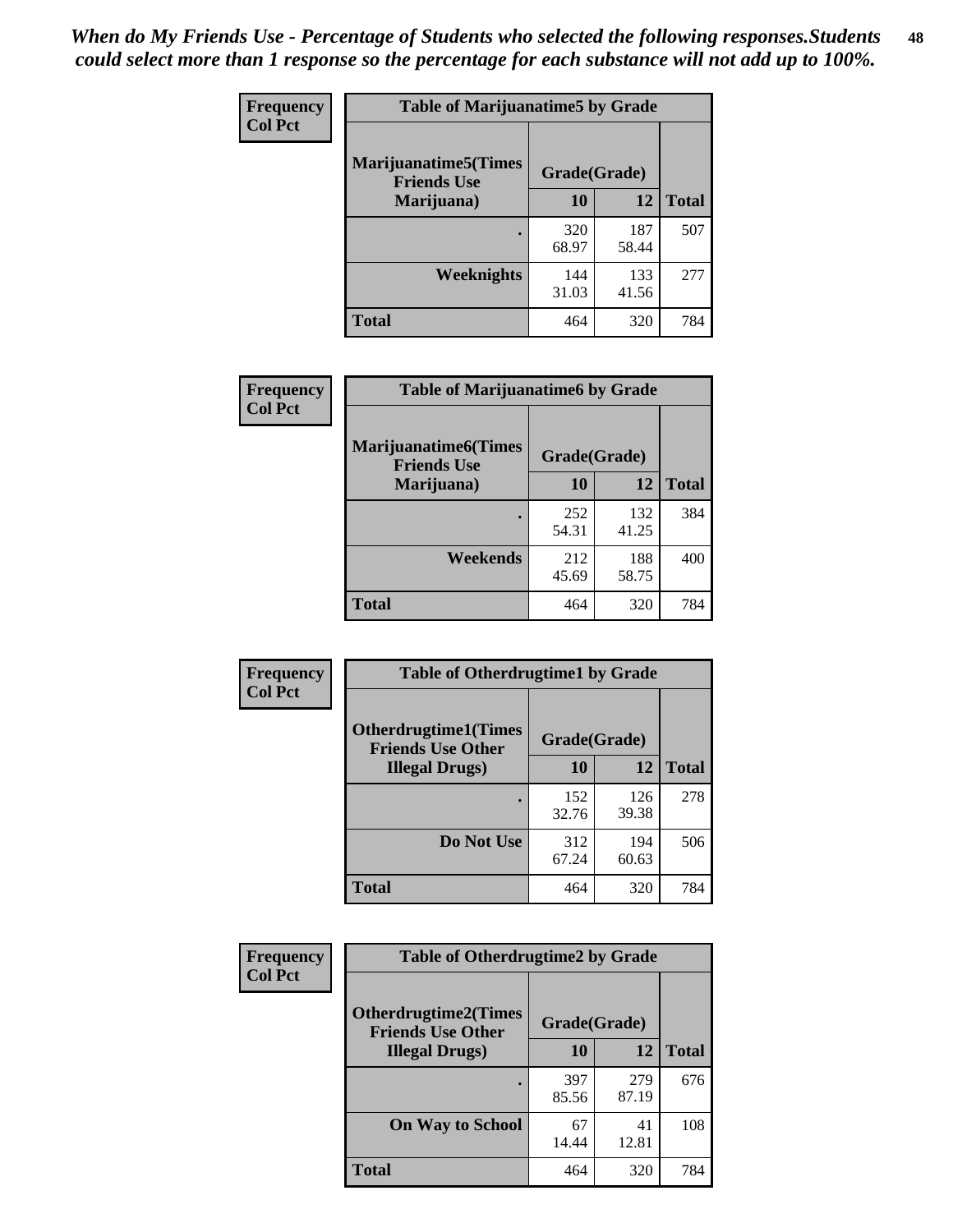*When do My Friends Use - Percentage of Students who selected the following responses.Students could select more than 1 response so the percentage for each substance will not add up to 100%.*

**Frequency**
**Col Pct**

| Table of Marijuanatime5 by Grade | | | |
|---|---|---|---|
| Marijuanatime5(Times Friends Use Marijuana) | Grade(Grade) | | Total |
| | 10 | 12 | |
| . | 320<br>68.97 | 187<br>58.44 | 507 |
| Weeknights | 144<br>31.03 | 133<br>41.56 | 277 |
| Total | 464 | 320 | 784 |

**Frequency**
**Col Pct**

| Table of Marijuanatime6 by Grade | | | |
|---|---|---|---|
| Marijuanatime6(Times Friends Use Marijuana) | Grade(Grade) | | Total |
| | 10 | 12 | |
| . | 252<br>54.31 | 132<br>41.25 | 384 |
| Weekends | 212<br>45.69 | 188<br>58.75 | 400 |
| Total | 464 | 320 | 784 |

**Frequency**
**Col Pct**

| Table of Otherdrugtime1 by Grade | | | |
|---|---|---|---|
| Otherdrugtime1(Times Friends Use Other Illegal Drugs) | Grade(Grade) | | Total |
| | 10 | 12 | |
| . | 152<br>32.76 | 126<br>39.38 | 278 |
| Do Not Use | 312<br>67.24 | 194<br>60.63 | 506 |
| Total | 464 | 320 | 784 |

**Frequency**
**Col Pct**

| Table of Otherdrugtime2 by Grade | | | |
|---|---|---|---|
| Otherdrugtime2(Times Friends Use Other Illegal Drugs) | Grade(Grade) | | Total |
| | 10 | 12 | |
| . | 397<br>85.56 | 279<br>87.19 | 676 |
| On Way to School | 67<br>14.44 | 41<br>12.81 | 108 |
| Total | 464 | 320 | 784 |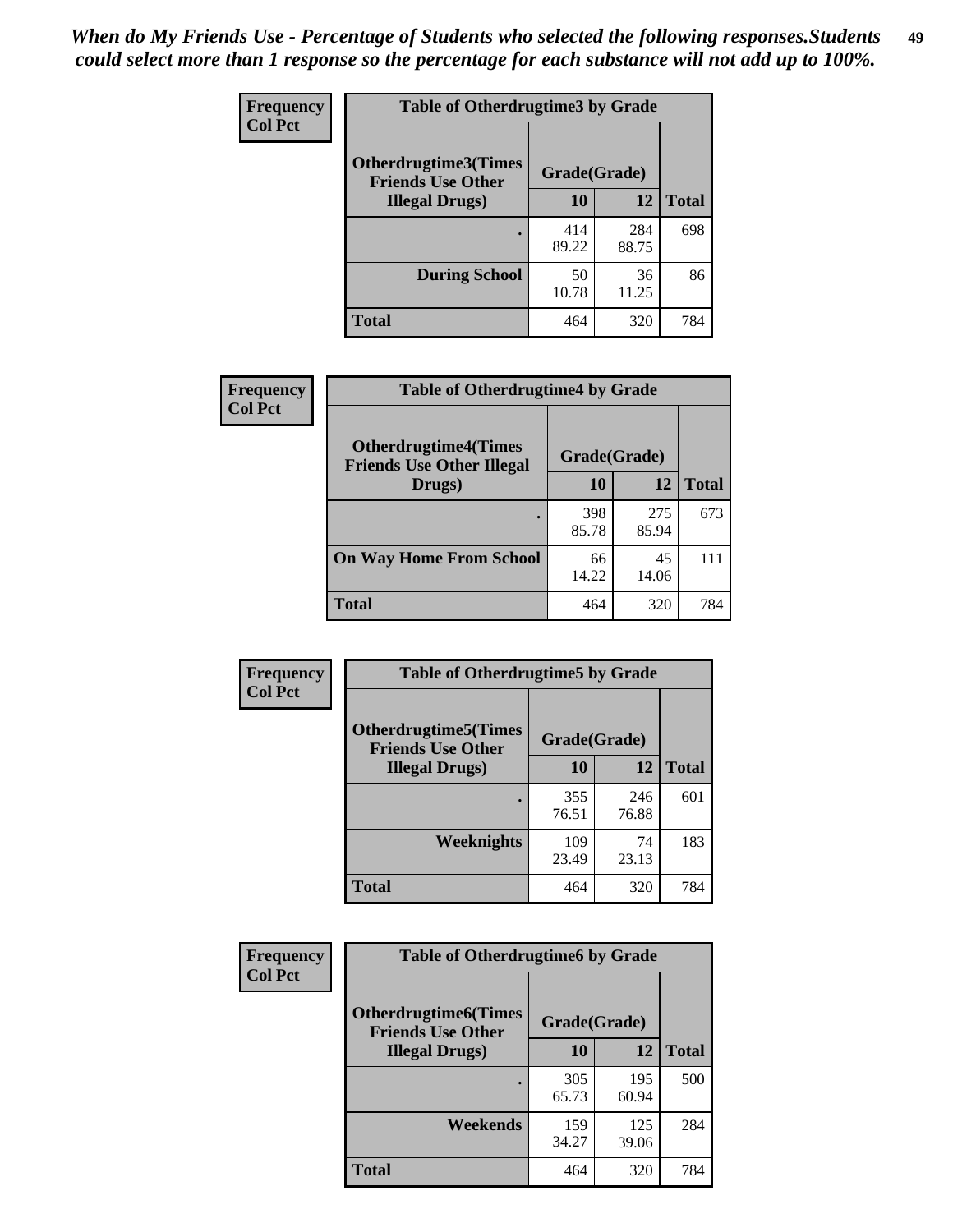*When do My Friends Use - Percentage of Students who selected the following responses.Students could select more than 1 response so the percentage for each substance will not add up to 100%.*

**Frequency**
**Col Pct**

| Table of Otherdrugtime3 by Grade | | | |
|---|---|---|---|
| **Otherdrugtime3(Times Friends Use Other Illegal Drugs)** | **Grade(Grade)** | | |
| | **10** | **12** | **Total** |
| **.** | 414<br>89.22 | 284<br>88.75 | 698 |
| **During School** | 50<br>10.78 | 36<br>11.25 | 86 |
| **Total** | 464 | 320 | 784 |

**Frequency**
**Col Pct**

| Table of Otherdrugtime4 by Grade | | | |
|---|---|---|---|
| **Otherdrugtime4(Times Friends Use Other Illegal Drugs)** | **Grade(Grade)** | | |
| | **10** | **12** | **Total** |
| **.** | 398<br>85.78 | 275<br>85.94 | 673 |
| **On Way Home From School** | 66<br>14.22 | 45<br>14.06 | 111 |
| **Total** | 464 | 320 | 784 |

**Frequency**
**Col Pct**

| Table of Otherdrugtime5 by Grade | | | |
|---|---|---|---|
| **Otherdrugtime5(Times Friends Use Other Illegal Drugs)** | **Grade(Grade)** | | |
| | **10** | **12** | **Total** |
| **.** | 355<br>76.51 | 246<br>76.88 | 601 |
| **Weeknights** | 109<br>23.49 | 74<br>23.13 | 183 |
| **Total** | 464 | 320 | 784 |

**Frequency**
**Col Pct**

| Table of Otherdrugtime6 by Grade | | | |
|---|---|---|---|
| **Otherdrugtime6(Times Friends Use Other Illegal Drugs)** | **Grade(Grade)** | | |
| | **10** | **12** | **Total** |
| **.** | 305<br>65.73 | 195<br>60.94 | 500 |
| **Weekends** | 159<br>34.27 | 125<br>39.06 | 284 |
| **Total** | 464 | 320 | 784 |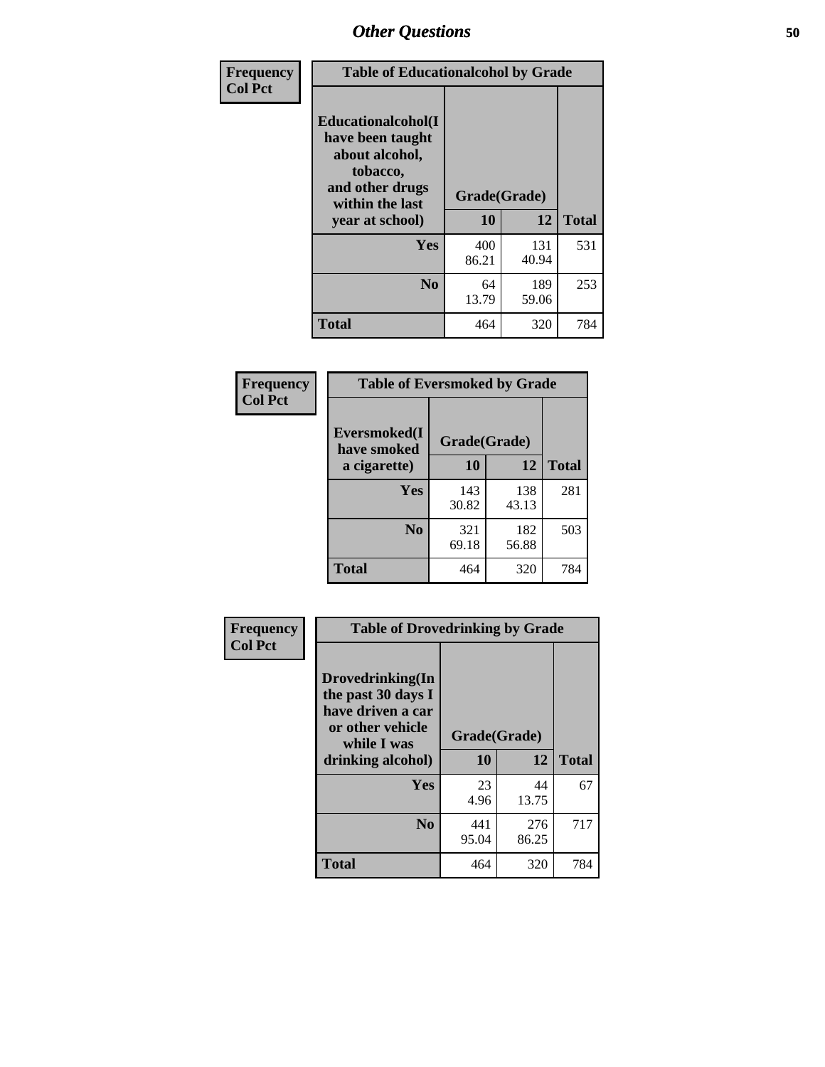## Other Questions

Frequency
Col Pct

| Table of Educationalalcohol by Grade | | | |
|---|---|---|---|
| **Educationalalcohol(I have been taught about alcohol, tobacco, and other drugs within the last year at school)** | **Grade(Grade)** | | |
| | **10** | **12** | **Total** |
| **Yes** | 400<br>86.21 | 131<br>40.94 | 531 |
| **No** | 64<br>13.79 | 189<br>59.06 | 253 |
| **Total** | 464 | 320 | 784 |

Frequency
Col Pct

| Table of Eversmoked by Grade | | | |
|---|---|---|---|
| **Eversmoked(I have smoked a cigarette)** | **Grade(Grade)** | | |
| | **10** | **12** | **Total** |
| **Yes** | 143<br>30.82 | 138<br>43.13 | 281 |
| **No** | 321<br>69.18 | 182<br>56.88 | 503 |
| **Total** | 464 | 320 | 784 |

Frequency
Col Pct

| Table of Drovedrinking by Grade | | | |
|---|---|---|---|
| **Drovedrinking(In the past 30 days I have driven a car or other vehicle while I was drinking alcohol)** | **Grade(Grade)** | | |
| | **10** | **12** | **Total** |
| **Yes** | 23<br>4.96 | 44<br>13.75 | 67 |
| **No** | 441<br>95.04 | 276<br>86.25 | 717 |
| **Total** | 464 | 320 | 784 |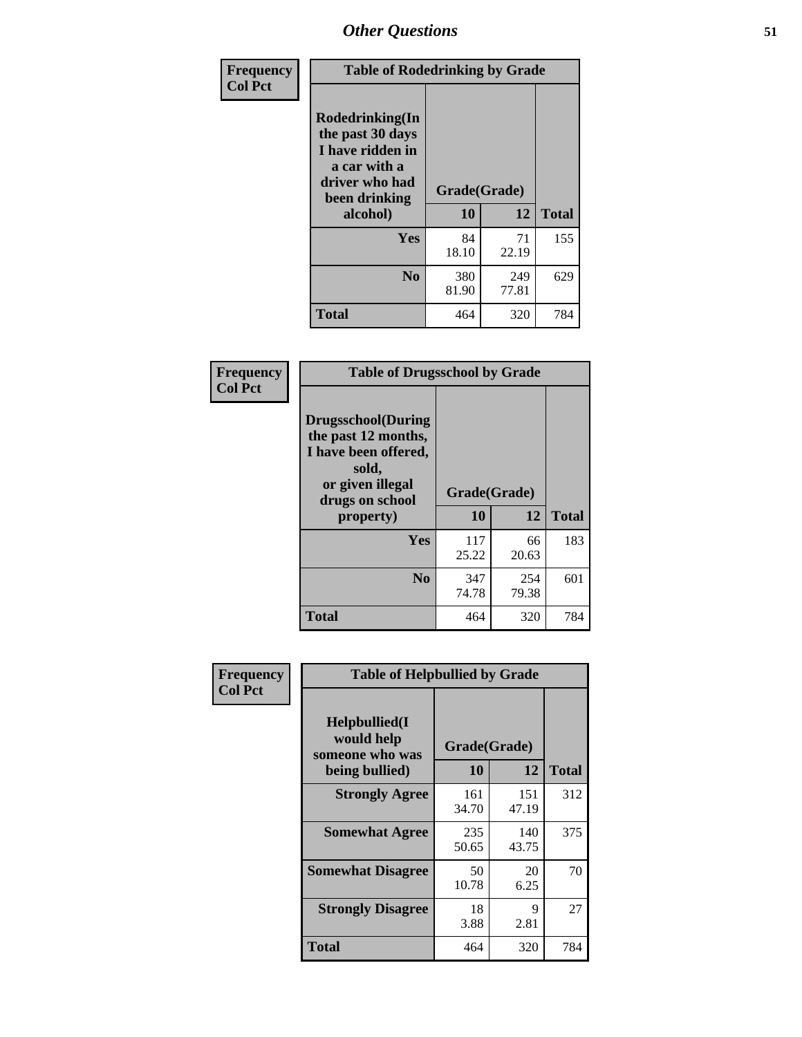# Other Questions

**Frequency**
**Col Pct**

| Table of Rodedrinking by Grade | | | |
|---|---|---|---|
| **Rodedrinking(In the past 30 days I have ridden in a car with a driver who had been drinking alcohol)** | **Grade(Grade)** | | |
| | **10** | **12** | **Total** |
| **Yes** | 84<br>18.10 | 71<br>22.19 | 155 |
| **No** | 380<br>81.90 | 249<br>77.81 | 629 |
| **Total** | 464 | 320 | 784 |

**Frequency**
**Col Pct**

| Table of Drugsschool by Grade | | | |
|---|---|---|---|
| **Drugsschool(During the past 12 months, I have been offered, sold, or given illegal drugs on school property)** | **Grade(Grade)** | | |
| | **10** | **12** | **Total** |
| **Yes** | 117<br>25.22 | 66<br>20.63 | 183 |
| **No** | 347<br>74.78 | 254<br>79.38 | 601 |
| **Total** | 464 | 320 | 784 |

**Frequency**
**Col Pct**

| Table of Helpbullied by Grade | | | |
|---|---|---|---|
| **Helpbullied(I would help someone who was being bullied)** | **Grade(Grade)** | | |
| | **10** | **12** | **Total** |
| **Strongly Agree** | 161<br>34.70 | 151<br>47.19 | 312 |
| **Somewhat Agree** | 235<br>50.65 | 140<br>43.75 | 375 |
| **Somewhat Disagree** | 50<br>10.78 | 20<br>6.25 | 70 |
| **Strongly Disagree** | 18<br>3.88 | 9<br>2.81 | 27 |
| **Total** | 464 | 320 | 784 |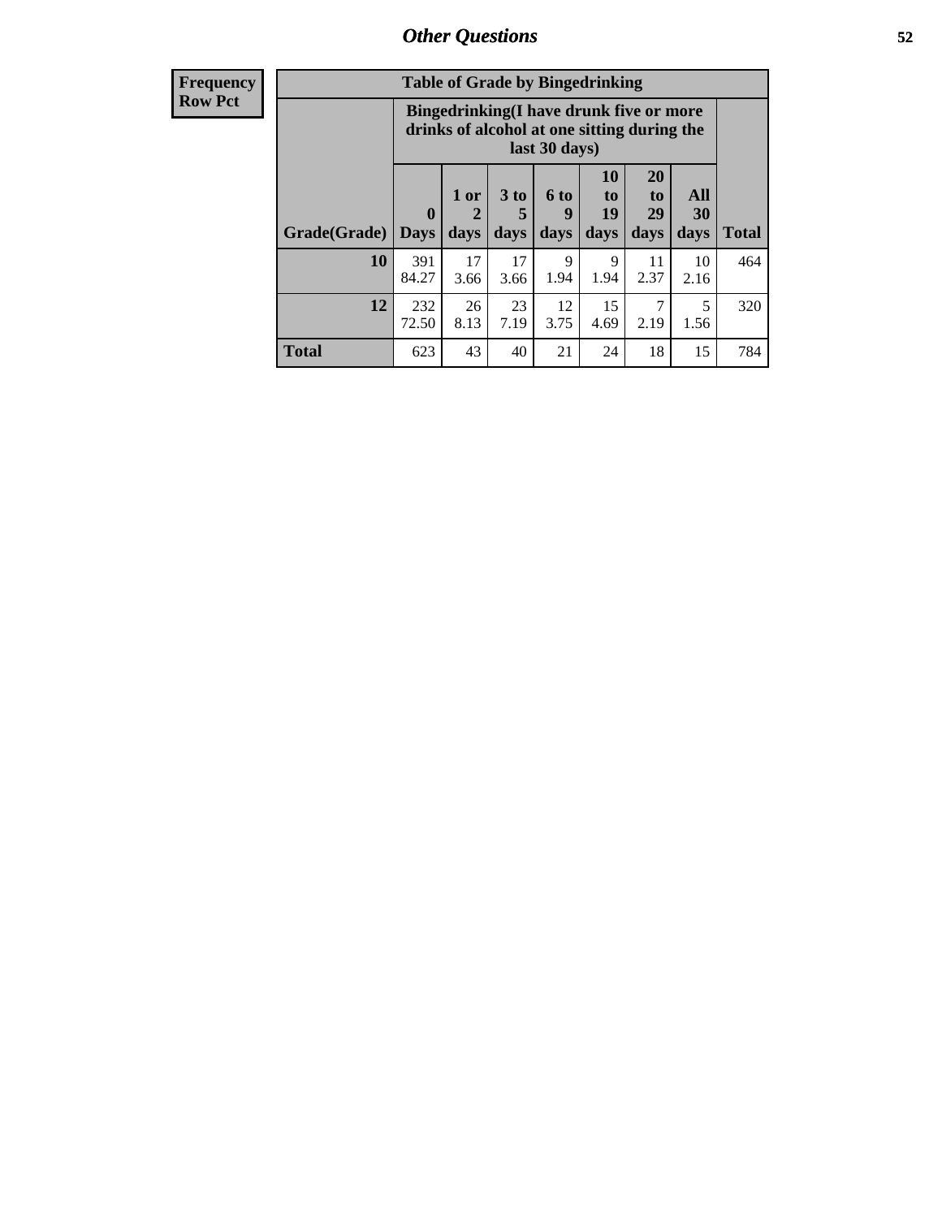## Other Questions

**Frequency**
**Row Pct**

**Table of Grade by Bingedrinking**

| Grade(Grade) | Bingedrinking(I have drunk five or more drinks of alcohol at one sitting during the last 30 days) | | | | | | | Total |
|---|---|---|---|---|---|---|---|---|
| | 0 Days | 1 or 2 days | 3 to 5 days | 6 to 9 days | 10 to 19 days | 20 to 29 days | All 30 days | |
| **10** | 391<br>84.27 | 17<br>3.66 | 17<br>3.66 | 9<br>1.94 | 9<br>1.94 | 11<br>2.37 | 10<br>2.16 | 464 |
| **12** | 232<br>72.50 | 26<br>8.13 | 23<br>7.19 | 12<br>3.75 | 15<br>4.69 | 7<br>2.19 | 5<br>1.56 | 320 |
| **Total** | 623 | 43 | 40 | 21 | 24 | 18 | 15 | 784 |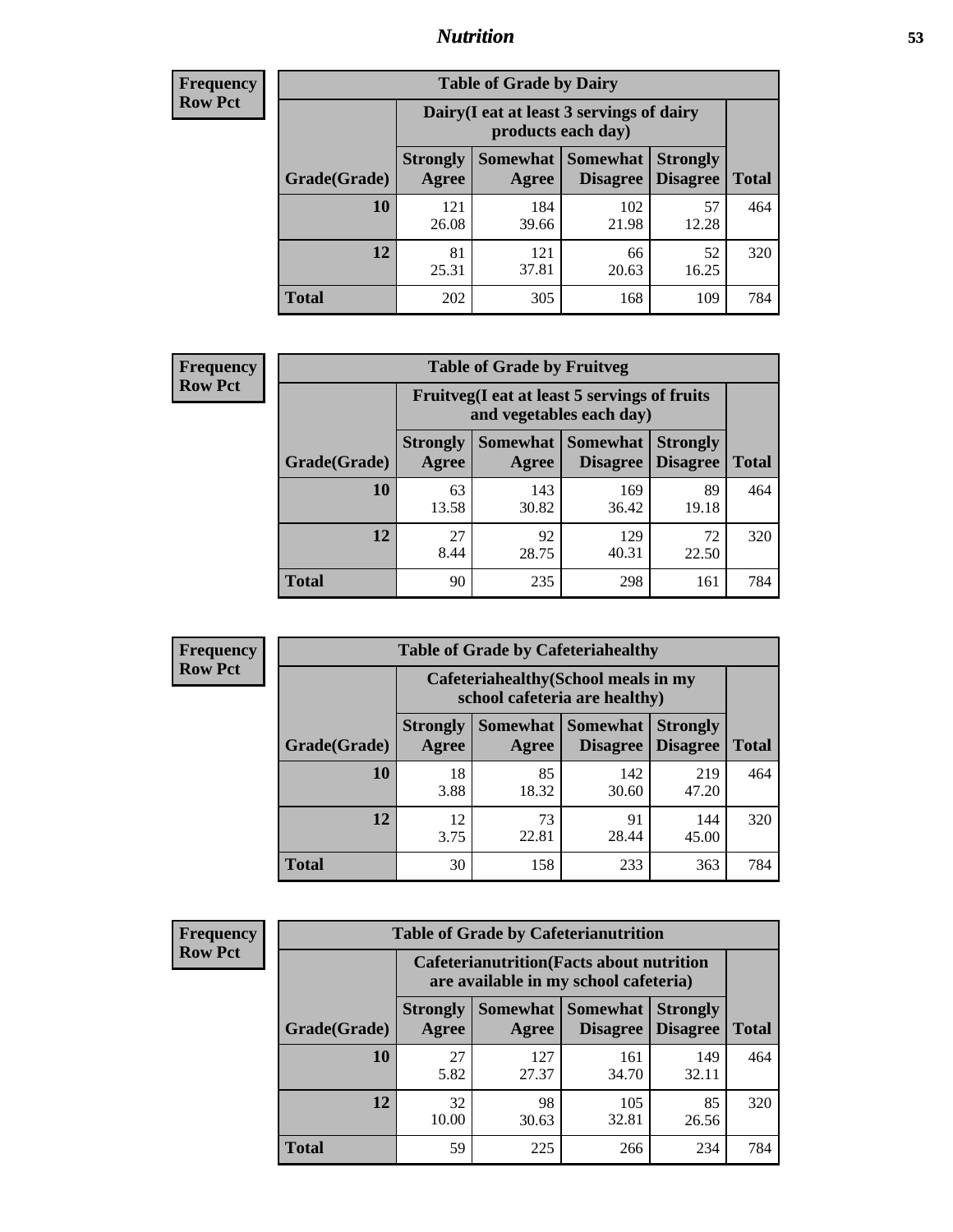# *Nutrition*

**Frequency**
**Row Pct**

| Table of Grade by Dairy | | | | | |
|---|---|---|---|---|---|
| | Dairy(I eat at least 3 servings of dairy products each day) | | | | |
| Grade(Grade) | Strongly Agree | Somewhat Agree | Somewhat Disagree | Strongly Disagree | Total |
| 10 | 121<br>26.08 | 184<br>39.66 | 102<br>21.98 | 57<br>12.28 | 464 |
| 12 | 81<br>25.31 | 121<br>37.81 | 66<br>20.63 | 52<br>16.25 | 320 |
| Total | 202 | 305 | 168 | 109 | 784 |

**Frequency**
**Row Pct**

| Table of Grade by Fruitveg | | | | | |
|---|---|---|---|---|---|
| | Fruitveg(I eat at least 5 servings of fruits and vegetables each day) | | | | |
| Grade(Grade) | Strongly Agree | Somewhat Agree | Somewhat Disagree | Strongly Disagree | Total |
| 10 | 63<br>13.58 | 143<br>30.82 | 169<br>36.42 | 89<br>19.18 | 464 |
| 12 | 27<br>8.44 | 92<br>28.75 | 129<br>40.31 | 72<br>22.50 | 320 |
| Total | 90 | 235 | 298 | 161 | 784 |

**Frequency**
**Row Pct**

| Table of Grade by Cafeteriahealthy | | | | | |
|---|---|---|---|---|---|
| | Cafeteriahealthy(School meals in my school cafeteria are healthy) | | | | |
| Grade(Grade) | Strongly Agree | Somewhat Agree | Somewhat Disagree | Strongly Disagree | Total |
| 10 | 18<br>3.88 | 85<br>18.32 | 142<br>30.60 | 219<br>47.20 | 464 |
| 12 | 12<br>3.75 | 73<br>22.81 | 91<br>28.44 | 144<br>45.00 | 320 |
| Total | 30 | 158 | 233 | 363 | 784 |

**Frequency**
**Row Pct**

| Table of Grade by Cafeterianutrition | | | | | |
|---|---|---|---|---|---|
| | Cafeterianutrition(Facts about nutrition are available in my school cafeteria) | | | | |
| Grade(Grade) | Strongly Agree | Somewhat Agree | Somewhat Disagree | Strongly Disagree | Total |
| 10 | 27<br>5.82 | 127<br>27.37 | 161<br>34.70 | 149<br>32.11 | 464 |
| 12 | 32<br>10.00 | 98<br>30.63 | 105<br>32.81 | 85<br>26.56 | 320 |
| Total | 59 | 225 | 266 | 234 | 784 |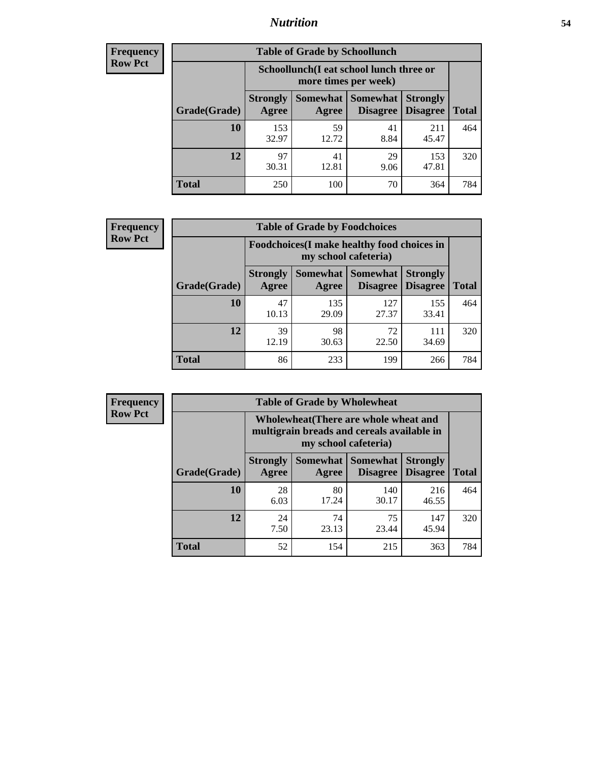## Nutrition

**Frequency**
**Row Pct**

| Table of Grade by Schoollunch | | | | | |
|---|---|---|---|---|---|
| | Schoollunch(I eat school lunch three or more times per week) | | | | |
| Grade(Grade) | Strongly Agree | Somewhat Agree | Somewhat Disagree | Strongly Disagree | Total |
| **10** | 153<br>32.97 | 59<br>12.72 | 41<br>8.84 | 211<br>45.47 | 464 |
| **12** | 97<br>30.31 | 41<br>12.81 | 29<br>9.06 | 153<br>47.81 | 320 |
| **Total** | 250 | 100 | 70 | 364 | 784 |

**Frequency**
**Row Pct**

| Table of Grade by Foodchoices | | | | | |
|---|---|---|---|---|---|
| | Foodchoices(I make healthy food choices in my school cafeteria) | | | | |
| Grade(Grade) | Strongly Agree | Somewhat Agree | Somewhat Disagree | Strongly Disagree | Total |
| **10** | 47<br>10.13 | 135<br>29.09 | 127<br>27.37 | 155<br>33.41 | 464 |
| **12** | 39<br>12.19 | 98<br>30.63 | 72<br>22.50 | 111<br>34.69 | 320 |
| **Total** | 86 | 233 | 199 | 266 | 784 |

**Frequency**
**Row Pct**

| Table of Grade by Wholewheat | | | | | |
|---|---|---|---|---|---|
| | Wholewheat(There are whole wheat and multigrain breads and cereals available in my school cafeteria) | | | | |
| Grade(Grade) | Strongly Agree | Somewhat Agree | Somewhat Disagree | Strongly Disagree | Total |
| **10** | 28<br>6.03 | 80<br>17.24 | 140<br>30.17 | 216<br>46.55 | 464 |
| **12** | 24<br>7.50 | 74<br>23.13 | 75<br>23.44 | 147<br>45.94 | 320 |
| **Total** | 52 | 154 | 215 | 363 | 784 |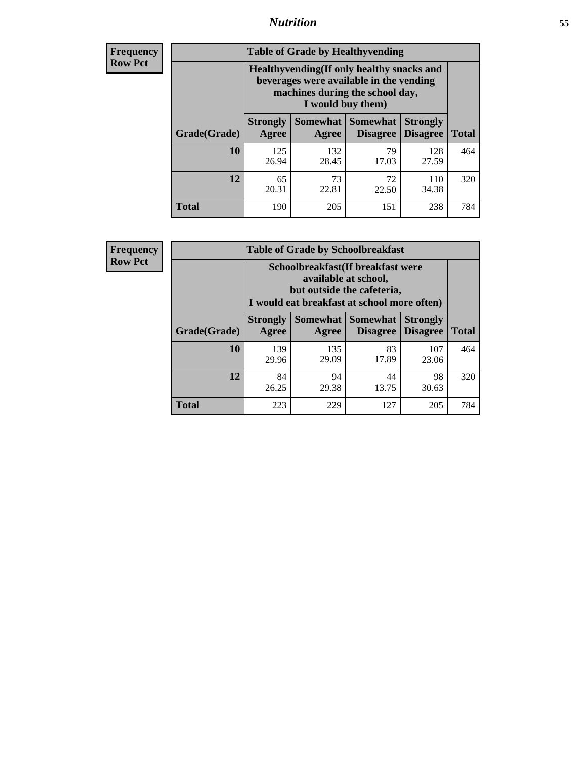**Frequency**
**Row Pct**

| Table of Grade by Healthyvending | | | | | |
|---|---|---|---|---|---|
| | Healthyvending(If only healthy snacks and beverages were available in the vending machines during the school day, I would buy them) | | | | |
| Grade(Grade) | Strongly Agree | Somewhat Agree | Somewhat Disagree | Strongly Disagree | Total |
| **10** | 125<br>26.94 | 132<br>28.45 | 79<br>17.03 | 128<br>27.59 | 464 |
| **12** | 65<br>20.31 | 73<br>22.81 | 72<br>22.50 | 110<br>34.38 | 320 |
| **Total** | 190 | 205 | 151 | 238 | 784 |

**Frequency**
**Row Pct**

| Table of Grade by Schoolbreakfast | | | | | |
|---|---|---|---|---|---|
| | Schoolbreakfast(If breakfast were available at school, but outside the cafeteria, I would eat breakfast at school more often) | | | | |
| Grade(Grade) | Strongly Agree | Somewhat Agree | Somewhat Disagree | Strongly Disagree | Total |
| **10** | 139<br>29.96 | 135<br>29.09 | 83<br>17.89 | 107<br>23.06 | 464 |
| **12** | 84<br>26.25 | 94<br>29.38 | 44<br>13.75 | 98<br>30.63 | 320 |
| **Total** | 223 | 229 | 127 | 205 | 784 |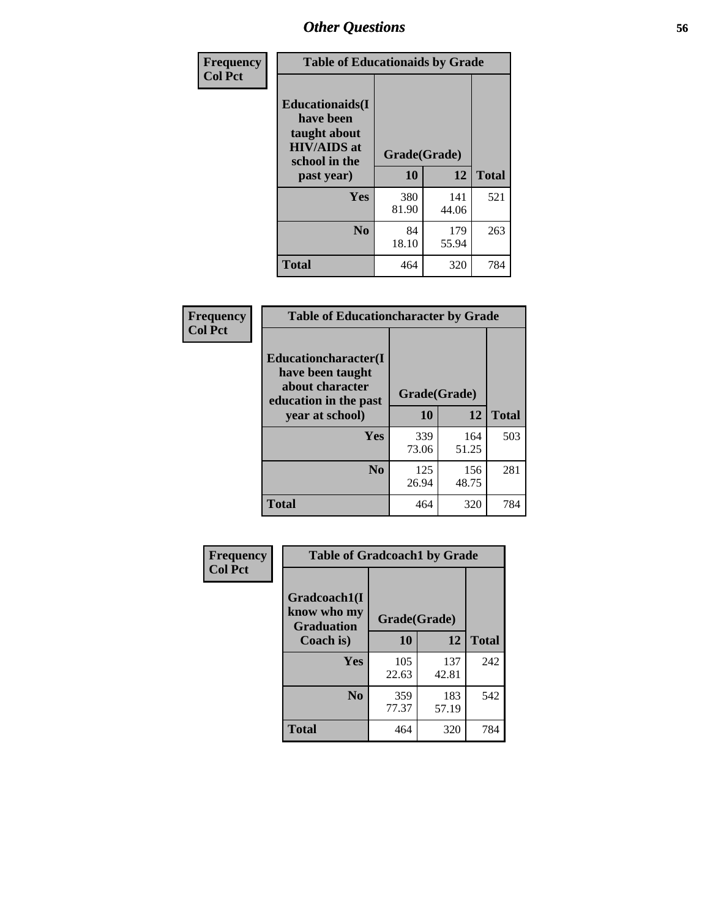## Other Questions

**Frequency**
**Col Pct**

| Table of Educationaids by Grade | | | |
|---|---|---|---|
| Educationaids(I have been taught about HIV/AIDS at school in the past year) | Grade(Grade) | | |
| | 10 | 12 | Total |
| Yes | 380<br>81.90 | 141<br>44.06 | 521 |
| No | 84<br>18.10 | 179<br>55.94 | 263 |
| Total | 464 | 320 | 784 |

**Frequency**
**Col Pct**

| Table of Educationcharacter by Grade | | | |
|---|---|---|---|
| Educationcharacter(I have been taught about character education in the past year at school) | Grade(Grade) | | |
| | 10 | 12 | Total |
| Yes | 339<br>73.06 | 164<br>51.25 | 503 |
| No | 125<br>26.94 | 156<br>48.75 | 281 |
| Total | 464 | 320 | 784 |

**Frequency**
**Col Pct**

| Table of Gradcoach1 by Grade | | | |
|---|---|---|---|
| Gradcoach1(I know who my Graduation Coach is) | Grade(Grade) | | |
| | 10 | 12 | Total |
| Yes | 105<br>22.63 | 137<br>42.81 | 242 |
| No | 359<br>77.37 | 183<br>57.19 | 542 |
| Total | 464 | 320 | 784 |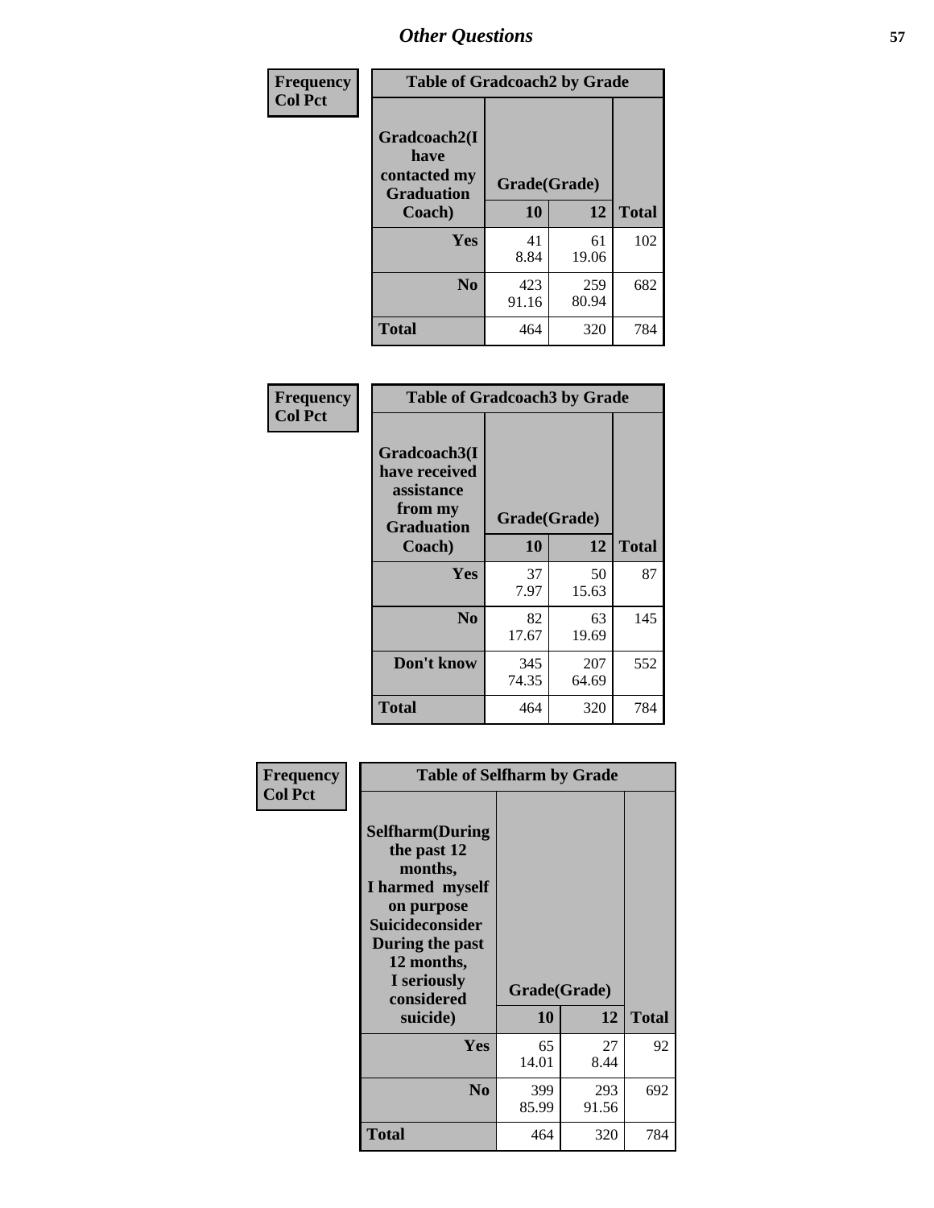| Frequency Col Pct | Table of Gradcoach2 by Grade | | |
|---|---|---|---|
| Gradcoach2(I have contacted my Graduation Coach) | Grade(Grade) | | |
| | 10 | 12 | Total |
| Yes | 41<br>8.84 | 61<br>19.06 | 102 |
| No | 423<br>91.16 | 259<br>80.94 | 682 |
| Total | 464 | 320 | 784 |

| Frequency Col Pct | Table of Gradcoach3 by Grade | | |
|---|---|---|---|
| Gradcoach3(I have received assistance from my Graduation Coach) | Grade(Grade) | | |
| | 10 | 12 | Total |
| Yes | 37<br>7.97 | 50<br>15.63 | 87 |
| No | 82<br>17.67 | 63<br>19.69 | 145 |
| Don't know | 345<br>74.35 | 207<br>64.69 | 552 |
| Total | 464 | 320 | 784 |

| Frequency Col Pct | Table of Selfharm by Grade | | |
|---|---|---|---|
| Selfharm(During the past 12 months, I harmed myself on purpose Suicideconsider During the past 12 months, I seriously considered suicide) | Grade(Grade) | | |
| | 10 | 12 | Total |
| Yes | 65<br>14.01 | 27<br>8.44 | 92 |
| No | 399<br>85.99 | 293<br>91.56 | 692 |
| Total | 464 | 320 | 784 |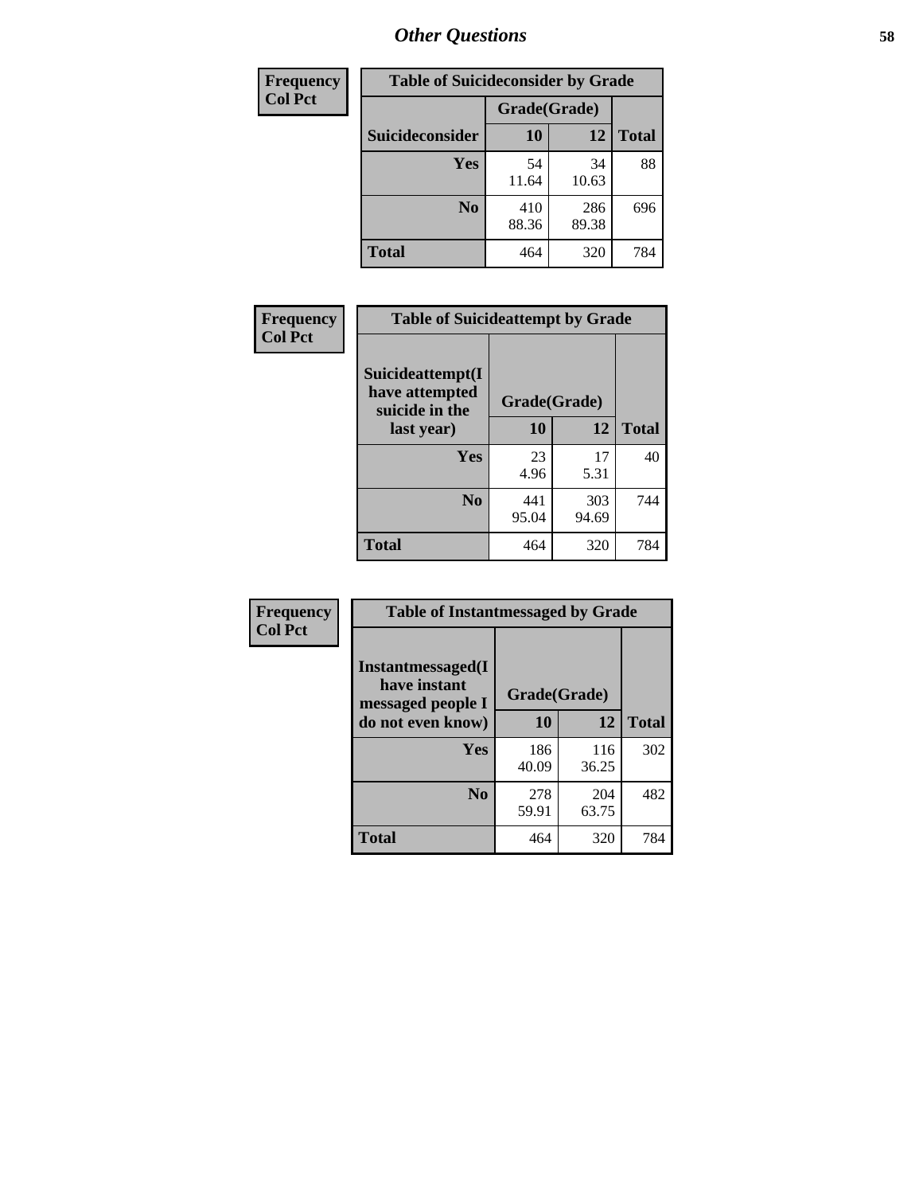# Other Questions

| Frequency<br>Col Pct |
|---|

**Table of Suicideconsider by Grade**

| Suicideconsider | Grade(Grade) 10 | 12 | Total |
|---|---|---|---|
| Yes | 54<br>11.64 | 34<br>10.63 | 88 |
| No | 410<br>88.36 | 286<br>89.38 | 696 |
| Total | 464 | 320 | 784 |

| Frequency<br>Col Pct |
|---|

**Table of Suicideattempt by Grade**

| Suicideattempt(I have attempted suicide in the last year) | Grade(Grade) 10 | 12 | Total |
|---|---|---|---|
| Yes | 23<br>4.96 | 17<br>5.31 | 40 |
| No | 441<br>95.04 | 303<br>94.69 | 744 |
| Total | 464 | 320 | 784 |

| Frequency<br>Col Pct |
|---|

**Table of Instantmessaged by Grade**

| Instantmessaged(I have instant messaged people I do not even know) | Grade(Grade) 10 | 12 | Total |
|---|---|---|---|
| Yes | 186<br>40.09 | 116<br>36.25 | 302 |
| No | 278<br>59.91 | 204<br>63.75 | 482 |
| Total | 464 | 320 | 784 |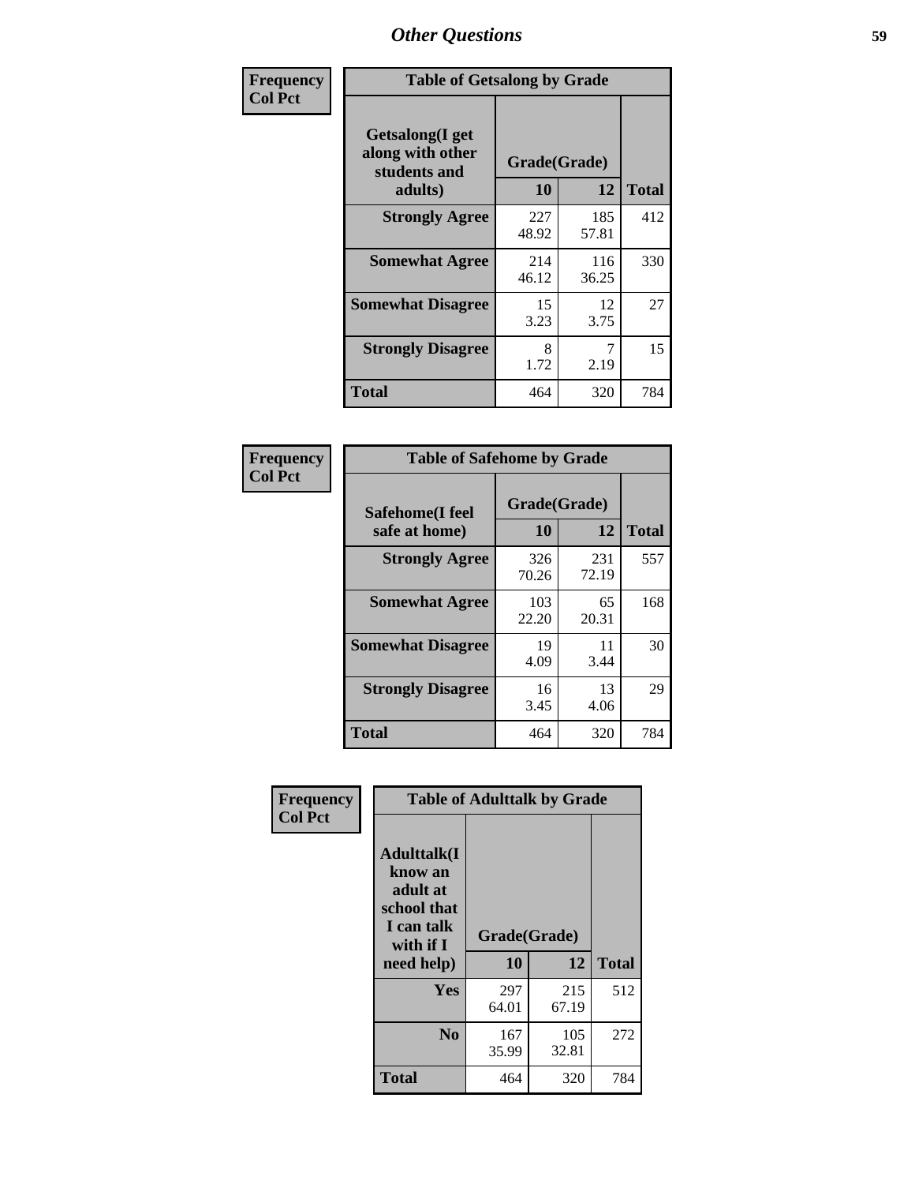## Other Questions

**Frequency / Col Pct**

| Getsalong(I get along with other students and adults) | Grade(Grade) 10 | 12 | Total |
|---|---|---|---|
| **Strongly Agree** | 227<br>48.92 | 185<br>57.81 | 412 |
| **Somewhat Agree** | 214<br>46.12 | 116<br>36.25 | 330 |
| **Somewhat Disagree** | 15<br>3.23 | 12<br>3.75 | 27 |
| **Strongly Disagree** | 8<br>1.72 | 7<br>2.19 | 15 |
| **Total** | 464 | 320 | 784 |

Table of Getsalong by Grade

**Frequency / Col Pct**

| Safehome(I feel safe at home) | Grade(Grade) 10 | 12 | Total |
|---|---|---|---|
| **Strongly Agree** | 326<br>70.26 | 231<br>72.19 | 557 |
| **Somewhat Agree** | 103<br>22.20 | 65<br>20.31 | 168 |
| **Somewhat Disagree** | 19<br>4.09 | 11<br>3.44 | 30 |
| **Strongly Disagree** | 16<br>3.45 | 13<br>4.06 | 29 |
| **Total** | 464 | 320 | 784 |

Table of Safehome by Grade

**Frequency / Col Pct**

| Adulttalk(I know an adult at school that I can talk with if I need help) | Grade(Grade) 10 | 12 | Total |
|---|---|---|---|
| **Yes** | 297<br>64.01 | 215<br>67.19 | 512 |
| **No** | 167<br>35.99 | 105<br>32.81 | 272 |
| **Total** | 464 | 320 | 784 |

Table of Adulttalk by Grade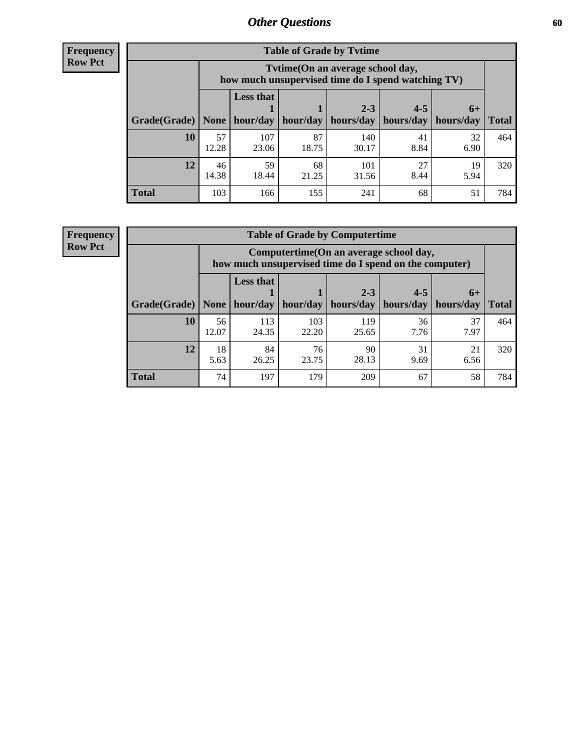## Other Questions

**Frequency**
**Row Pct**

| Table of Grade by Tvtime | | | | | | | |
|---|---|---|---|---|---|---|---|
| | Tvtime(On an average school day, how much unsupervised time do I spend watching TV) | | | | | | |
| Grade(Grade) | None | Less that 1 hour/day | 1 hour/day | 2-3 hours/day | 4-5 hours/day | 6+ hours/day | Total |
| **10** | 57<br>12.28 | 107<br>23.06 | 87<br>18.75 | 140<br>30.17 | 41<br>8.84 | 32<br>6.90 | 464 |
| **12** | 46<br>14.38 | 59<br>18.44 | 68<br>21.25 | 101<br>31.56 | 27<br>8.44 | 19<br>5.94 | 320 |
| **Total** | 103 | 166 | 155 | 241 | 68 | 51 | 784 |

**Frequency**
**Row Pct**

| Table of Grade by Computertime | | | | | | | |
|---|---|---|---|---|---|---|---|
| | Computertime(On an average school day, how much unsupervised time do I spend on the computer) | | | | | | |
| Grade(Grade) | None | Less that 1 hour/day | 1 hour/day | 2-3 hours/day | 4-5 hours/day | 6+ hours/day | Total |
| **10** | 56<br>12.07 | 113<br>24.35 | 103<br>22.20 | 119<br>25.65 | 36<br>7.76 | 37<br>7.97 | 464 |
| **12** | 18<br>5.63 | 84<br>26.25 | 76<br>23.75 | 90<br>28.13 | 31<br>9.69 | 21<br>6.56 | 320 |
| **Total** | 74 | 197 | 179 | 209 | 67 | 58 | 784 |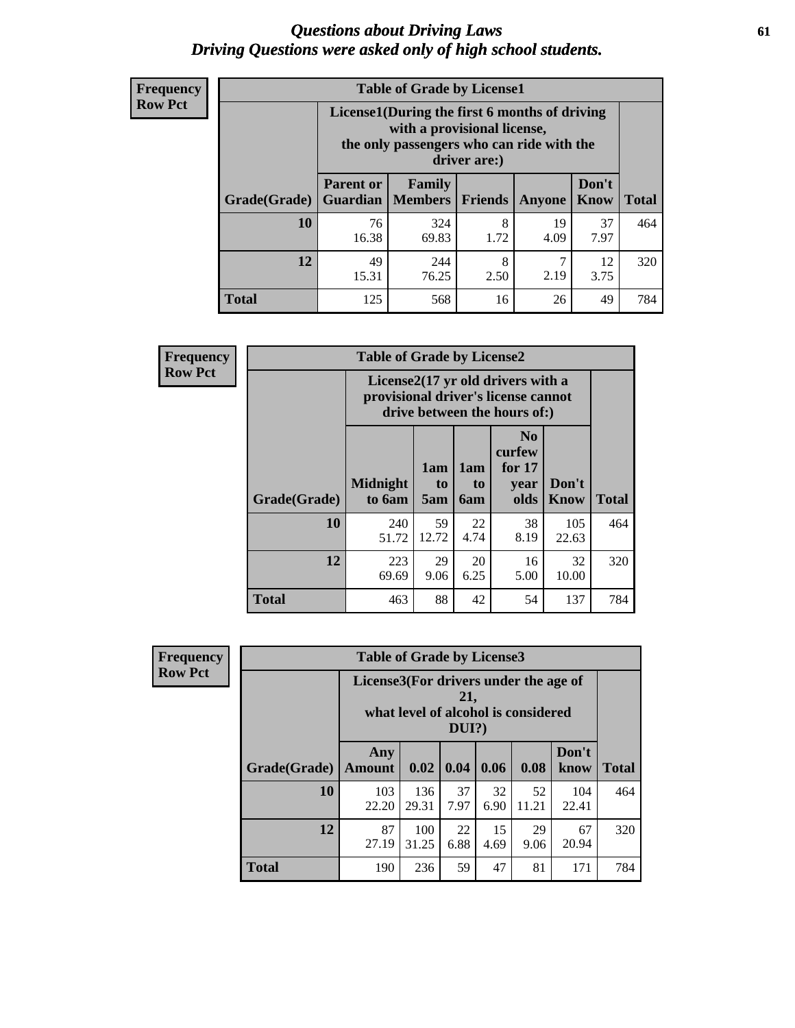# Questions about Driving Laws
# Driving Questions were asked only of high school students.

**Frequency**
**Row Pct**

| Table of Grade by License1 | | | | | | |
|---|---|---|---|---|---|---|
| | License1(During the first 6 months of driving with a provisional license, the only passengers who can ride with the driver are:) | | | | | |
| Grade(Grade) | Parent or Guardian | Family Members | Friends | Anyone | Don't Know | Total |
| 10 | 76<br>16.38 | 324<br>69.83 | 8<br>1.72 | 19<br>4.09 | 37<br>7.97 | 464 |
| 12 | 49<br>15.31 | 244<br>76.25 | 8<br>2.50 | 7<br>2.19 | 12<br>3.75 | 320 |
| Total | 125 | 568 | 16 | 26 | 49 | 784 |

**Frequency**
**Row Pct**

| Table of Grade by License2 | | | | | | |
|---|---|---|---|---|---|---|
| | License2(17 yr old drivers with a provisional driver's license cannot drive between the hours of:) | | | | | |
| Grade(Grade) | Midnight to 6am | 1am to 5am | 1am to 6am | No curfew for 17 year olds | Don't Know | Total |
| 10 | 240<br>51.72 | 59<br>12.72 | 22<br>4.74 | 38<br>8.19 | 105<br>22.63 | 464 |
| 12 | 223<br>69.69 | 29<br>9.06 | 20<br>6.25 | 16<br>5.00 | 32<br>10.00 | 320 |
| Total | 463 | 88 | 42 | 54 | 137 | 784 |

**Frequency**
**Row Pct**

| Table of Grade by License3 | | | | | | | |
|---|---|---|---|---|---|---|---|
| | License3(For drivers under the age of 21, what level of alcohol is considered DUI?) | | | | | | |
| Grade(Grade) | Any Amount | 0.02 | 0.04 | 0.06 | 0.08 | Don't know | Total |
| 10 | 103<br>22.20 | 136<br>29.31 | 37<br>7.97 | 32<br>6.90 | 52<br>11.21 | 104<br>22.41 | 464 |
| 12 | 87<br>27.19 | 100<br>31.25 | 22<br>6.88 | 15<br>4.69 | 29<br>9.06 | 67<br>20.94 | 320 |
| Total | 190 | 236 | 59 | 47 | 81 | 171 | 784 |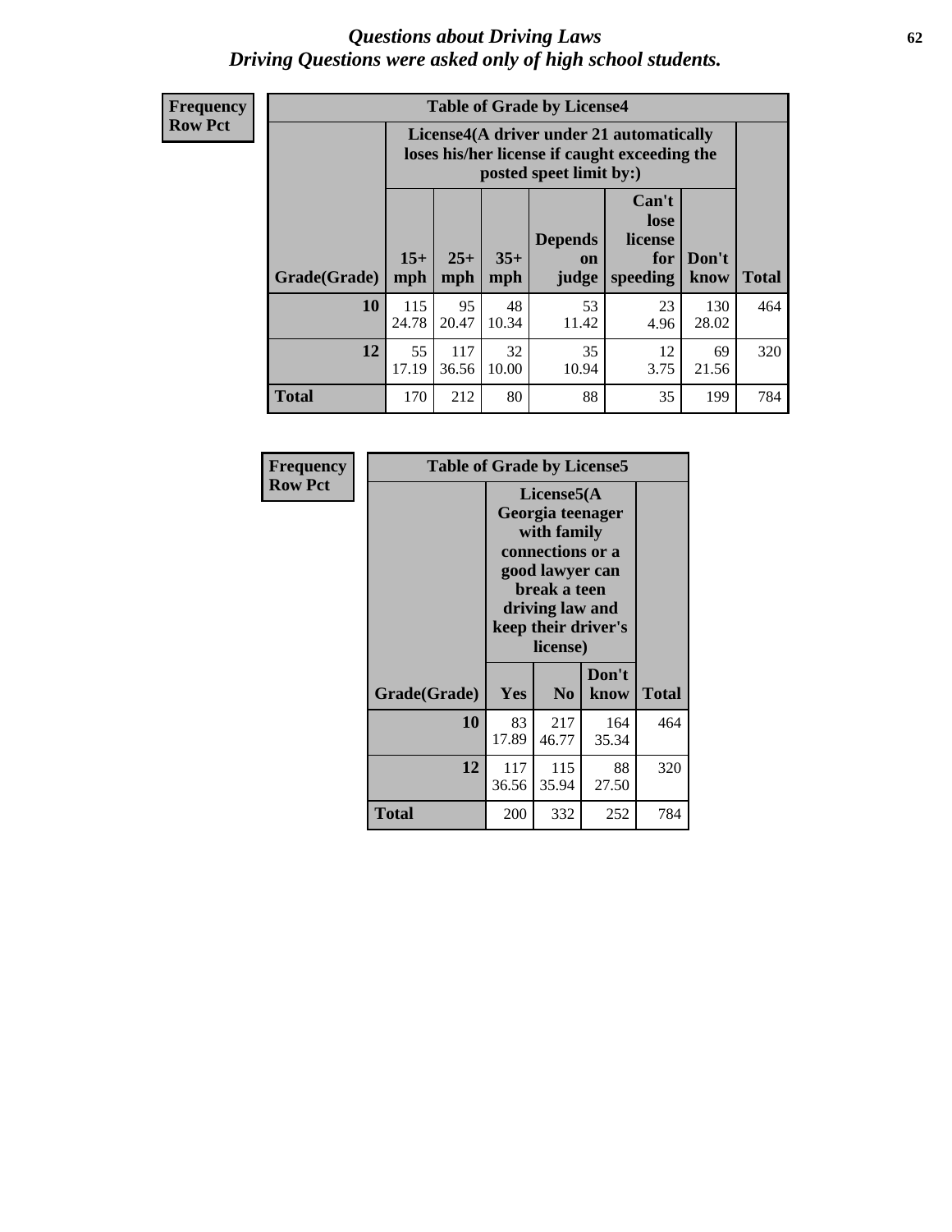# *Questions about Driving Laws*
## *Driving Questions were asked only of high school students.*

**Frequency**
**Row Pct**

| Table of Grade by License4 | | | | | | | |
|---|---|---|---|---|---|---|---|
| | License4(A driver under 21 automatically loses his/her license if caught exceeding the posted speet limit by:) | | | | | | |
| Grade(Grade) | 15+ mph | 25+ mph | 35+ mph | Depends on judge | Can't lose license for speeding | Don't know | Total |
| **10** | 115<br>24.78 | 95<br>20.47 | 48<br>10.34 | 53<br>11.42 | 23<br>4.96 | 130<br>28.02 | 464 |
| **12** | 55<br>17.19 | 117<br>36.56 | 32<br>10.00 | 35<br>10.94 | 12<br>3.75 | 69<br>21.56 | 320 |
| **Total** | 170 | 212 | 80 | 88 | 35 | 199 | 784 |

**Frequency**
**Row Pct**

| Table of Grade by License5 | | | | |
|---|---|---|---|---|
| | License5(A Georgia teenager with family connections or a good lawyer can break a teen driving law and keep their driver's license) | | | |
| Grade(Grade) | Yes | No | Don't know | Total |
| **10** | 83<br>17.89 | 217<br>46.77 | 164<br>35.34 | 464 |
| **12** | 117<br>36.56 | 115<br>35.94 | 88<br>27.50 | 320 |
| **Total** | 200 | 332 | 252 | 784 |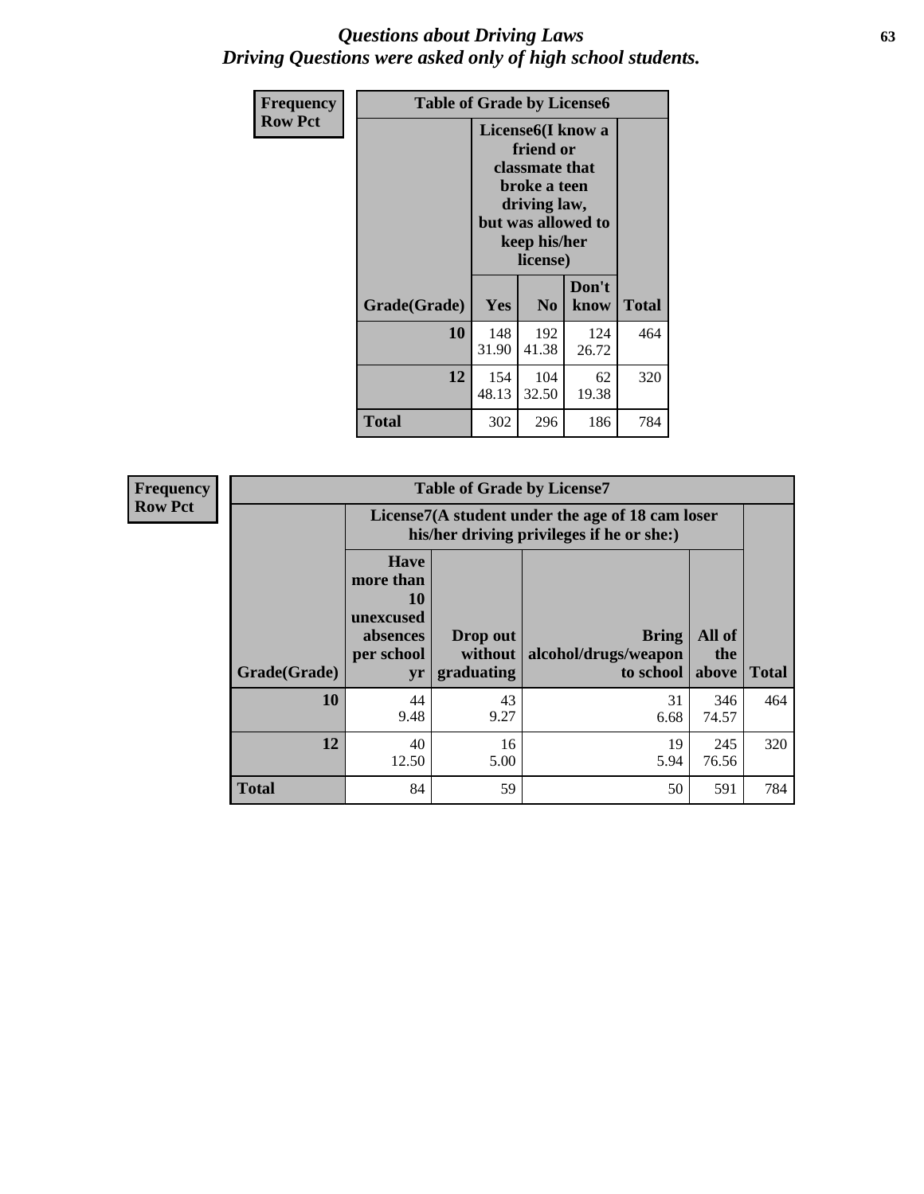# *Questions about Driving Laws*
## *Driving Questions were asked only of high school students.*

**Frequency**
**Row Pct**

| Table of Grade by License6 | | | | |
|---|---|---|---|---|
| | License6(I know a friend or classmate that broke a teen driving law, but was allowed to keep his/her license) | | | |
| Grade(Grade) | Yes | No | Don't know | Total |
| 10 | 148<br>31.90 | 192<br>41.38 | 124<br>26.72 | 464 |
| 12 | 154<br>48.13 | 104<br>32.50 | 62<br>19.38 | 320 |
| Total | 302 | 296 | 186 | 784 |

**Frequency**
**Row Pct**

| Table of Grade by License7 | | | | | |
|---|---|---|---|---|---|
| | License7(A student under the age of 18 cam loser his/her driving privileges if he or she:) | | | | |
| Grade(Grade) | Have more than 10 unexcused absences per school yr | Drop out without graduating | Bring alcohol/drugs/weapon to school | All of the above | Total |
| 10 | 44<br>9.48 | 43<br>9.27 | 31<br>6.68 | 346<br>74.57 | 464 |
| 12 | 40<br>12.50 | 16<br>5.00 | 19<br>5.94 | 245<br>76.56 | 320 |
| Total | 84 | 59 | 50 | 591 | 784 |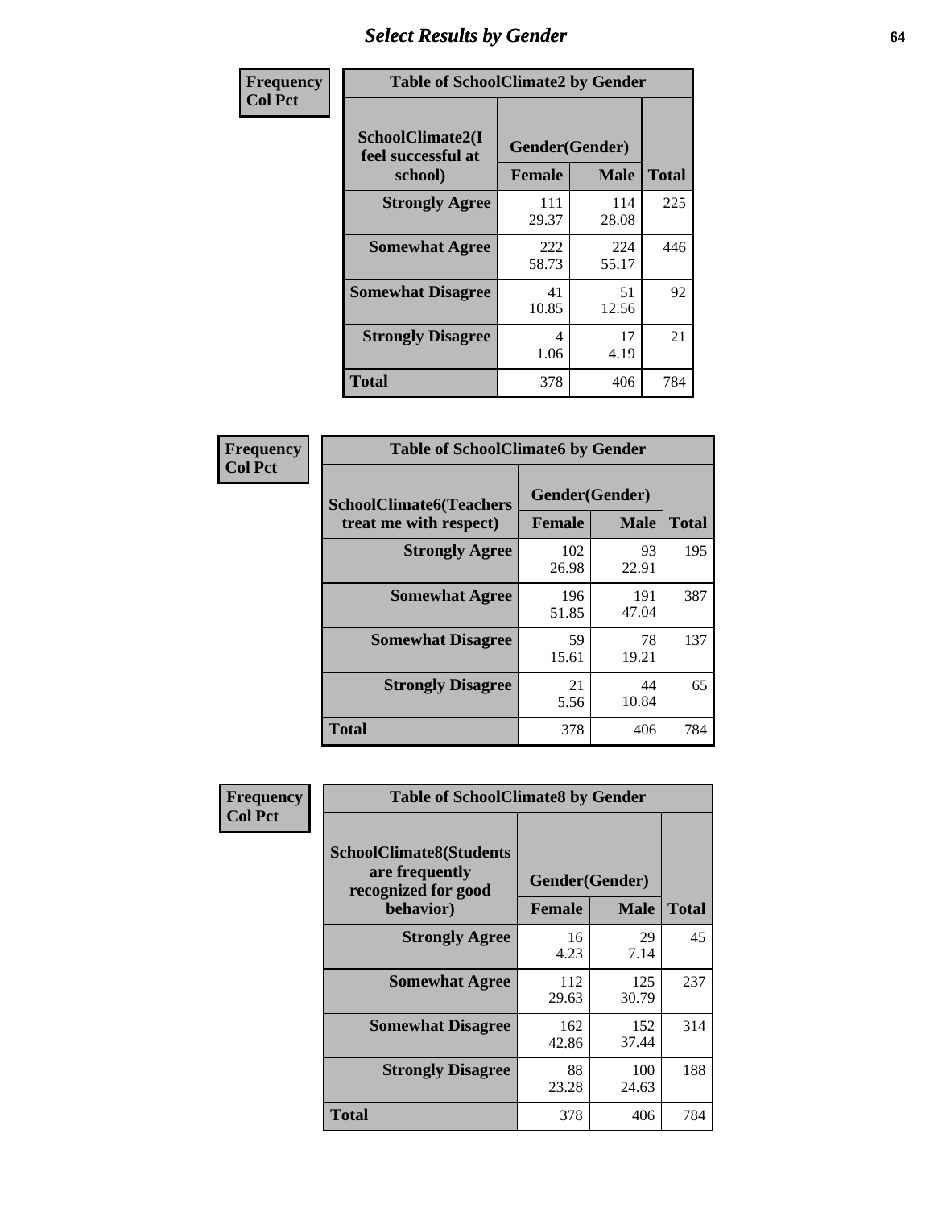# Select Results by Gender

**Frequency / Col Pct**

| Table of SchoolClimate2 by Gender | | | |
|---|---|---|---|
| SchoolClimate2(I feel successful at school) | Gender(Gender) | | |
| | Female | Male | Total |
| Strongly Agree | 111<br>29.37 | 114<br>28.08 | 225 |
| Somewhat Agree | 222<br>58.73 | 224<br>55.17 | 446 |
| Somewhat Disagree | 41<br>10.85 | 51<br>12.56 | 92 |
| Strongly Disagree | 4<br>1.06 | 17<br>4.19 | 21 |
| Total | 378 | 406 | 784 |

**Frequency / Col Pct**

| Table of SchoolClimate6 by Gender | | | |
|---|---|---|---|
| SchoolClimate6(Teachers treat me with respect) | Gender(Gender) | | |
| | Female | Male | Total |
| Strongly Agree | 102<br>26.98 | 93<br>22.91 | 195 |
| Somewhat Agree | 196<br>51.85 | 191<br>47.04 | 387 |
| Somewhat Disagree | 59<br>15.61 | 78<br>19.21 | 137 |
| Strongly Disagree | 21<br>5.56 | 44<br>10.84 | 65 |
| Total | 378 | 406 | 784 |

**Frequency / Col Pct**

| Table of SchoolClimate8 by Gender | | | |
|---|---|---|---|
| SchoolClimate8(Students are frequently recognized for good behavior) | Gender(Gender) | | |
| | Female | Male | Total |
| Strongly Agree | 16<br>4.23 | 29<br>7.14 | 45 |
| Somewhat Agree | 112<br>29.63 | 125<br>30.79 | 237 |
| Somewhat Disagree | 162<br>42.86 | 152<br>37.44 | 314 |
| Strongly Disagree | 88<br>23.28 | 100<br>24.63 | 188 |
| Total | 378 | 406 | 784 |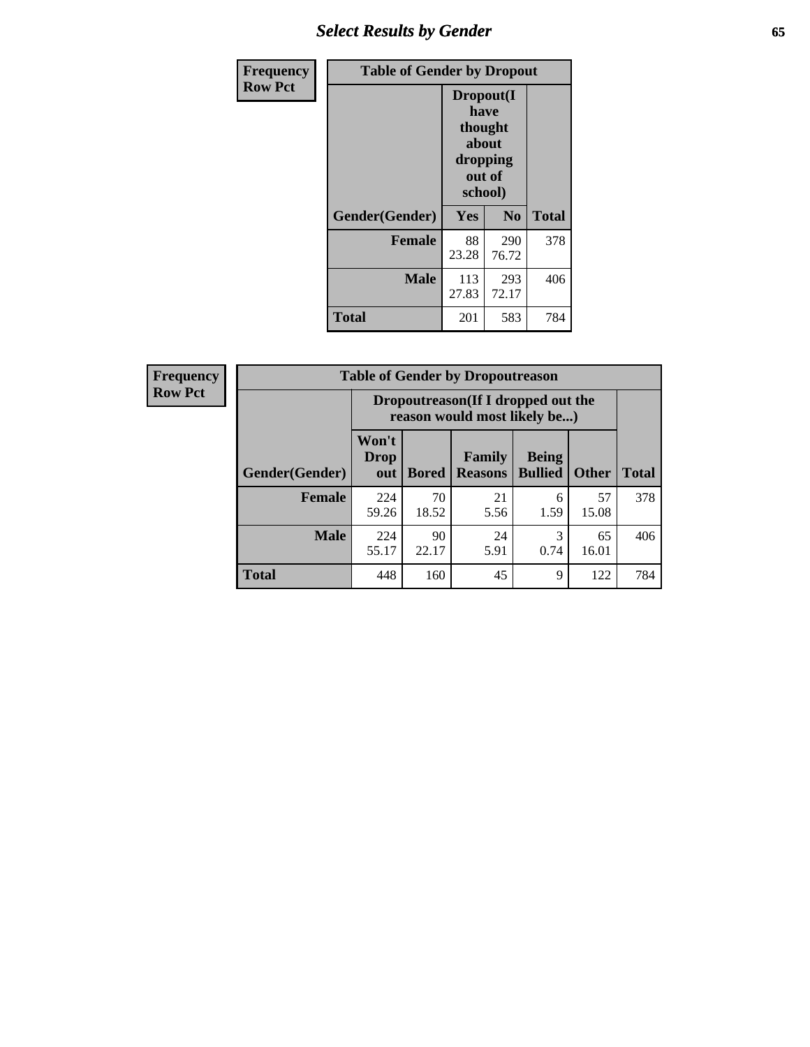| Frequency<br>Row Pct | Table of Gender by Dropout | | |
|---|---|---|---|
| | Dropout(I have thought about dropping out of school) | | |
| Gender(Gender) | Yes | No | Total |
| Female | 88<br>23.28 | 290<br>76.72 | 378 |
| Male | 113<br>27.83 | 293<br>72.17 | 406 |
| Total | 201 | 583 | 784 |

| Frequency<br>Row Pct | Table of Gender by Dropoutreason | | | | | |
|---|---|---|---|---|---|---|
| | Dropoutreason(If I dropped out the reason would most likely be...) | | | | | |
| Gender(Gender) | Won't Drop out | Bored | Family Reasons | Being Bullied | Other | Total |
| Female | 224<br>59.26 | 70<br>18.52 | 21<br>5.56 | 6<br>1.59 | 57<br>15.08 | 378 |
| Male | 224<br>55.17 | 90<br>22.17 | 24<br>5.91 | 3<br>0.74 | 65<br>16.01 | 406 |
| Total | 448 | 160 | 45 | 9 | 122 | 784 |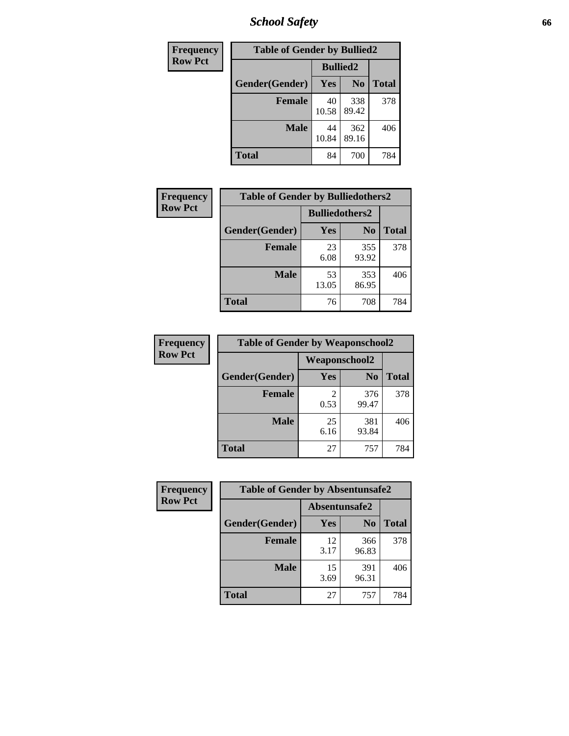| Frequency Row Pct |
|---|

**Table of Gender by Bullied2**

| Gender(Gender) | Bullied2 Yes | Bullied2 No | Total |
|---|---|---|---|
| Female | 40<br>10.58 | 338<br>89.42 | 378 |
| Male | 44<br>10.84 | 362<br>89.16 | 406 |
| Total | 84 | 700 | 784 |

| Frequency Row Pct |
|---|

**Table of Gender by Bulliedothers2**

| Gender(Gender) | Bulliedothers2 Yes | Bulliedothers2 No | Total |
|---|---|---|---|
| Female | 23<br>6.08 | 355<br>93.92 | 378 |
| Male | 53<br>13.05 | 353<br>86.95 | 406 |
| Total | 76 | 708 | 784 |

| Frequency Row Pct |
|---|

**Table of Gender by Weaponschool2**

| Gender(Gender) | Weaponschool2 Yes | Weaponschool2 No | Total |
|---|---|---|---|
| Female | 2<br>0.53 | 376<br>99.47 | 378 |
| Male | 25<br>6.16 | 381<br>93.84 | 406 |
| Total | 27 | 757 | 784 |

| Frequency Row Pct |
|---|

**Table of Gender by Absentunsafe2**

| Gender(Gender) | Absentunsafe2 Yes | Absentunsafe2 No | Total |
|---|---|---|---|
| Female | 12<br>3.17 | 366<br>96.83 | 378 |
| Male | 15<br>3.69 | 391<br>96.31 | 406 |
| Total | 27 | 757 | 784 |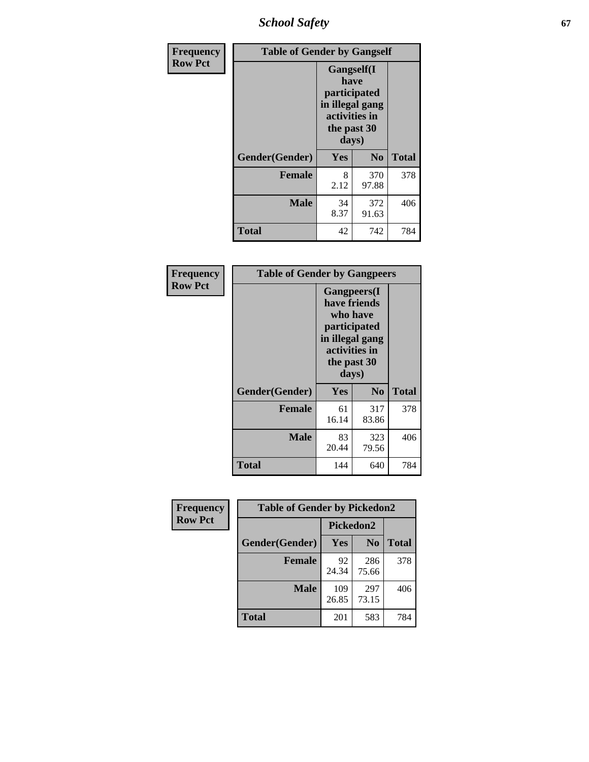| Frequency Row Pct |
| --- |

**Table of Gender by Gangself**

| Gender(Gender) | Gangself(I have participated in illegal gang activities in the past 30 days) Yes | No | Total |
| --- | --- | --- | --- |
| **Female** | 8<br>2.12 | 370<br>97.88 | 378 |
| **Male** | 34<br>8.37 | 372<br>91.63 | 406 |
| **Total** | 42 | 742 | 784 |

| Frequency Row Pct |
| --- |

**Table of Gender by Gangpeers**

| Gender(Gender) | Gangpeers(I have friends who have participated in illegal gang activities in the past 30 days) Yes | No | Total |
| --- | --- | --- | --- |
| **Female** | 61<br>16.14 | 317<br>83.86 | 378 |
| **Male** | 83<br>20.44 | 323<br>79.56 | 406 |
| **Total** | 144 | 640 | 784 |

| Frequency Row Pct |
| --- |

**Table of Gender by Pickedon2**

| Gender(Gender) | Pickedon2 Yes | No | Total |
| --- | --- | --- | --- |
| **Female** | 92<br>24.34 | 286<br>75.66 | 378 |
| **Male** | 109<br>26.85 | 297<br>73.15 | 406 |
| **Total** | 201 | 583 | 784 |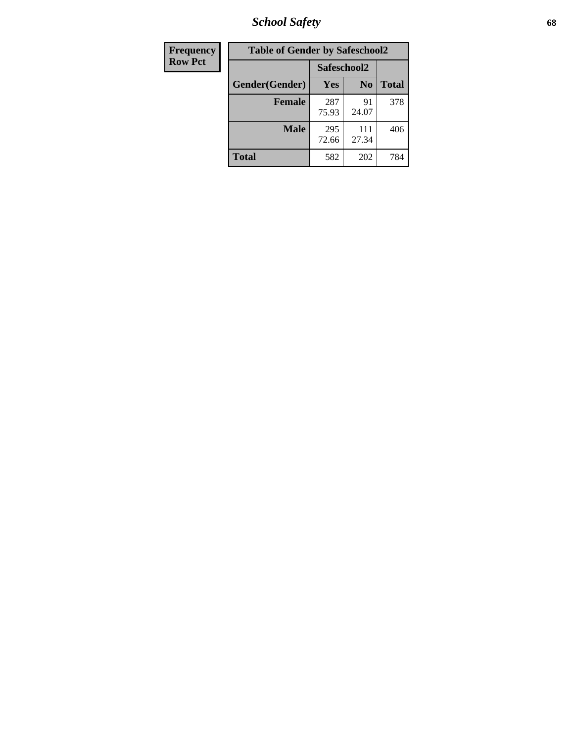| Frequency Row Pct |
|---|

| Table of Gender by Safeschool2 | | | |
|---|---|---|---|
| | Safeschool2 | | |
| Gender(Gender) | Yes | No | Total |
| Female | 287 75.93 | 91 24.07 | 378 |
| Male | 295 72.66 | 111 27.34 | 406 |
| Total | 582 | 202 | 784 |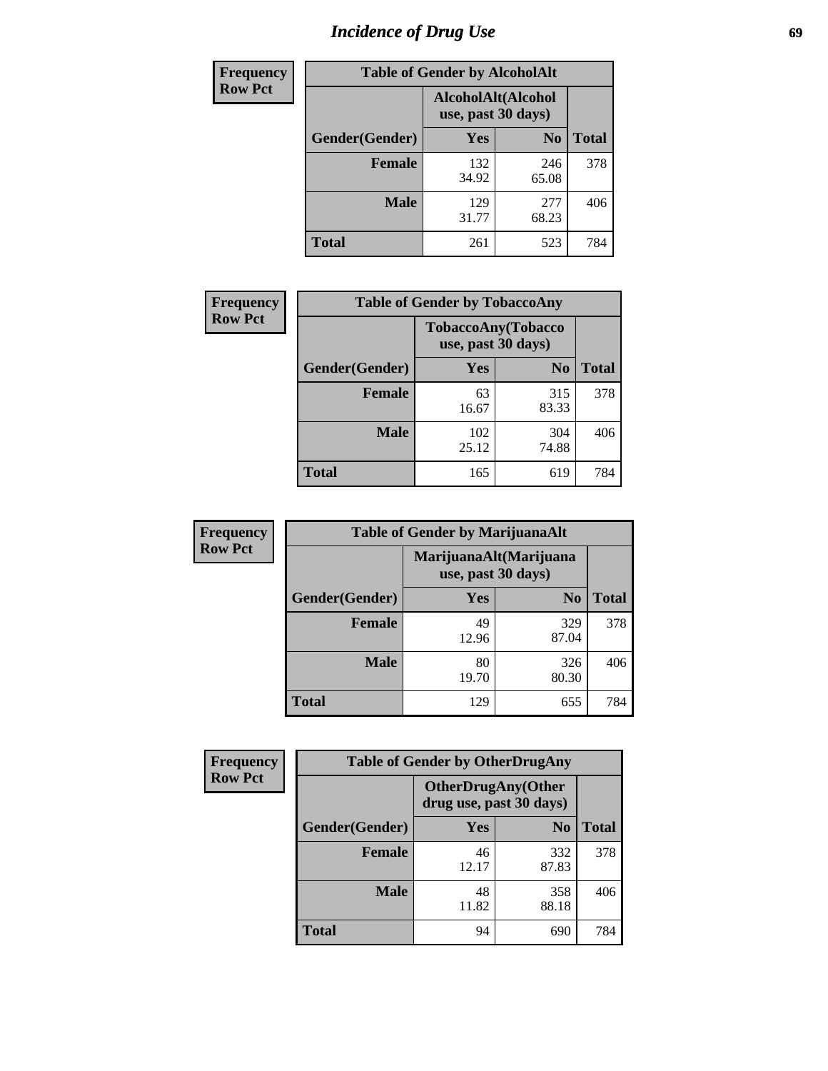# Incidence of Drug Use

**Frequency**
**Row Pct**

| Table of Gender by AlcoholAlt | | | |
|---|---|---|---|
| | AlcoholAlt(Alcohol use, past 30 days) | | |
| Gender(Gender) | Yes | No | Total |
| Female | 132<br>34.92 | 246<br>65.08 | 378 |
| Male | 129<br>31.77 | 277<br>68.23 | 406 |
| Total | 261 | 523 | 784 |

**Frequency**
**Row Pct**

| Table of Gender by TobaccoAny | | | |
|---|---|---|---|
| | TobaccoAny(Tobacco use, past 30 days) | | |
| Gender(Gender) | Yes | No | Total |
| Female | 63<br>16.67 | 315<br>83.33 | 378 |
| Male | 102<br>25.12 | 304<br>74.88 | 406 |
| Total | 165 | 619 | 784 |

**Frequency**
**Row Pct**

| Table of Gender by MarijuanaAlt | | | |
|---|---|---|---|
| | MarijuanaAlt(Marijuana use, past 30 days) | | |
| Gender(Gender) | Yes | No | Total |
| Female | 49<br>12.96 | 329<br>87.04 | 378 |
| Male | 80<br>19.70 | 326<br>80.30 | 406 |
| Total | 129 | 655 | 784 |

**Frequency**
**Row Pct**

| Table of Gender by OtherDrugAny | | | |
|---|---|---|---|
| | OtherDrugAny(Other drug use, past 30 days) | | |
| Gender(Gender) | Yes | No | Total |
| Female | 46<br>12.17 | 332<br>87.83 | 378 |
| Male | 48<br>11.82 | 358<br>88.18 | 406 |
| Total | 94 | 690 | 784 |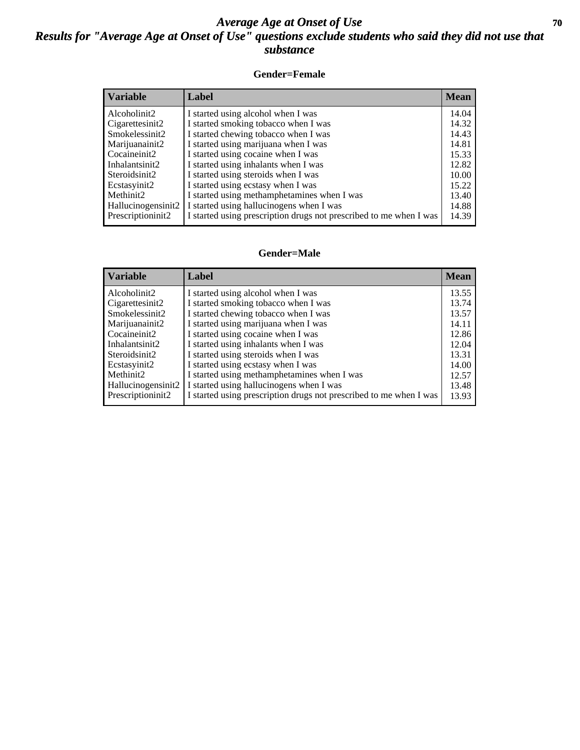# *Average Age at Onset of Use*

# *Results for "Average Age at Onset of Use" questions exclude students who said they did not use that substance*

### Gender=Female

| Variable | Label | Mean |
|---|---|---|
| Alcoholinit2 | I started using alcohol when I was | 14.04 |
| Cigarettesinit2 | I started smoking tobacco when I was | 14.32 |
| Smokelessinit2 | I started chewing tobacco when I was | 14.43 |
| Marijuanainit2 | I started using marijuana when I was | 14.81 |
| Cocaineinit2 | I started using cocaine when I was | 15.33 |
| Inhalantsinit2 | I started using inhalants when I was | 12.82 |
| Steroidsinit2 | I started using steroids when I was | 10.00 |
| Ecstasyinit2 | I started using ecstasy when I was | 15.22 |
| Methinit2 | I started using methamphetamines when I was | 13.40 |
| Hallucinogensinit2 | I started using hallucinogens when I was | 14.88 |
| Prescriptioninit2 | I started using prescription drugs not prescribed to me when I was | 14.39 |

### Gender=Male

| Variable | Label | Mean |
|---|---|---|
| Alcoholinit2 | I started using alcohol when I was | 13.55 |
| Cigarettesinit2 | I started smoking tobacco when I was | 13.74 |
| Smokelessinit2 | I started chewing tobacco when I was | 13.57 |
| Marijuanainit2 | I started using marijuana when I was | 14.11 |
| Cocaineinit2 | I started using cocaine when I was | 12.86 |
| Inhalantsinit2 | I started using inhalants when I was | 12.04 |
| Steroidsinit2 | I started using steroids when I was | 13.31 |
| Ecstasyinit2 | I started using ecstasy when I was | 14.00 |
| Methinit2 | I started using methamphetamines when I was | 12.57 |
| Hallucinogensinit2 | I started using hallucinogens when I was | 13.48 |
| Prescriptioninit2 | I started using prescription drugs not prescribed to me when I was | 13.93 |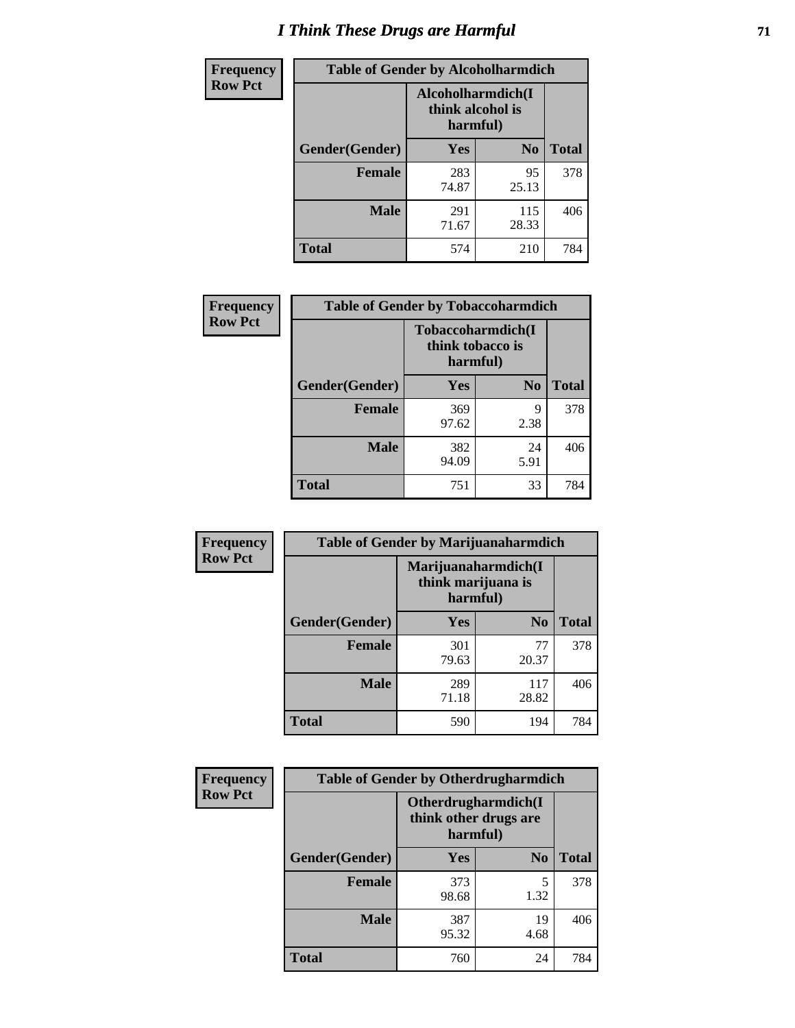# I Think These Drugs are Harmful

| Frequency Row Pct | Table of Gender by Alcoholharmdich | | |
|---|---|---|---|
| | Alcoholharmdich(I think alcohol is harmful) | | |
| Gender(Gender) | Yes | No | Total |
| Female | 283<br>74.87 | 95<br>25.13 | 378 |
| Male | 291<br>71.67 | 115<br>28.33 | 406 |
| Total | 574 | 210 | 784 |

| Frequency Row Pct | Table of Gender by Tobaccoharmdich | | |
|---|---|---|---|
| | Tobaccoharmdich(I think tobacco is harmful) | | |
| Gender(Gender) | Yes | No | Total |
| Female | 369<br>97.62 | 9<br>2.38 | 378 |
| Male | 382<br>94.09 | 24<br>5.91 | 406 |
| Total | 751 | 33 | 784 |

| Frequency Row Pct | Table of Gender by Marijuanaharmdich | | |
|---|---|---|---|
| | Marijuanaharmdich(I think marijuana is harmful) | | |
| Gender(Gender) | Yes | No | Total |
| Female | 301<br>79.63 | 77<br>20.37 | 378 |
| Male | 289<br>71.18 | 117<br>28.82 | 406 |
| Total | 590 | 194 | 784 |

| Frequency Row Pct | Table of Gender by Otherdrugharmdich | | |
|---|---|---|---|
| | Otherdrugharmdich(I think other drugs are harmful) | | |
| Gender(Gender) | Yes | No | Total |
| Female | 373<br>98.68 | 5<br>1.32 | 378 |
| Male | 387<br>95.32 | 19<br>4.68 | 406 |
| Total | 760 | 24 | 784 |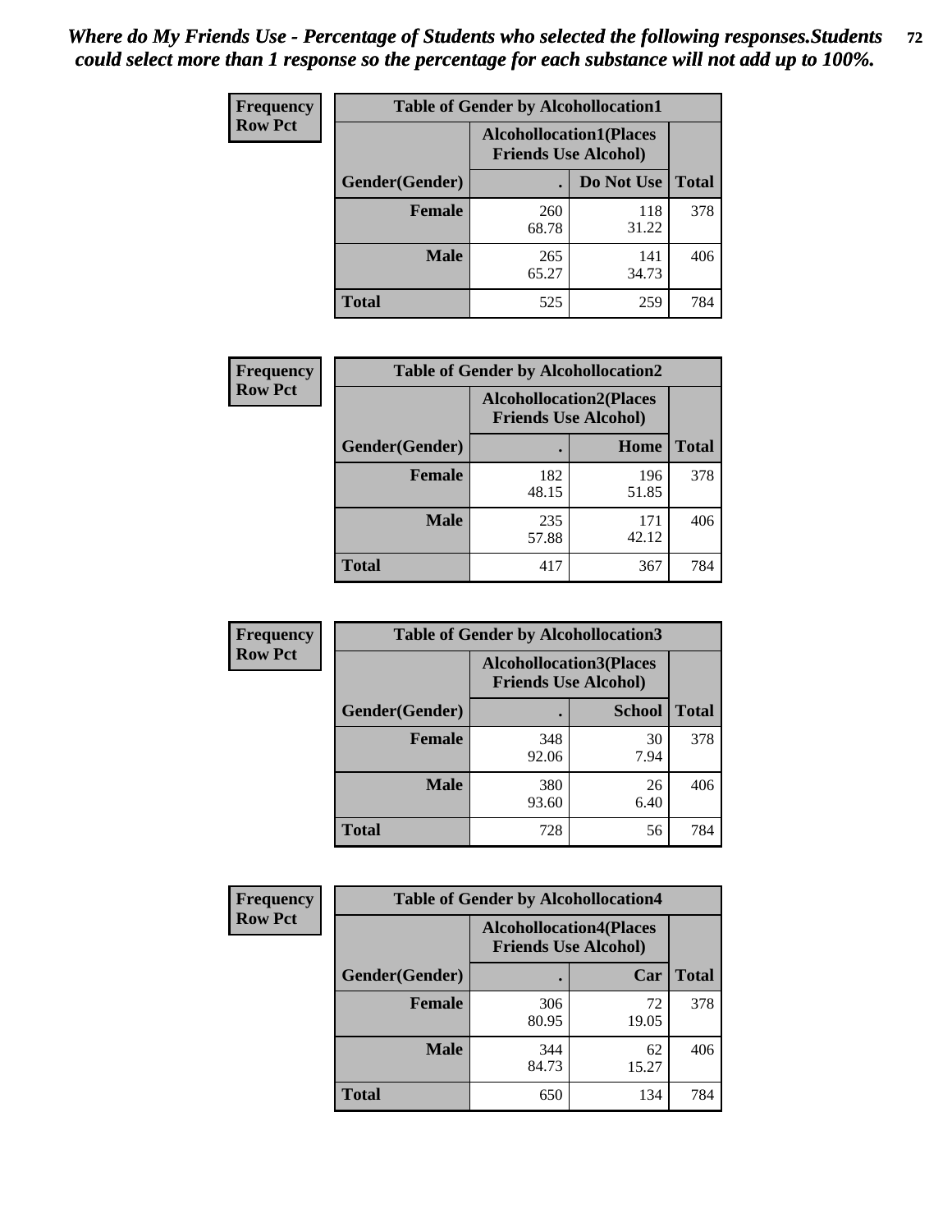*Where do My Friends Use - Percentage of Students who selected the following responses.Students could select more than 1 response so the percentage for each substance will not add up to 100%.*

**Frequency**
**Row Pct**

| Table of Gender by Alcohollocation1 | | | |
|---|---|---|---|
| | Alcohollocation1(Places Friends Use Alcohol) | | |
| Gender(Gender) | . | Do Not Use | Total |
| **Female** | 260<br>68.78 | 118<br>31.22 | 378 |
| **Male** | 265<br>65.27 | 141<br>34.73 | 406 |
| **Total** | 525 | 259 | 784 |

**Frequency**
**Row Pct**

| Table of Gender by Alcohollocation2 | | | |
|---|---|---|---|
| | Alcohollocation2(Places Friends Use Alcohol) | | |
| Gender(Gender) | . | Home | Total |
| **Female** | 182<br>48.15 | 196<br>51.85 | 378 |
| **Male** | 235<br>57.88 | 171<br>42.12 | 406 |
| **Total** | 417 | 367 | 784 |

**Frequency**
**Row Pct**

| Table of Gender by Alcohollocation3 | | | |
|---|---|---|---|
| | Alcohollocation3(Places Friends Use Alcohol) | | |
| Gender(Gender) | . | School | Total |
| **Female** | 348<br>92.06 | 30<br>7.94 | 378 |
| **Male** | 380<br>93.60 | 26<br>6.40 | 406 |
| **Total** | 728 | 56 | 784 |

**Frequency**
**Row Pct**

| Table of Gender by Alcohollocation4 | | | |
|---|---|---|---|
| | Alcohollocation4(Places Friends Use Alcohol) | | |
| Gender(Gender) | . | Car | Total |
| **Female** | 306<br>80.95 | 72<br>19.05 | 378 |
| **Male** | 344<br>84.73 | 62<br>15.27 | 406 |
| **Total** | 650 | 134 | 784 |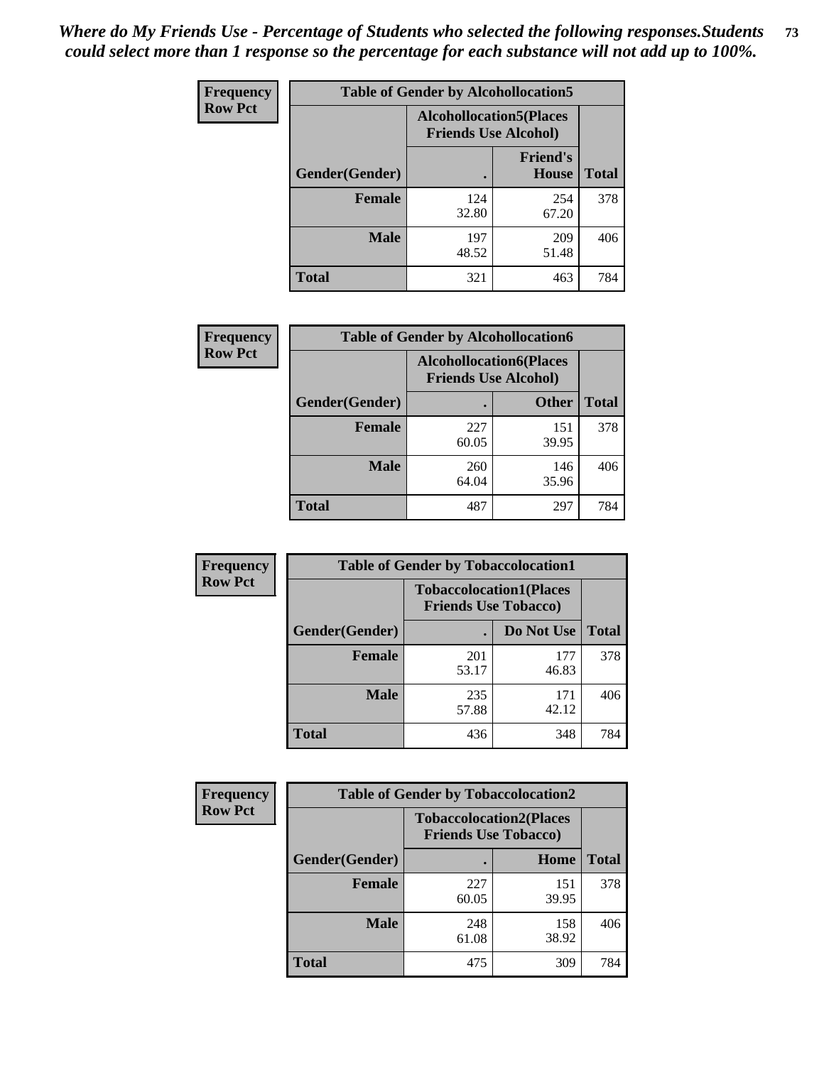*Where do My Friends Use - Percentage of Students who selected the following responses.Students could select more than 1 response so the percentage for each substance will not add up to 100%.*

**Frequency**
**Row Pct**

| Table of Gender by Alcohollocation5 | | | |
|---|---|---|---|
| | Alcohollocation5(Places Friends Use Alcohol) | | |
| Gender(Gender) | . | Friend's House | Total |
| **Female** | 124<br>32.80 | 254<br>67.20 | 378 |
| **Male** | 197<br>48.52 | 209<br>51.48 | 406 |
| **Total** | 321 | 463 | 784 |

**Frequency**
**Row Pct**

| Table of Gender by Alcohollocation6 | | | |
|---|---|---|---|
| | Alcohollocation6(Places Friends Use Alcohol) | | |
| Gender(Gender) | . | Other | Total |
| **Female** | 227<br>60.05 | 151<br>39.95 | 378 |
| **Male** | 260<br>64.04 | 146<br>35.96 | 406 |
| **Total** | 487 | 297 | 784 |

**Frequency**
**Row Pct**

| Table of Gender by Tobaccolocation1 | | | |
|---|---|---|---|
| | Tobaccolocation1(Places Friends Use Tobacco) | | |
| Gender(Gender) | . | Do Not Use | Total |
| **Female** | 201<br>53.17 | 177<br>46.83 | 378 |
| **Male** | 235<br>57.88 | 171<br>42.12 | 406 |
| **Total** | 436 | 348 | 784 |

**Frequency**
**Row Pct**

| Table of Gender by Tobaccolocation2 | | | |
|---|---|---|---|
| | Tobaccolocation2(Places Friends Use Tobacco) | | |
| Gender(Gender) | . | Home | Total |
| **Female** | 227<br>60.05 | 151<br>39.95 | 378 |
| **Male** | 248<br>61.08 | 158<br>38.92 | 406 |
| **Total** | 475 | 309 | 784 |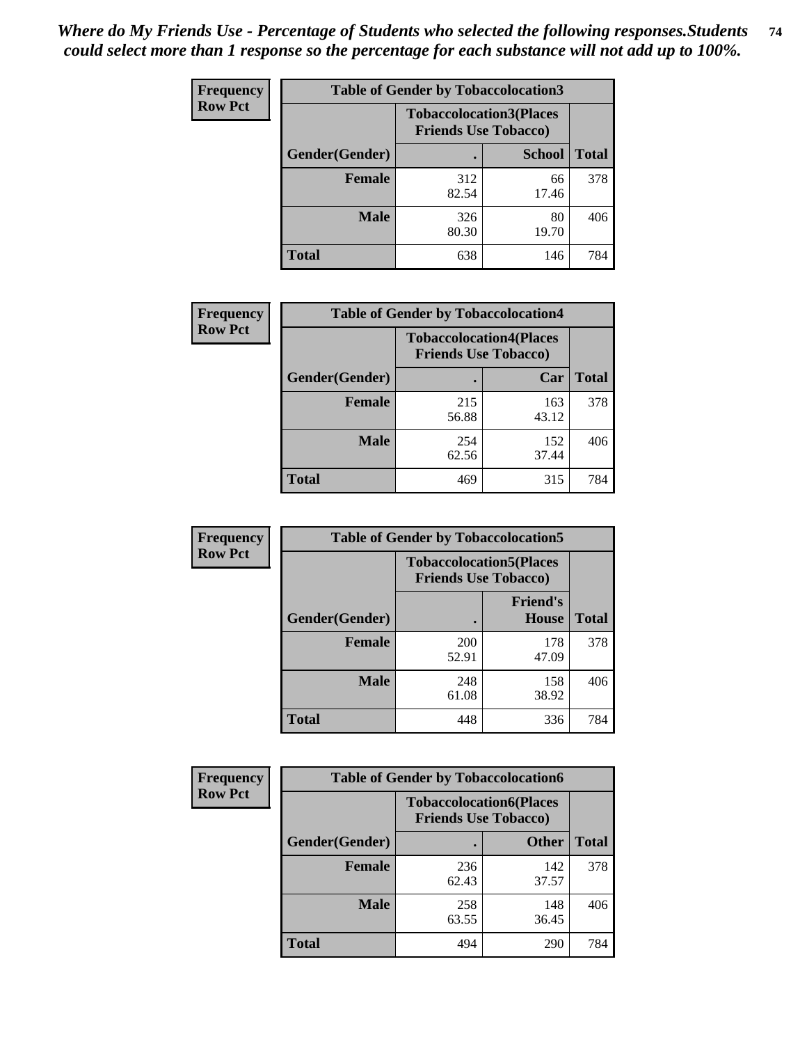*Where do My Friends Use - Percentage of Students who selected the following responses.Students could select more than 1 response so the percentage for each substance will not add up to 100%.*

**Frequency Row Pct**

| Table of Gender by Tobaccolocation3 | | | |
|---|---|---|---|
| | Tobaccolocation3(Places Friends Use Tobacco) | | |
| Gender(Gender) | . | School | Total |
| Female | 312<br>82.54 | 66<br>17.46 | 378 |
| Male | 326<br>80.30 | 80<br>19.70 | 406 |
| Total | 638 | 146 | 784 |

**Frequency Row Pct**

| Table of Gender by Tobaccolocation4 | | | |
|---|---|---|---|
| | Tobaccolocation4(Places Friends Use Tobacco) | | |
| Gender(Gender) | . | Car | Total |
| Female | 215<br>56.88 | 163<br>43.12 | 378 |
| Male | 254<br>62.56 | 152<br>37.44 | 406 |
| Total | 469 | 315 | 784 |

**Frequency Row Pct**

| Table of Gender by Tobaccolocation5 | | | |
|---|---|---|---|
| | Tobaccolocation5(Places Friends Use Tobacco) | | |
| Gender(Gender) | . | Friend's House | Total |
| Female | 200<br>52.91 | 178<br>47.09 | 378 |
| Male | 248<br>61.08 | 158<br>38.92 | 406 |
| Total | 448 | 336 | 784 |

**Frequency Row Pct**

| Table of Gender by Tobaccolocation6 | | | |
|---|---|---|---|
| | Tobaccolocation6(Places Friends Use Tobacco) | | |
| Gender(Gender) | . | Other | Total |
| Female | 236<br>62.43 | 142<br>37.57 | 378 |
| Male | 258<br>63.55 | 148<br>36.45 | 406 |
| Total | 494 | 290 | 784 |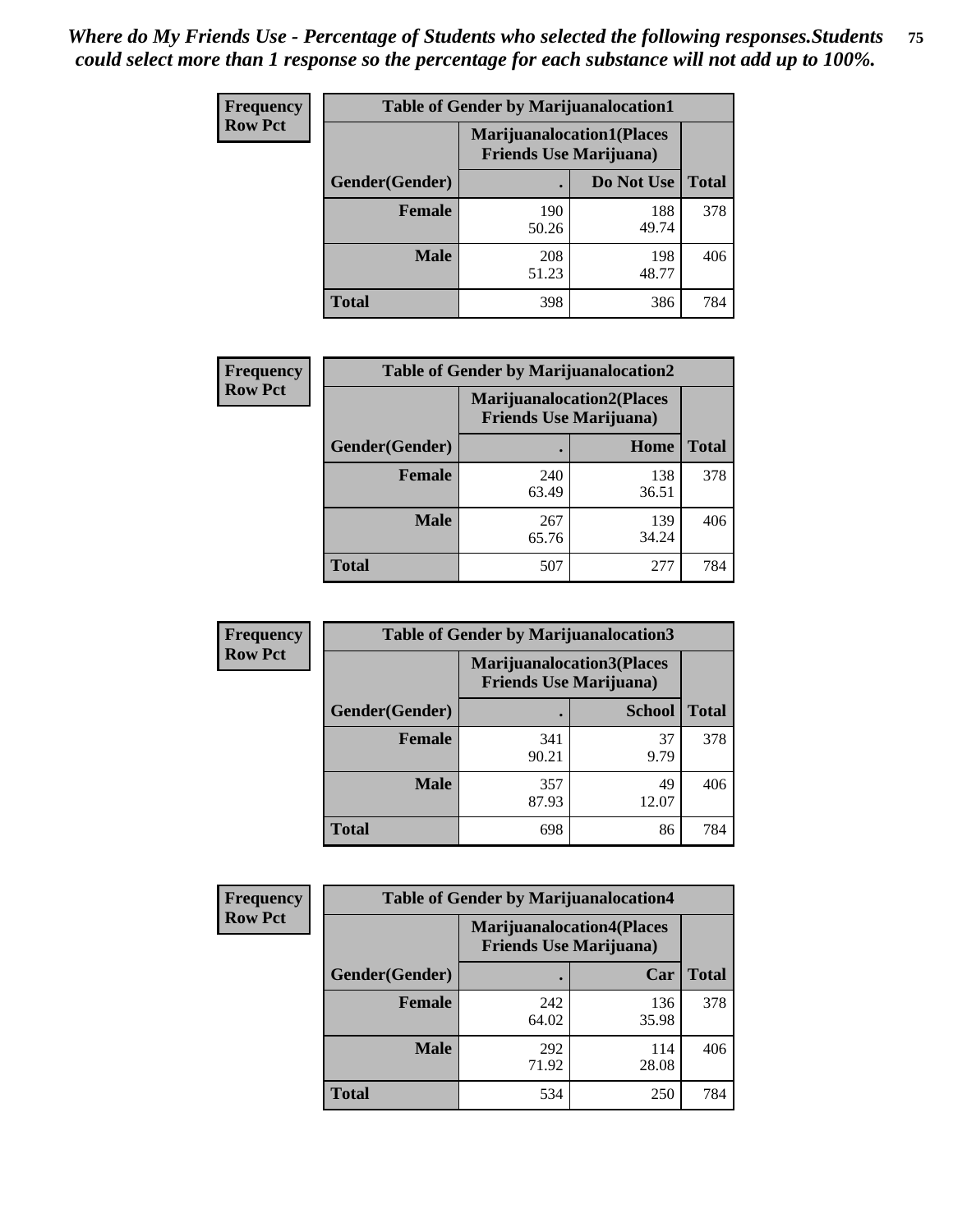*Where do My Friends Use - Percentage of Students who selected the following responses.Students could select more than 1 response so the percentage for each substance will not add up to 100%.*

**Frequency**
**Row Pct**

| Table of Gender by Marijuanalocation1 | | | |
|---|---|---|---|
| | Marijuanalocation1(Places Friends Use Marijuana) | | |
| Gender(Gender) | . | Do Not Use | Total |
| **Female** | 190<br>50.26 | 188<br>49.74 | 378 |
| **Male** | 208<br>51.23 | 198<br>48.77 | 406 |
| **Total** | 398 | 386 | 784 |

**Frequency**
**Row Pct**

| Table of Gender by Marijuanalocation2 | | | |
|---|---|---|---|
| | Marijuanalocation2(Places Friends Use Marijuana) | | |
| Gender(Gender) | . | Home | Total |
| **Female** | 240<br>63.49 | 138<br>36.51 | 378 |
| **Male** | 267<br>65.76 | 139<br>34.24 | 406 |
| **Total** | 507 | 277 | 784 |

**Frequency**
**Row Pct**

| Table of Gender by Marijuanalocation3 | | | |
|---|---|---|---|
| | Marijuanalocation3(Places Friends Use Marijuana) | | |
| Gender(Gender) | . | School | Total |
| **Female** | 341<br>90.21 | 37<br>9.79 | 378 |
| **Male** | 357<br>87.93 | 49<br>12.07 | 406 |
| **Total** | 698 | 86 | 784 |

**Frequency**
**Row Pct**

| Table of Gender by Marijuanalocation4 | | | |
|---|---|---|---|
| | Marijuanalocation4(Places Friends Use Marijuana) | | |
| Gender(Gender) | . | Car | Total |
| **Female** | 242<br>64.02 | 136<br>35.98 | 378 |
| **Male** | 292<br>71.92 | 114<br>28.08 | 406 |
| **Total** | 534 | 250 | 784 |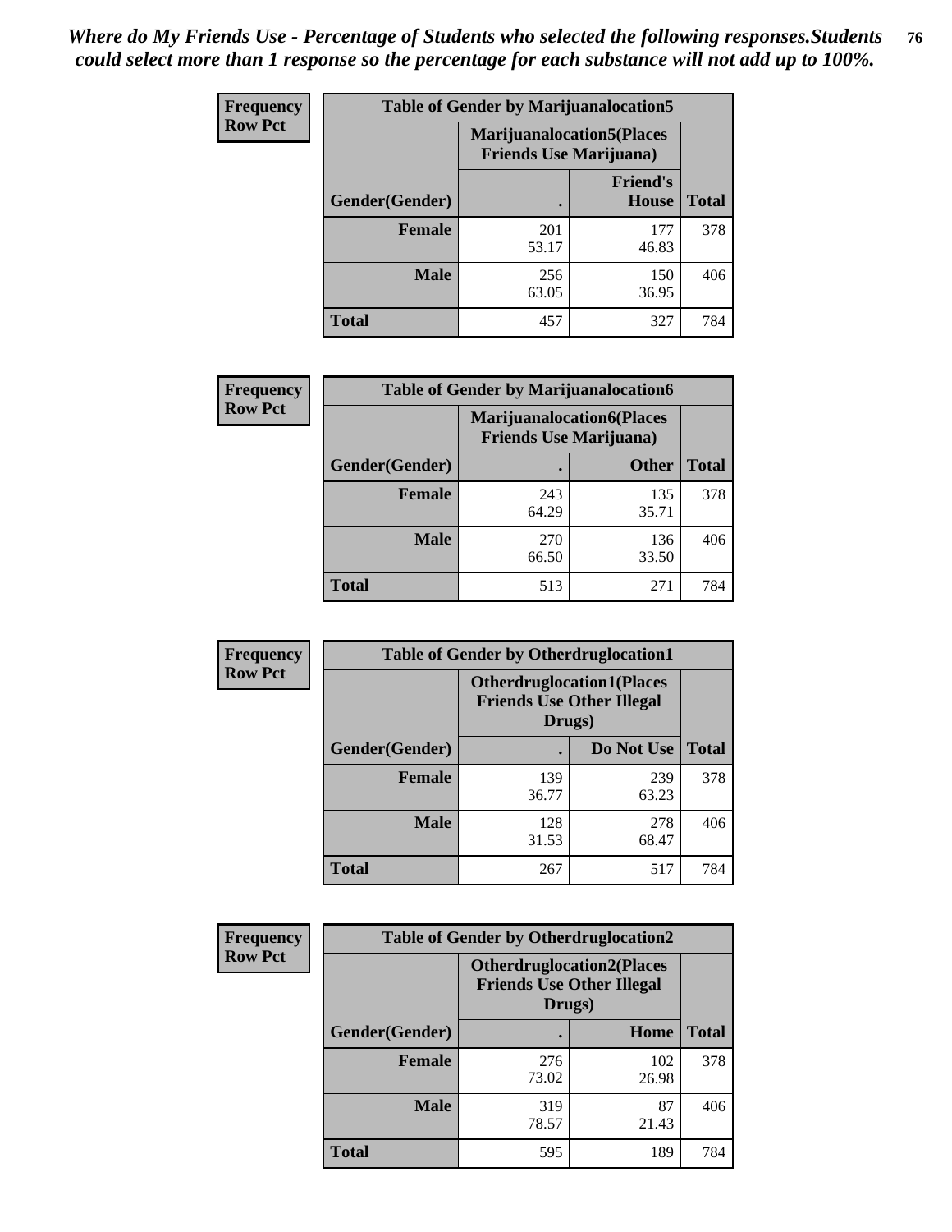*Where do My Friends Use - Percentage of Students who selected the following responses.Students could select more than 1 response so the percentage for each substance will not add up to 100%.*

**Frequency Row Pct**

| Table of Gender by Marijuanalocation5 | | | |
|---|---|---|---|
| | Marijuanalocation5(Places Friends Use Marijuana) | | |
| Gender(Gender) | . | Friend's House | Total |
| **Female** | 201<br>53.17 | 177<br>46.83 | 378 |
| **Male** | 256<br>63.05 | 150<br>36.95 | 406 |
| **Total** | 457 | 327 | 784 |

**Frequency Row Pct**

| Table of Gender by Marijuanalocation6 | | | |
|---|---|---|---|
| | Marijuanalocation6(Places Friends Use Marijuana) | | |
| Gender(Gender) | . | Other | Total |
| **Female** | 243<br>64.29 | 135<br>35.71 | 378 |
| **Male** | 270<br>66.50 | 136<br>33.50 | 406 |
| **Total** | 513 | 271 | 784 |

**Frequency Row Pct**

| Table of Gender by Otherdruglocation1 | | | |
|---|---|---|---|
| | Otherdruglocation1(Places Friends Use Other Illegal Drugs) | | |
| Gender(Gender) | . | Do Not Use | Total |
| **Female** | 139<br>36.77 | 239<br>63.23 | 378 |
| **Male** | 128<br>31.53 | 278<br>68.47 | 406 |
| **Total** | 267 | 517 | 784 |

**Frequency Row Pct**

| Table of Gender by Otherdruglocation2 | | | |
|---|---|---|---|
| | Otherdruglocation2(Places Friends Use Other Illegal Drugs) | | |
| Gender(Gender) | . | Home | Total |
| **Female** | 276<br>73.02 | 102<br>26.98 | 378 |
| **Male** | 319<br>78.57 | 87<br>21.43 | 406 |
| **Total** | 595 | 189 | 784 |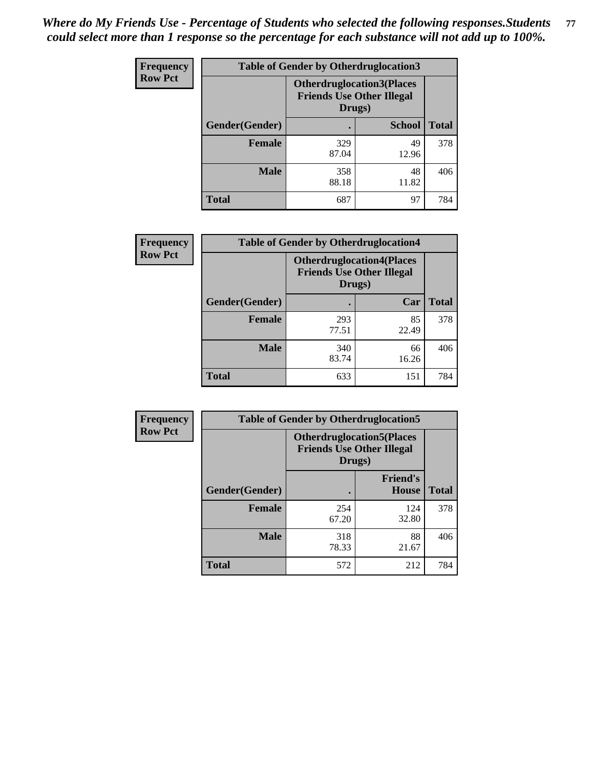*Where do My Friends Use - Percentage of Students who selected the following responses.Students could select more than 1 response so the percentage for each substance will not add up to 100%.*

**Frequency**
**Row Pct**

| Table of Gender by Otherdruglocation3 | | | |
|---|---|---|---|
| | Otherdruglocation3(Places Friends Use Other Illegal Drugs) | | |
| Gender(Gender) | . | School | Total |
| Female | 329<br>87.04 | 49<br>12.96 | 378 |
| Male | 358<br>88.18 | 48<br>11.82 | 406 |
| Total | 687 | 97 | 784 |

**Frequency**
**Row Pct**

| Table of Gender by Otherdruglocation4 | | | |
|---|---|---|---|
| | Otherdruglocation4(Places Friends Use Other Illegal Drugs) | | |
| Gender(Gender) | . | Car | Total |
| Female | 293<br>77.51 | 85<br>22.49 | 378 |
| Male | 340<br>83.74 | 66<br>16.26 | 406 |
| Total | 633 | 151 | 784 |

**Frequency**
**Row Pct**

| Table of Gender by Otherdruglocation5 | | | |
|---|---|---|---|
| | Otherdruglocation5(Places Friends Use Other Illegal Drugs) | | |
| Gender(Gender) | . | Friend's House | Total |
| Female | 254<br>67.20 | 124<br>32.80 | 378 |
| Male | 318<br>78.33 | 88<br>21.67 | 406 |
| Total | 572 | 212 | 784 |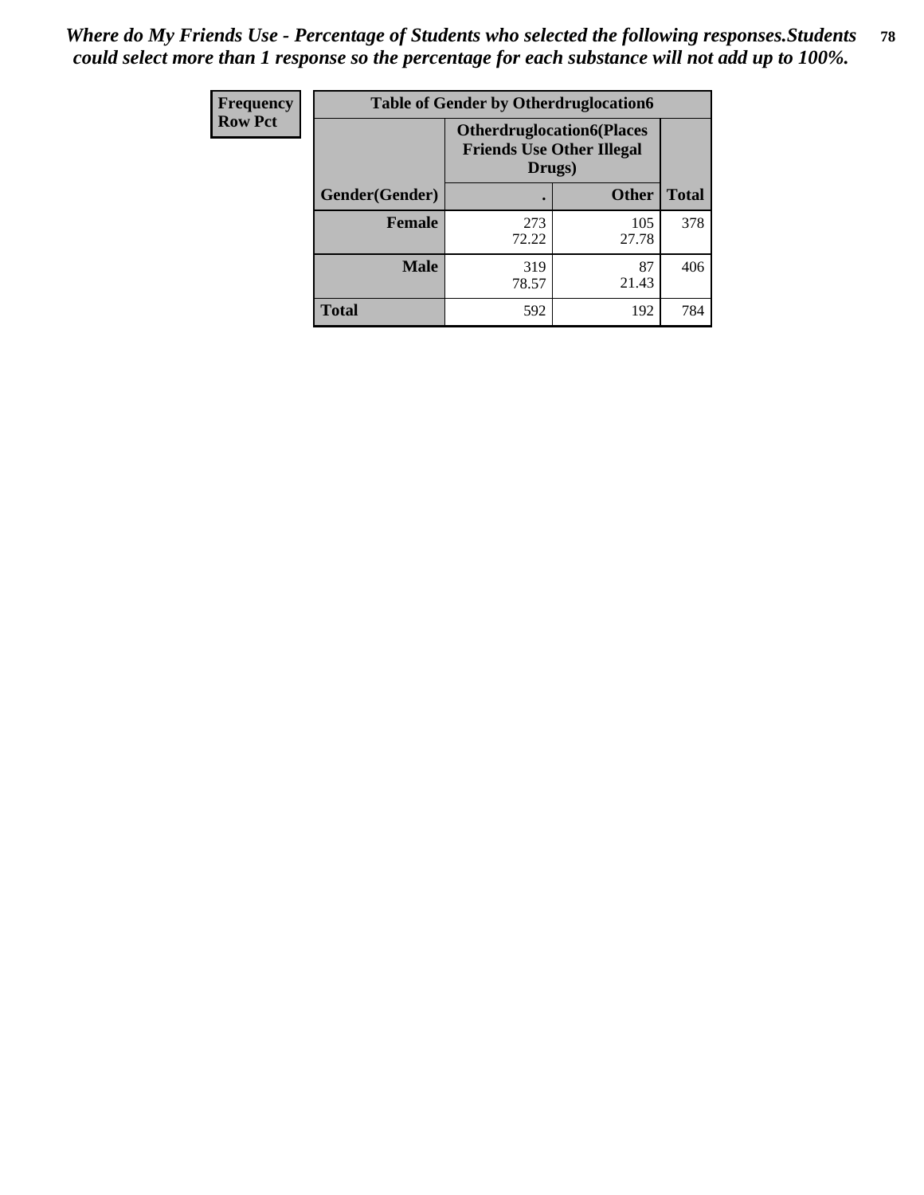*Where do My Friends Use - Percentage of Students who selected the following responses.Students could select more than 1 response so the percentage for each substance will not add up to 100%.*

| Frequency<br>Row Pct | Table of Gender by Otherdruglocation6 | | |
|---|---|---|---|
| | **Otherdruglocation6(Places Friends Use Other Illegal Drugs)** | | |
| **Gender(Gender)** | **.** | **Other** | **Total** |
| **Female** | 273<br>72.22 | 105<br>27.78 | 378 |
| **Male** | 319<br>78.57 | 87<br>21.43 | 406 |
| **Total** | 592 | 192 | 784 |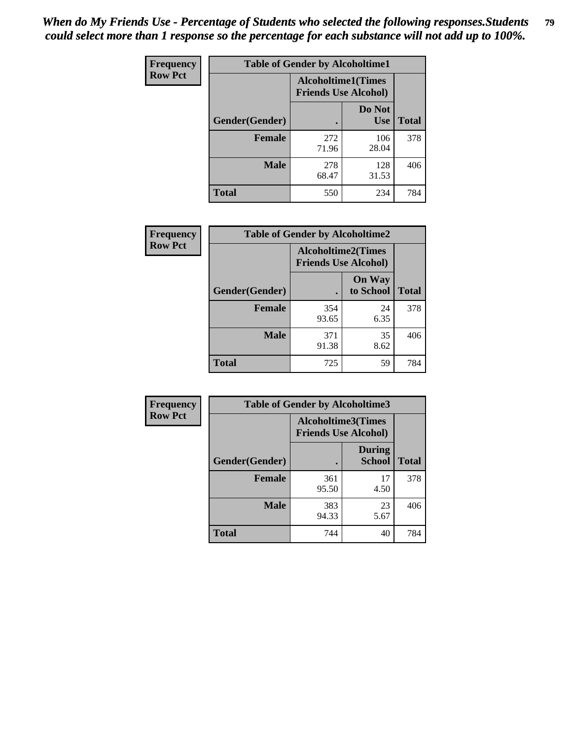*When do My Friends Use - Percentage of Students who selected the following responses.Students could select more than 1 response so the percentage for each substance will not add up to 100%.*

**Frequency**
**Row Pct**

| Table of Gender by Alcoholtime1 | | | |
|---|---|---|---|
| | Alcoholtime1(Times Friends Use Alcohol) | | |
| Gender(Gender) | . | Do Not Use | Total |
| **Female** | 272<br>71.96 | 106<br>28.04 | 378 |
| **Male** | 278<br>68.47 | 128<br>31.53 | 406 |
| **Total** | 550 | 234 | 784 |

**Frequency**
**Row Pct**

| Table of Gender by Alcoholtime2 | | | |
|---|---|---|---|
| | Alcoholtime2(Times Friends Use Alcohol) | | |
| Gender(Gender) | . | On Way to School | Total |
| **Female** | 354<br>93.65 | 24<br>6.35 | 378 |
| **Male** | 371<br>91.38 | 35<br>8.62 | 406 |
| **Total** | 725 | 59 | 784 |

**Frequency**
**Row Pct**

| Table of Gender by Alcoholtime3 | | | |
|---|---|---|---|
| | Alcoholtime3(Times Friends Use Alcohol) | | |
| Gender(Gender) | . | During School | Total |
| **Female** | 361<br>95.50 | 17<br>4.50 | 378 |
| **Male** | 383<br>94.33 | 23<br>5.67 | 406 |
| **Total** | 744 | 40 | 784 |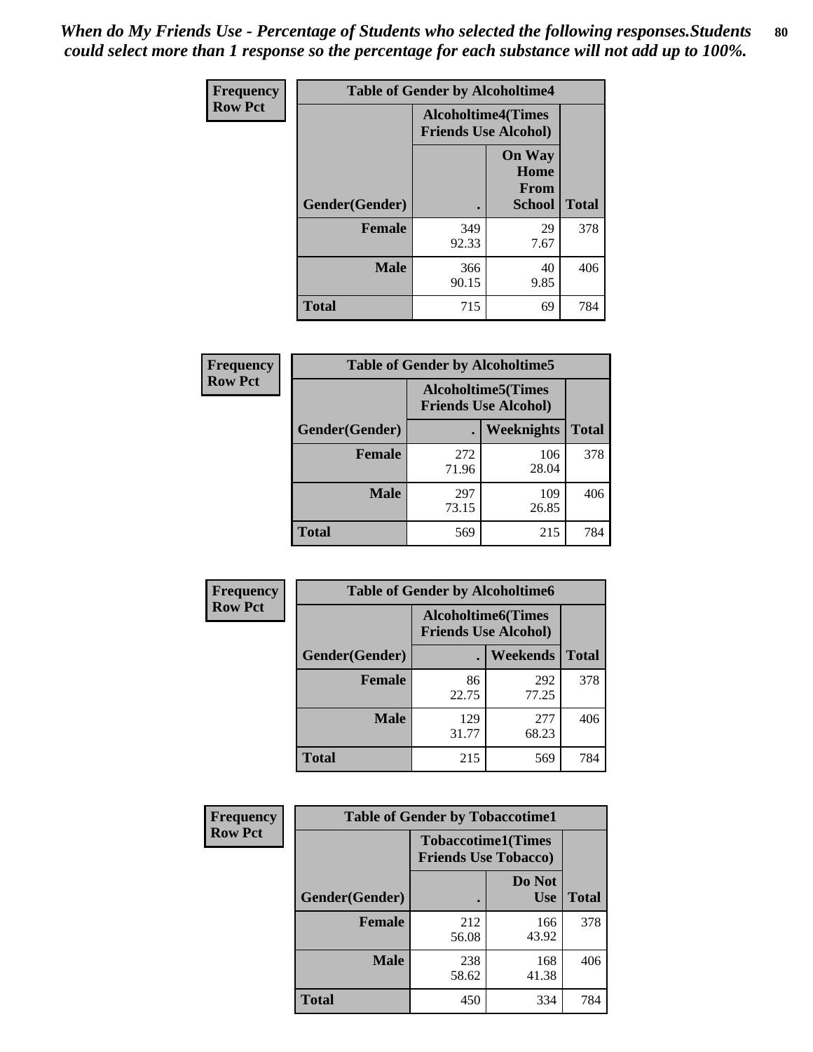*When do My Friends Use - Percentage of Students who selected the following responses.Students could select more than 1 response so the percentage for each substance will not add up to 100%.*

**Frequency Row Pct**

| Table of Gender by Alcoholtime4 | | | |
|---|---|---|---|
| | Alcoholtime4(Times Friends Use Alcohol) | | |
| Gender(Gender) | . | On Way Home From School | Total |
| **Female** | 349<br>92.33 | 29<br>7.67 | 378 |
| **Male** | 366<br>90.15 | 40<br>9.85 | 406 |
| **Total** | 715 | 69 | 784 |

**Frequency Row Pct**

| Table of Gender by Alcoholtime5 | | | |
|---|---|---|---|
| | Alcoholtime5(Times Friends Use Alcohol) | | |
| Gender(Gender) | . | Weeknights | Total |
| **Female** | 272<br>71.96 | 106<br>28.04 | 378 |
| **Male** | 297<br>73.15 | 109<br>26.85 | 406 |
| **Total** | 569 | 215 | 784 |

**Frequency Row Pct**

| Table of Gender by Alcoholtime6 | | | |
|---|---|---|---|
| | Alcoholtime6(Times Friends Use Alcohol) | | |
| Gender(Gender) | . | Weekends | Total |
| **Female** | 86<br>22.75 | 292<br>77.25 | 378 |
| **Male** | 129<br>31.77 | 277<br>68.23 | 406 |
| **Total** | 215 | 569 | 784 |

**Frequency Row Pct**

| Table of Gender by Tobaccotime1 | | | |
|---|---|---|---|
| | Tobaccotime1(Times Friends Use Tobacco) | | |
| Gender(Gender) | . | Do Not Use | Total |
| **Female** | 212<br>56.08 | 166<br>43.92 | 378 |
| **Male** | 238<br>58.62 | 168<br>41.38 | 406 |
| **Total** | 450 | 334 | 784 |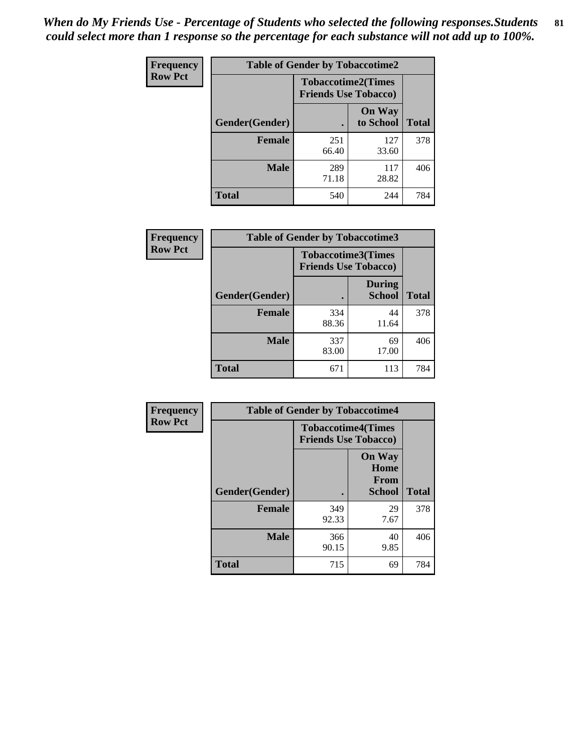*When do My Friends Use - Percentage of Students who selected the following responses.Students could select more than 1 response so the percentage for each substance will not add up to 100%.*

| Frequency Row Pct | Table of Gender by Tobaccotime2 | | |
|---|---|---|---|
| | Tobaccotime2(Times Friends Use Tobacco) | | |
| Gender(Gender) | . | On Way to School | Total |
| Female | 251<br>66.40 | 127<br>33.60 | 378 |
| Male | 289<br>71.18 | 117<br>28.82 | 406 |
| Total | 540 | 244 | 784 |

| Frequency Row Pct | Table of Gender by Tobaccotime3 | | |
|---|---|---|---|
| | Tobaccotime3(Times Friends Use Tobacco) | | |
| Gender(Gender) | . | During School | Total |
| Female | 334<br>88.36 | 44<br>11.64 | 378 |
| Male | 337<br>83.00 | 69<br>17.00 | 406 |
| Total | 671 | 113 | 784 |

| Frequency Row Pct | Table of Gender by Tobaccotime4 | | |
|---|---|---|---|
| | Tobaccotime4(Times Friends Use Tobacco) | | |
| Gender(Gender) | . | On Way Home From School | Total |
| Female | 349<br>92.33 | 29<br>7.67 | 378 |
| Male | 366<br>90.15 | 40<br>9.85 | 406 |
| Total | 715 | 69 | 784 |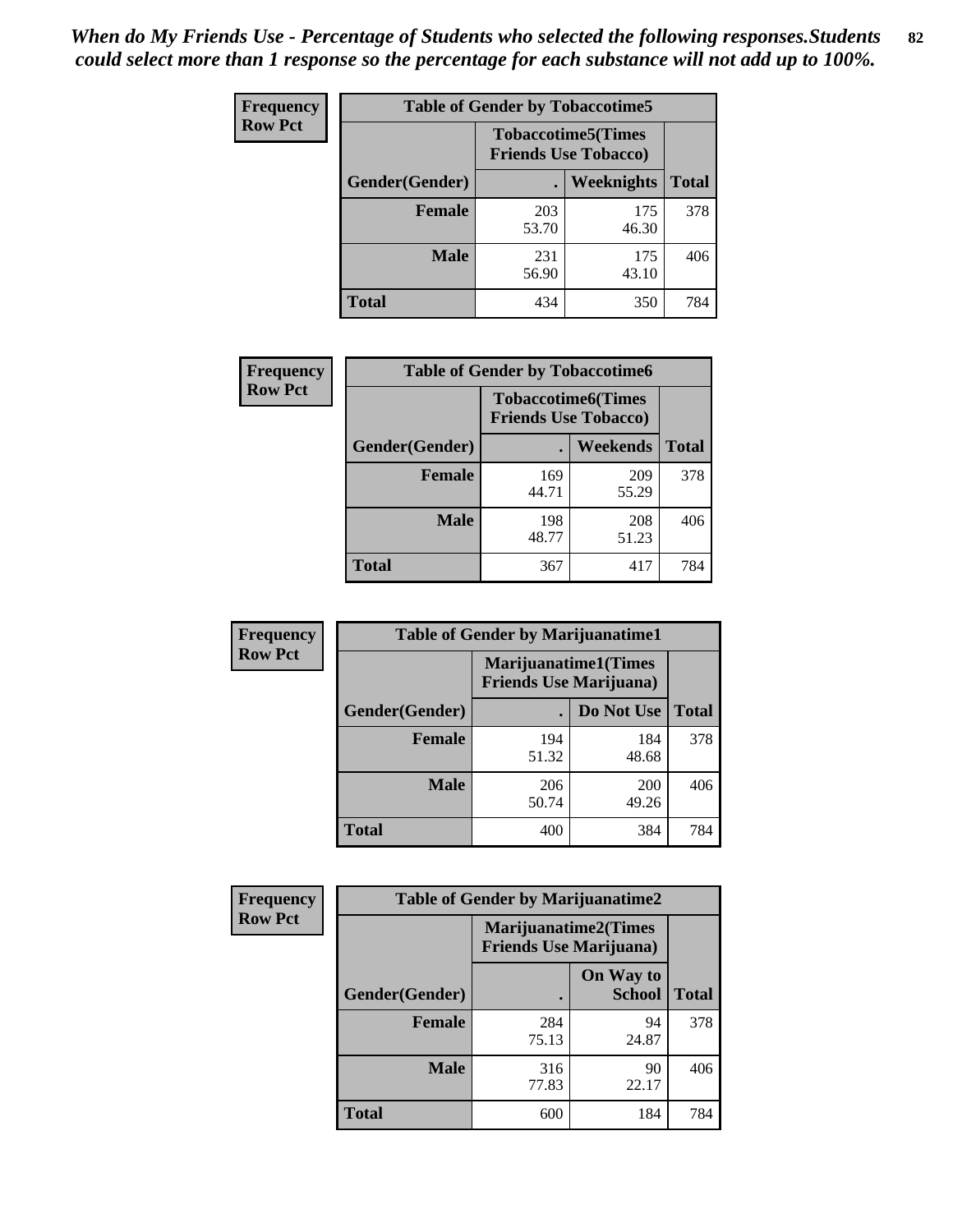*When do My Friends Use - Percentage of Students who selected the following responses.Students could select more than 1 response so the percentage for each substance will not add up to 100%.*

**Frequency**
**Row Pct**

| Table of Gender by Tobaccotime5 | | | |
|---|---|---|---|
| | Tobaccotime5(Times Friends Use Tobacco) | | |
| Gender(Gender) | . | Weeknights | Total |
| **Female** | 203<br>53.70 | 175<br>46.30 | 378 |
| **Male** | 231<br>56.90 | 175<br>43.10 | 406 |
| **Total** | 434 | 350 | 784 |

**Frequency**
**Row Pct**

| Table of Gender by Tobaccotime6 | | | |
|---|---|---|---|
| | Tobaccotime6(Times Friends Use Tobacco) | | |
| Gender(Gender) | . | Weekends | Total |
| **Female** | 169<br>44.71 | 209<br>55.29 | 378 |
| **Male** | 198<br>48.77 | 208<br>51.23 | 406 |
| **Total** | 367 | 417 | 784 |

**Frequency**
**Row Pct**

| Table of Gender by Marijuanatime1 | | | |
|---|---|---|---|
| | Marijuanatime1(Times Friends Use Marijuana) | | |
| Gender(Gender) | . | Do Not Use | Total |
| **Female** | 194<br>51.32 | 184<br>48.68 | 378 |
| **Male** | 206<br>50.74 | 200<br>49.26 | 406 |
| **Total** | 400 | 384 | 784 |

**Frequency**
**Row Pct**

| Table of Gender by Marijuanatime2 | | | |
|---|---|---|---|
| | Marijuanatime2(Times Friends Use Marijuana) | | |
| Gender(Gender) | . | On Way to School | Total |
| **Female** | 284<br>75.13 | 94<br>24.87 | 378 |
| **Male** | 316<br>77.83 | 90<br>22.17 | 406 |
| **Total** | 600 | 184 | 784 |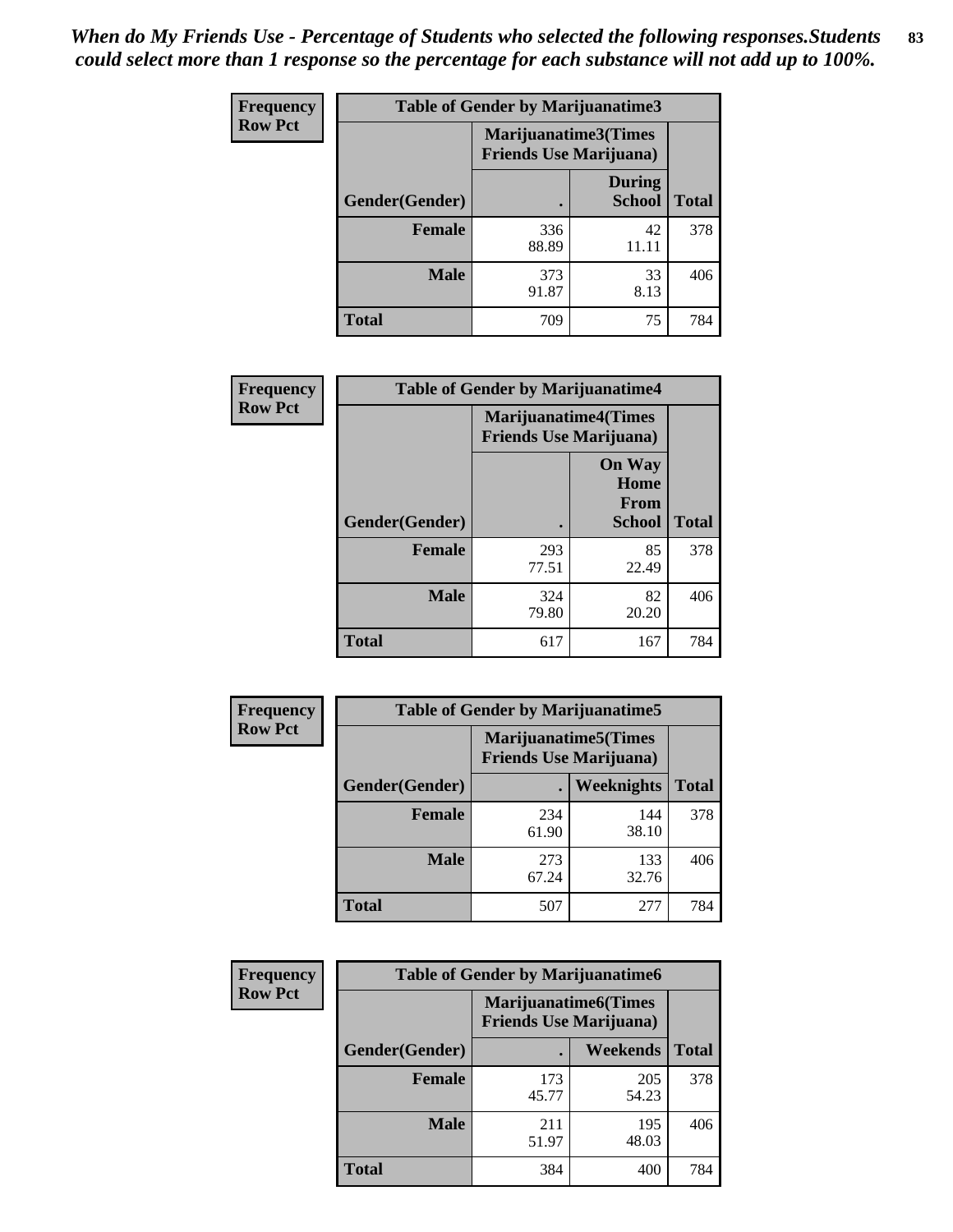*When do My Friends Use - Percentage of Students who selected the following responses.Students could select more than 1 response so the percentage for each substance will not add up to 100%.*

**Frequency**
**Row Pct**

| Table of Gender by Marijuanatime3 | | | |
|---|---|---|---|
| | Marijuanatime3(Times Friends Use Marijuana) | | |
| Gender(Gender) | . | During School | Total |
| **Female** | 336<br>88.89 | 42<br>11.11 | 378 |
| **Male** | 373<br>91.87 | 33<br>8.13 | 406 |
| **Total** | 709 | 75 | 784 |

**Frequency**
**Row Pct**

| Table of Gender by Marijuanatime4 | | | |
|---|---|---|---|
| | Marijuanatime4(Times Friends Use Marijuana) | | |
| Gender(Gender) | . | On Way Home From School | Total |
| **Female** | 293<br>77.51 | 85<br>22.49 | 378 |
| **Male** | 324<br>79.80 | 82<br>20.20 | 406 |
| **Total** | 617 | 167 | 784 |

**Frequency**
**Row Pct**

| Table of Gender by Marijuanatime5 | | | |
|---|---|---|---|
| | Marijuanatime5(Times Friends Use Marijuana) | | |
| Gender(Gender) | . | Weeknights | Total |
| **Female** | 234<br>61.90 | 144<br>38.10 | 378 |
| **Male** | 273<br>67.24 | 133<br>32.76 | 406 |
| **Total** | 507 | 277 | 784 |

**Frequency**
**Row Pct**

| Table of Gender by Marijuanatime6 | | | |
|---|---|---|---|
| | Marijuanatime6(Times Friends Use Marijuana) | | |
| Gender(Gender) | . | Weekends | Total |
| **Female** | 173<br>45.77 | 205<br>54.23 | 378 |
| **Male** | 211<br>51.97 | 195<br>48.03 | 406 |
| **Total** | 384 | 400 | 784 |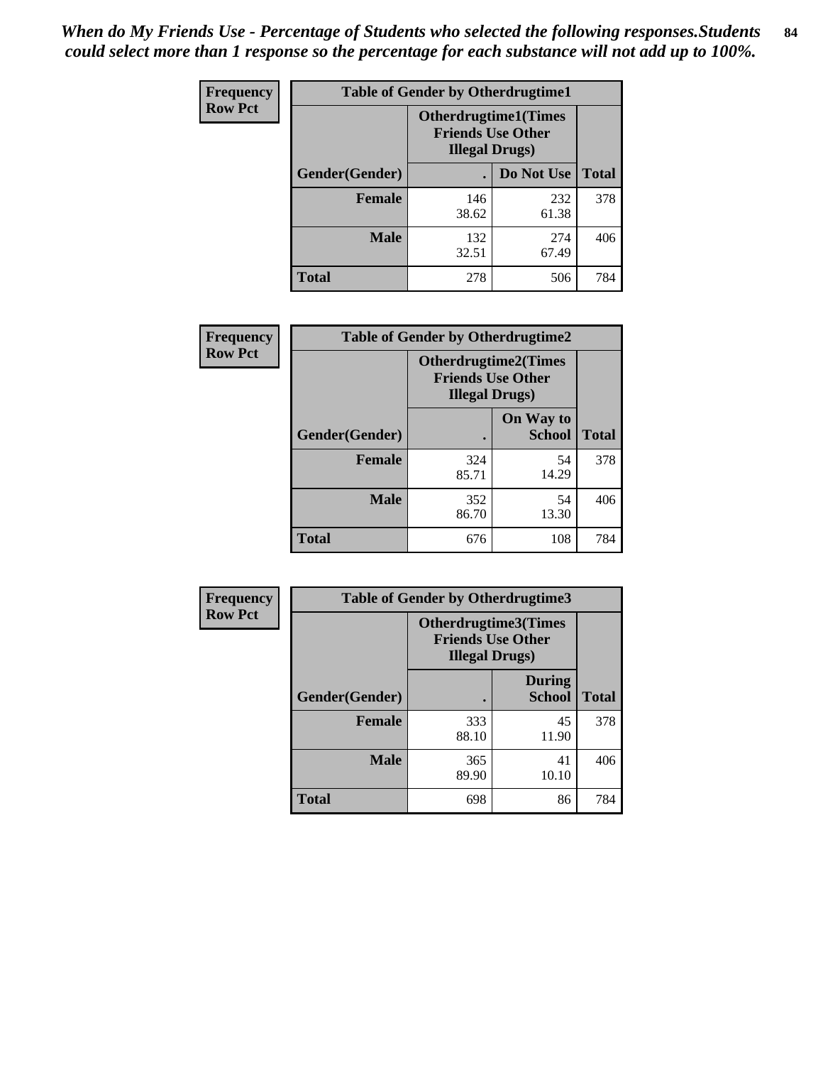*When do My Friends Use - Percentage of Students who selected the following responses.Students could select more than 1 response so the percentage for each substance will not add up to 100%.*

**Frequency**
**Row Pct**

| Table of Gender by Otherdrugtime1 | | | |
|---|---|---|---|
| | Otherdrugtime1(Times Friends Use Other Illegal Drugs) | | |
| Gender(Gender) | . | Do Not Use | Total |
| **Female** | 146<br>38.62 | 232<br>61.38 | 378 |
| **Male** | 132<br>32.51 | 274<br>67.49 | 406 |
| **Total** | 278 | 506 | 784 |

**Frequency**
**Row Pct**

| Table of Gender by Otherdrugtime2 | | | |
|---|---|---|---|
| | Otherdrugtime2(Times Friends Use Other Illegal Drugs) | | |
| Gender(Gender) | . | On Way to School | Total |
| **Female** | 324<br>85.71 | 54<br>14.29 | 378 |
| **Male** | 352<br>86.70 | 54<br>13.30 | 406 |
| **Total** | 676 | 108 | 784 |

**Frequency**
**Row Pct**

| Table of Gender by Otherdrugtime3 | | | |
|---|---|---|---|
| | Otherdrugtime3(Times Friends Use Other Illegal Drugs) | | |
| Gender(Gender) | . | During School | Total |
| **Female** | 333<br>88.10 | 45<br>11.90 | 378 |
| **Male** | 365<br>89.90 | 41<br>10.10 | 406 |
| **Total** | 698 | 86 | 784 |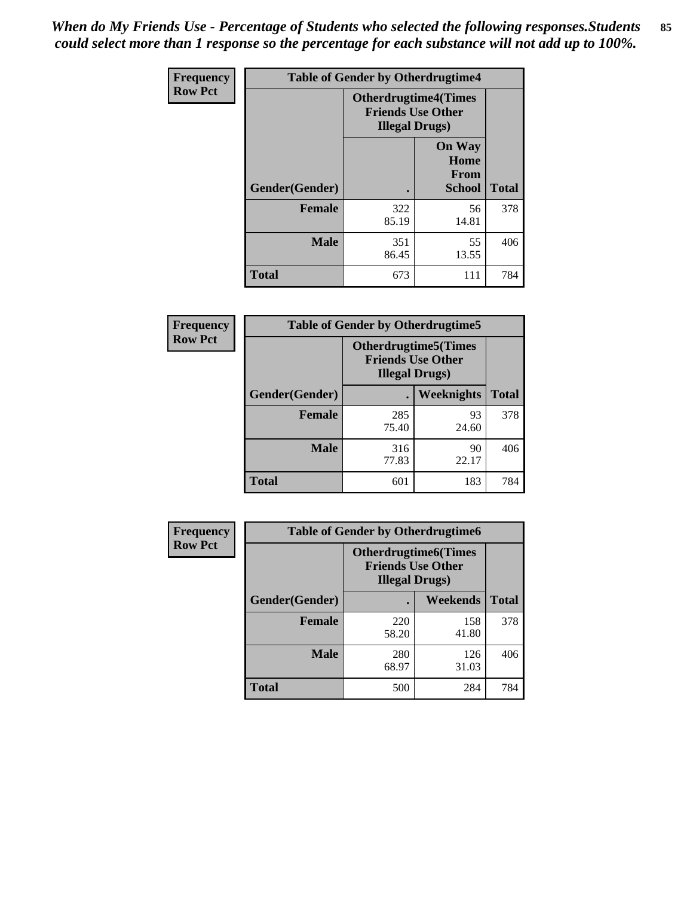*When do My Friends Use - Percentage of Students who selected the following responses.Students could select more than 1 response so the percentage for each substance will not add up to 100%.*

**Frequency**
**Row Pct**

| Table of Gender by Otherdrugtime4 | | | |
|---|---|---|---|
| | Otherdrugtime4(Times Friends Use Other Illegal Drugs) | | |
| Gender(Gender) | . | On Way Home From School | Total |
| Female | 322<br>85.19 | 56<br>14.81 | 378 |
| Male | 351<br>86.45 | 55<br>13.55 | 406 |
| Total | 673 | 111 | 784 |

**Frequency**
**Row Pct**

| Table of Gender by Otherdrugtime5 | | | |
|---|---|---|---|
| | Otherdrugtime5(Times Friends Use Other Illegal Drugs) | | |
| Gender(Gender) | . | Weeknights | Total |
| Female | 285<br>75.40 | 93<br>24.60 | 378 |
| Male | 316<br>77.83 | 90<br>22.17 | 406 |
| Total | 601 | 183 | 784 |

**Frequency**
**Row Pct**

| Table of Gender by Otherdrugtime6 | | | |
|---|---|---|---|
| | Otherdrugtime6(Times Friends Use Other Illegal Drugs) | | |
| Gender(Gender) | . | Weekends | Total |
| Female | 220<br>58.20 | 158<br>41.80 | 378 |
| Male | 280<br>68.97 | 126<br>31.03 | 406 |
| Total | 500 | 284 | 784 |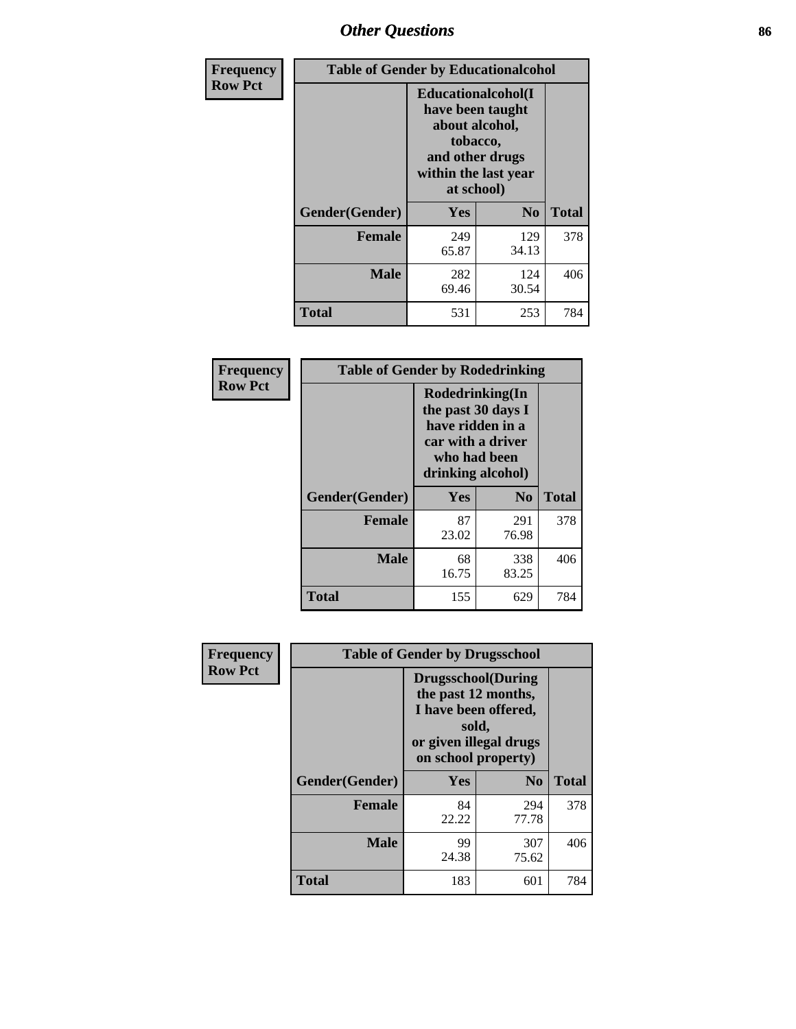# Other Questions

**Frequency**
**Row Pct**

| Table of Gender by Educationalcohol | | | |
|---|---|---|---|
| | Educationalcohol(I have been taught about alcohol, tobacco, and other drugs within the last year at school) | | |
| Gender(Gender) | Yes | No | Total |
| Female | 249<br>65.87 | 129<br>34.13 | 378 |
| Male | 282<br>69.46 | 124<br>30.54 | 406 |
| Total | 531 | 253 | 784 |

**Frequency**
**Row Pct**

| Table of Gender by Rodedrinking | | | |
|---|---|---|---|
| | Rodedrinking(In the past 30 days I have ridden in a car with a driver who had been drinking alcohol) | | |
| Gender(Gender) | Yes | No | Total |
| Female | 87<br>23.02 | 291<br>76.98 | 378 |
| Male | 68<br>16.75 | 338<br>83.25 | 406 |
| Total | 155 | 629 | 784 |

**Frequency**
**Row Pct**

| Table of Gender by Drugsschool | | | |
|---|---|---|---|
| | Drugsschool(During the past 12 months, I have been offered, sold, or given illegal drugs on school property) | | |
| Gender(Gender) | Yes | No | Total |
| Female | 84<br>22.22 | 294<br>77.78 | 378 |
| Male | 99<br>24.38 | 307<br>75.62 | 406 |
| Total | 183 | 601 | 784 |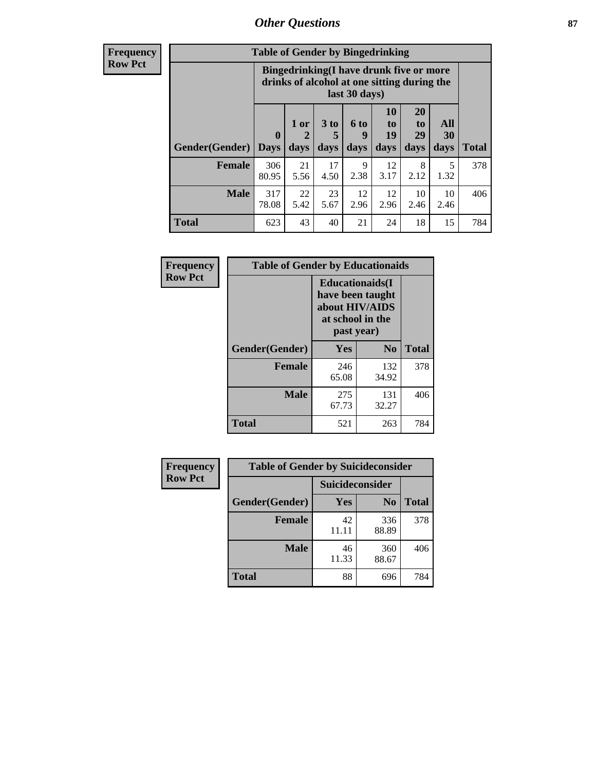## Other Questions

**Frequency**
**Row Pct**

**Table of Gender by Bingedrinking**

| Gender(Gender) | Bingedrinking(I have drunk five or more drinks of alcohol at one sitting during the last 30 days) | | | | | | | Total |
|---|---|---|---|---|---|---|---|---|
| | 0 Days | 1 or 2 days | 3 to 5 days | 6 to 9 days | 10 to 19 days | 20 to 29 days | All 30 days | |
| **Female** | 306<br>80.95 | 21<br>5.56 | 17<br>4.50 | 9<br>2.38 | 12<br>3.17 | 8<br>2.12 | 5<br>1.32 | 378 |
| **Male** | 317<br>78.08 | 22<br>5.42 | 23<br>5.67 | 12<br>2.96 | 12<br>2.96 | 10<br>2.46 | 10<br>2.46 | 406 |
| **Total** | 623 | 43 | 40 | 21 | 24 | 18 | 15 | 784 |

**Frequency**
**Row Pct**

**Table of Gender by Educationaids**

| Gender(Gender) | Educationaids(I have been taught about HIV/AIDS at school in the past year) | | Total |
|---|---|---|---|
| | Yes | No | |
| **Female** | 246<br>65.08 | 132<br>34.92 | 378 |
| **Male** | 275<br>67.73 | 131<br>32.27 | 406 |
| **Total** | 521 | 263 | 784 |

**Frequency**
**Row Pct**

**Table of Gender by Suicideconsider**

| Gender(Gender) | Suicideconsider | | Total |
|---|---|---|---|
| | Yes | No | |
| **Female** | 42<br>11.11 | 336<br>88.89 | 378 |
| **Male** | 46<br>11.33 | 360<br>88.67 | 406 |
| **Total** | 88 | 696 | 784 |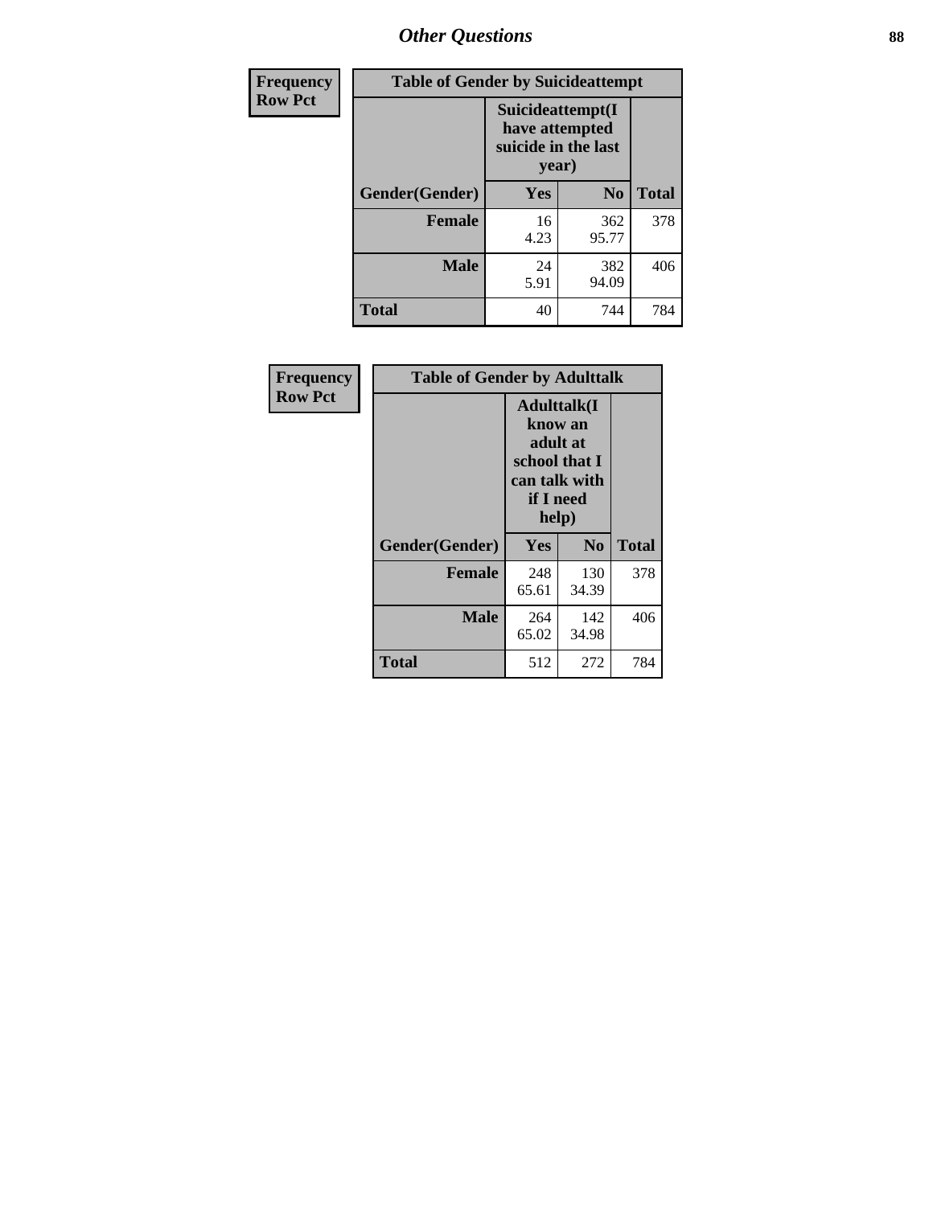| Frequency Row Pct | Table of Gender by Suicideattempt | | |
|---|---|---|---|
| | Suicideattempt(I have attempted suicide in the last year) | | |
| Gender(Gender) | Yes | No | Total |
| Female | 16<br>4.23 | 362<br>95.77 | 378 |
| Male | 24<br>5.91 | 382<br>94.09 | 406 |
| Total | 40 | 744 | 784 |

| Frequency Row Pct | Table of Gender by Adulttalk | | |
|---|---|---|---|
| | Adulttalk(I know an adult at school that I can talk with if I need help) | | |
| Gender(Gender) | Yes | No | Total |
| Female | 248<br>65.61 | 130<br>34.39 | 378 |
| Male | 264<br>65.02 | 142<br>34.98 | 406 |
| Total | 512 | 272 | 784 |